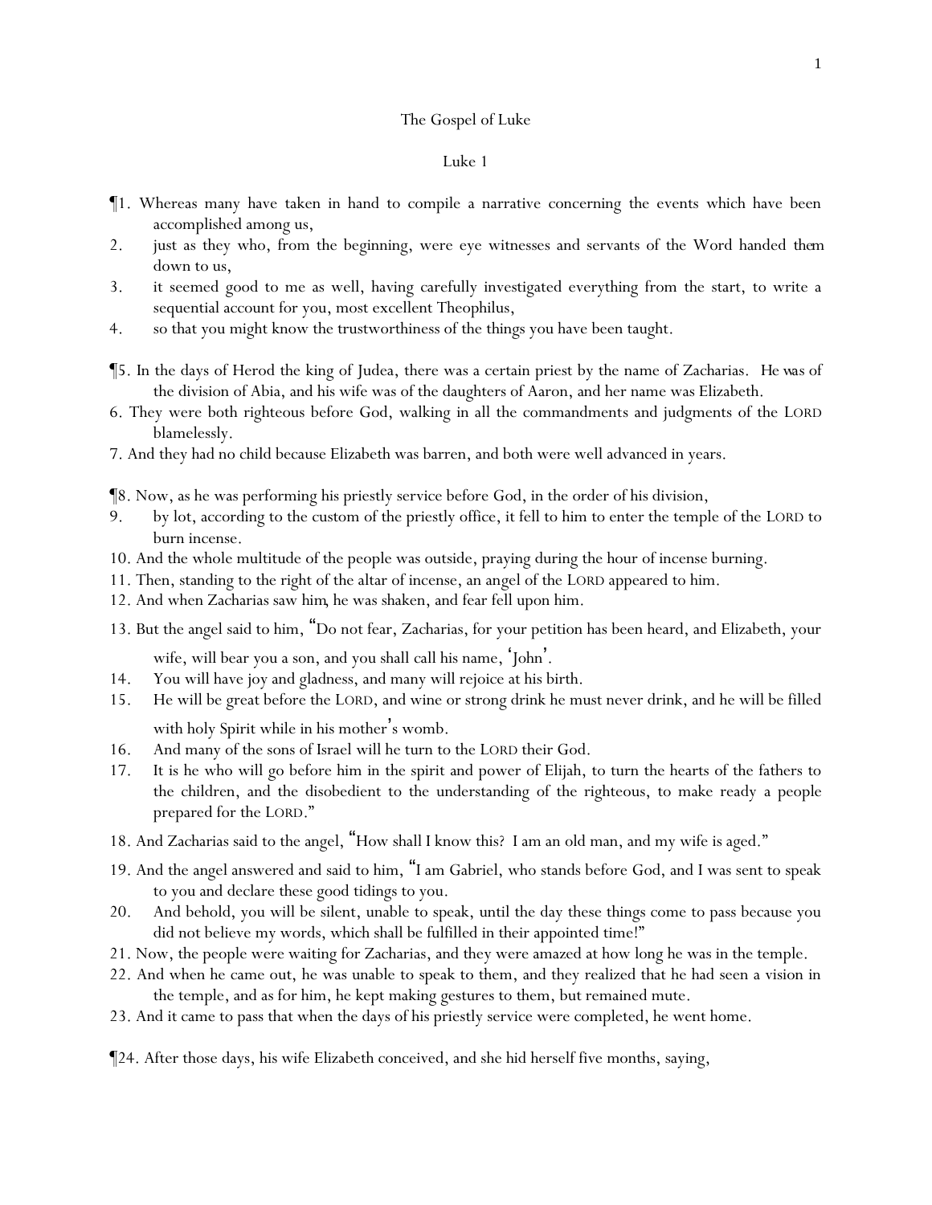# The Gospel of Luke

## Luke 1

¶1. Whereas many have taken in hand to compile a narrative concerning the events which have been accomplished among us,
2. just as they who, from the beginning, were eye witnesses and servants of the Word handed *them* down to us,
3. it seemed good to me as well, having carefully investigated everything from the start, to write a sequential account for you, most excellent Theophilus,
4. so that you might know the trustworthiness of the things you have been taught.

¶5. In the days of Herod the king of Judea, there was a certain priest by the name of Zacharias. He *was* of the division of Abia, and his wife was of the daughters of Aaron, and her name was Elizabeth.
6. They were both righteous before God, walking in all the commandments and judgments of the LORD blamelessly.
7. And they had no child because Elizabeth was barren, and both were well advanced in years.

¶8. Now, as he was performing his priestly service before God, in the order of his division,
9. by lot, according to the custom of the priestly office, it fell to him to enter the temple of the LORD to burn incense.
10. And the whole multitude of the people was outside, praying during the hour of incense burning.
11. Then, standing to the right of the altar of incense, an angel of the LORD appeared to him.
12. And when Zacharias saw *him*, he was shaken, and fear fell upon him.
13. But the angel said to him, "Do not fear, Zacharias, for your petition has been heard, and Elizabeth, your wife, will bear you a son, and you shall call his name, 'John'.
14. You will have joy and gladness, and many will rejoice at his birth.
15. He will be great before the LORD, and wine or strong drink he must never drink, and he will be filled with holy Spirit while in his mother's womb.
16. And many of the sons of Israel will he turn to the LORD their God.
17. It is he who will go before him in the spirit and power of Elijah, to turn the hearts of the fathers to the children, and the disobedient to the understanding of the righteous, to make ready a people prepared for the LORD."
18. And Zacharias said to the angel, "How shall I know this? I am an old man, and my wife is aged."
19. And the angel answered and said to him, "I am Gabriel, who stands before God, and I was sent to speak to you and declare these good tidings to you.
20. And behold, you will be silent, unable to speak, until the day these things come to pass because you did not believe my words, which shall be fulfilled in their appointed time!"
21. Now, the people were waiting for Zacharias, and they were amazed at how long he was in the temple.
22. And when he came out, he was unable to speak to them, and they realized that he had seen a vision in the temple, and as for him, he kept making gestures to them, but remained mute.
23. And it came to pass that when the days of his priestly service were completed, he went home.

¶24. After those days, his wife Elizabeth conceived, and she hid herself five months, saying,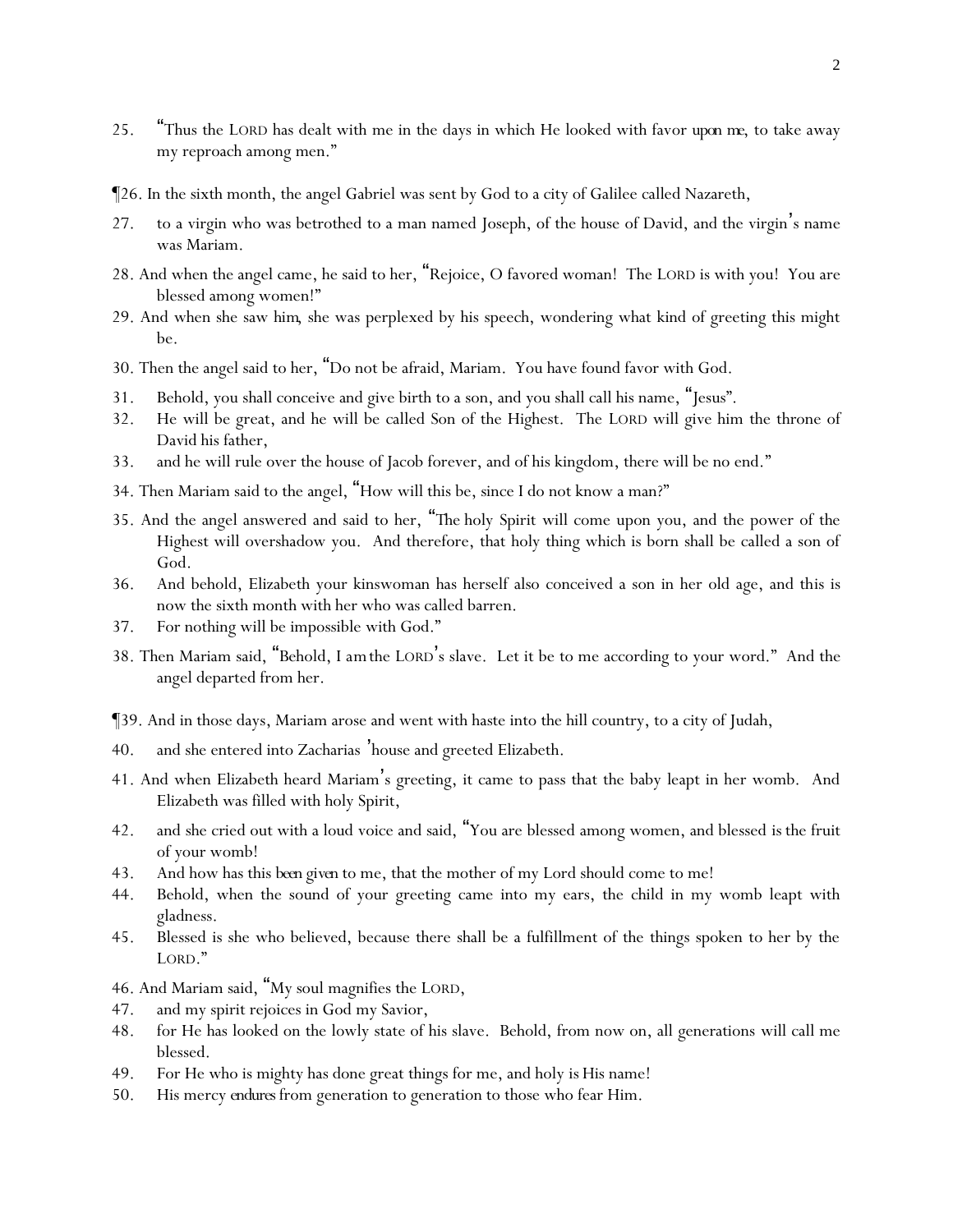25. "Thus the LORD has dealt with me in the days in which He looked with favor *upon me*, to take away my reproach among men."

¶26. In the sixth month, the angel Gabriel was sent by God to a city of Galilee called Nazareth,

27. to a virgin who was betrothed to a man named Joseph, of the house of David, and the virgin's name was Mariam.

28. And when the angel came, he said to her, "Rejoice, O favored woman! The LORD is with you! You are blessed among women!"

29. And when she saw *him*, she was perplexed by his speech, wondering what kind of greeting this might be.

30. Then the angel said to her, "Do not be afraid, Mariam. You have found favor with God.

31. Behold, you shall conceive and give birth to a son, and you shall call his name, "Jesus".

32. He will be great, and he will be called Son of the Highest. The LORD will give him the throne of David his father,

33. and he will rule over the house of Jacob forever, and of his kingdom, there will be no end."

34. Then Mariam said to the angel, "How will this be, since I do not know a man?"

35. And the angel answered and said to her, "*The* holy Spirit will come upon you, and the power of the Highest will overshadow you. And therefore, that holy thing which is born shall be called a son of God.

36. And behold, Elizabeth your kinswoman has herself also conceived a son in her old age, and this is now the sixth month with her who was called barren.

37. For nothing will be impossible with God."

38. Then Mariam said, "Behold, I *am* the LORD's slave. Let it be to me according to your word." And the angel departed from her.

¶39. And in those days, Mariam arose and went with haste into the hill country, to a city of Judah,

40. and she entered into Zacharias' house and greeted Elizabeth.

41. And when Elizabeth heard Mariam's greeting, it came to pass that the baby leapt in her womb. And Elizabeth was filled with holy Spirit,

42. and she cried out with a loud voice and said, "You are blessed among women, and blessed *is* the fruit of your womb!

43. And how has this *been given* to me, that the mother of my Lord should come to me!

44. Behold, when the sound of your greeting came into my ears, the child in my womb leapt with gladness.

45. Blessed is she who believed, because there shall be a fulfillment of the things spoken to her by the LORD."

46. And Mariam said, "My soul magnifies the LORD,

47. and my spirit rejoices in God my Savior,

48. for He has looked on the lowly state of his slave. Behold, from now on, all generations will call me blessed.

49. For He who is mighty has done great things for me, and holy *is* His name!

50. His mercy *endures* from generation to generation to those who fear Him.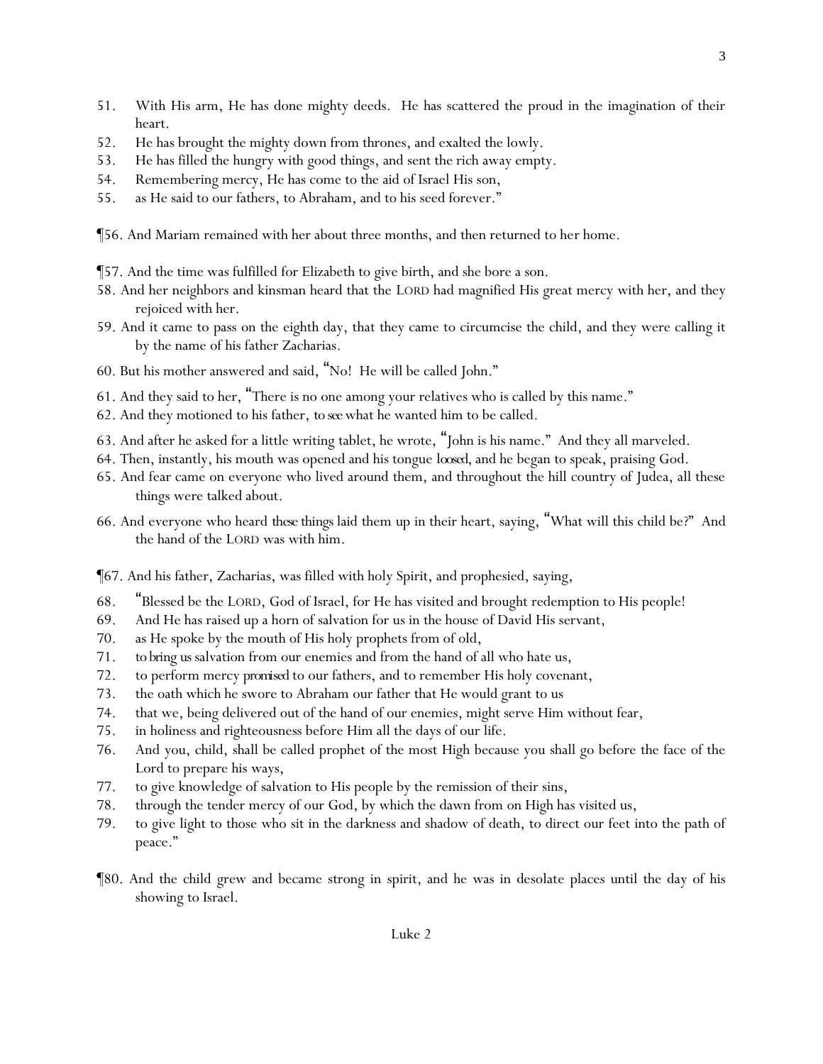51. With His arm, He has done mighty deeds. He has scattered the proud in the imagination of their heart.
52. He has brought the mighty down from thrones, and exalted the lowly.
53. He has filled the hungry with good things, and sent the rich away empty.
54. Remembering mercy, He has come to the aid of Israel His son,
55. as He said to our fathers, to Abraham, and to his seed forever."

¶56. And Mariam remained with her about three months, and then returned to her home.

¶57. And the time was fulfilled for Elizabeth to give birth, and she bore a son.
58. And her neighbors and kinsman heard that the LORD had magnified His great mercy with her, and they rejoiced with her.
59. And it came to pass on the eighth day, that they came to circumcise the child, and they were calling it by the name of his father Zacharias.
60. But his mother answered and said, "No! He will be called John."
61. And they said to her, "There is no one among your relatives who is called by this name."
62. And they motioned to his father, *to see* what he wanted him to be called.
63. And after he asked for a little writing tablet, he wrote, "John is his name." And they all marveled.
64. Then, instantly, his mouth was opened and his tongue *loosed*, and he began to speak, praising God.
65. And fear came on everyone who lived around them, and throughout the hill country of Judea, all these things were talked about.
66. And everyone who heard *these things* laid them up in their heart, saying, "What will this child be?" And the hand of the LORD was with him.

¶67. And his father, Zacharias, was filled with holy Spirit, and prophesied, saying,

68. "Blessed be the LORD, God of Israel, for He has visited and brought redemption to His people!
69. And He has raised up a horn of salvation for us in the house of David His servant,
70. as He spoke by the mouth of His holy prophets from of old,
71. *to bring us* salvation from our enemies and from the hand of all who hate us,
72. to perform mercy *promised* to our fathers, and to remember His holy covenant,
73. the oath which he swore to Abraham our father that He would grant to us
74. that we, being delivered out of the hand of our enemies, might serve Him without fear,
75. in holiness and righteousness before Him all the days of our life.
76. And you, child, shall be called prophet of the most High because you shall go before the face of the Lord to prepare his ways,
77. to give knowledge of salvation to His people by the remission of their sins,
78. through the tender mercy of our God, by which the dawn from on High has visited us,
79. to give light to those who sit in the darkness and shadow of death, to direct our feet into the path of peace."

¶80. And the child grew and became strong in spirit, and he was in desolate places until the day of his showing to Israel.

## Luke 2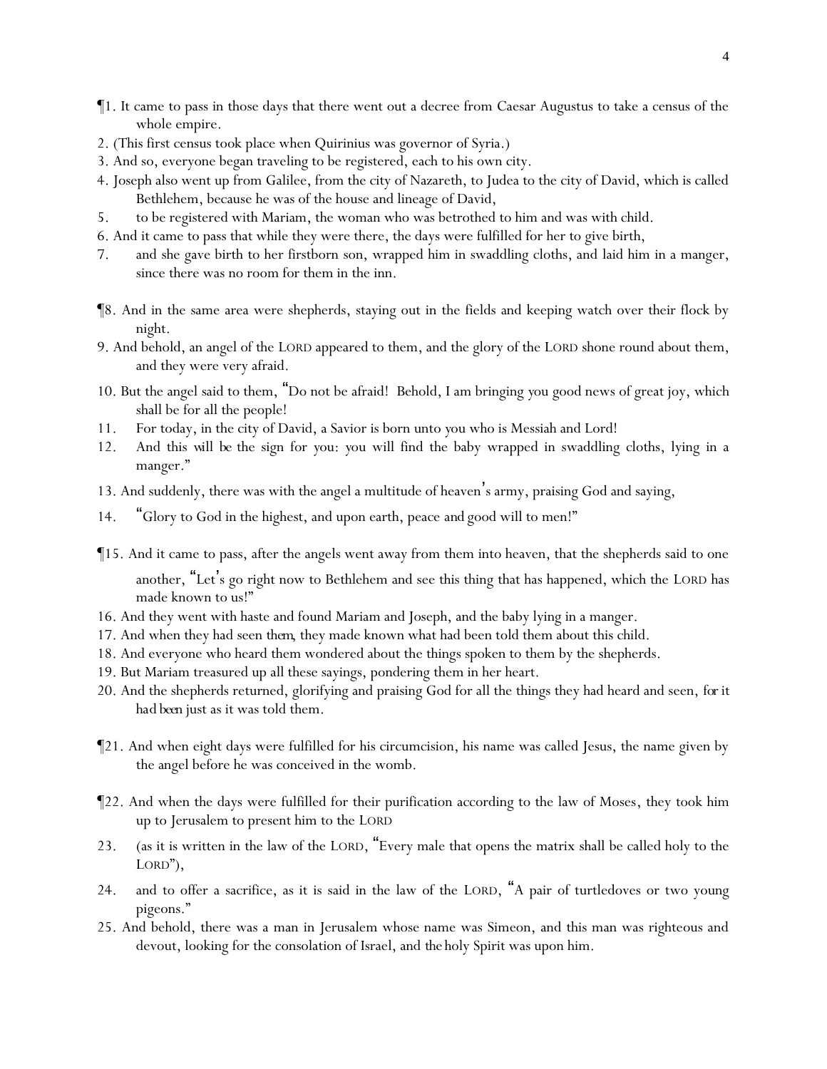¶1. It came to pass in those days that there went out a decree from Caesar Augustus to take a census of the whole empire.

2. (This first census took place when Quirinius was governor of Syria.)

3. And so, everyone began traveling to be registered, each to his own city.

4. Joseph also went up from Galilee, from the city of Nazareth, to Judea to the city of David, which is called Bethlehem, because he was of the house and lineage of David,

5. to be registered with Mariam, the woman who was betrothed to him and was with child.

6. And it came to pass that while they were there, the days were fulfilled for her to give birth,

7. and she gave birth to her firstborn son, wrapped him in swaddling cloths, and laid him in a manger, since there was no room for them in the inn.

¶8. And in the same area were shepherds, staying out in the fields and keeping watch over their flock by night.

9. And behold, an angel of the LORD appeared to them, and the glory of the LORD shone round about them, and they were very afraid.

10. But the angel said to them, "Do not be afraid! Behold, I am bringing *y*ou good news of great joy, which shall be for all the people!

11. For today, in the city of David, a Savior is born unto *y*ou who is Messiah and Lord!

12. And this *will be* the sign for *y*ou: *y*ou will find the baby wrapped in swaddling cloths, lying in a manger."

13. And suddenly, there was with the angel a multitude of heaven's army, praising God and saying,

14. "Glory to God in the highest, and upon earth, peace *and* good will to men!"

¶15. And it came to pass, after the angels went away from them into heaven, that the shepherds said to one another, "Let's go right now to Bethlehem and see this thing that has happened, which the LORD has made known to us!"

16. And they went with haste and found Mariam and Joseph, and the baby lying in a manger.

17. And when they had seen *them*, they made known what had been told them about this child.

18. And everyone who heard them wondered about the things spoken to them by the shepherds.

19. But Mariam treasured up all these sayings, pondering them in her heart.

20. And the shepherds returned, glorifying and praising God for all the things they had heard and seen, *for it had been* just as it was told them.

¶21. And when eight days were fulfilled for his circumcision, his name was called Jesus, the name given by the angel before he was conceived in the womb.

¶22. And when the days were fulfilled for their purification according to the law of Moses, they took him up to Jerusalem to present him to the LORD

23. (as it is written in the law of the LORD, "Every male that opens the matrix shall be called holy to the LORD"),

24. and to offer a sacrifice, as it is said in the law of the LORD, "A pair of turtledoves or two young pigeons."

25. And behold, there was a man in Jerusalem whose name was Simeon, and this man was righteous and devout, looking for the consolation of Israel, and *the* holy Spirit was upon him.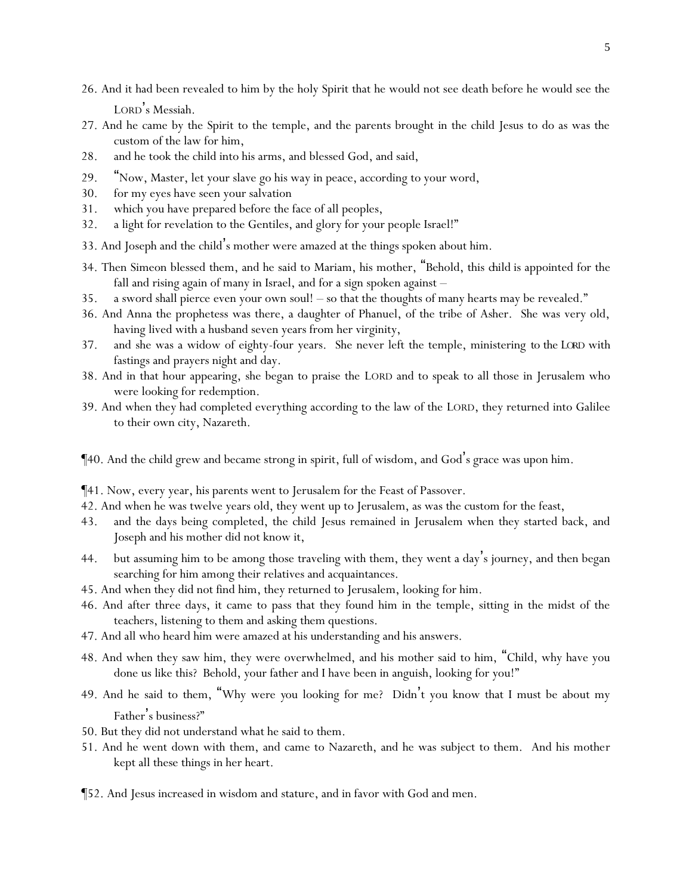26. And it had been revealed to him by the holy Spirit that he would not see death before he would see the LORD's Messiah.
27. And he came by the Spirit to the temple, and the parents brought in the child Jesus to do as was the custom of the law for him,
28. and he took the child into his arms, and blessed God, and said,
29. "Now, Master, let your slave go his way in peace, according to your word,
30. for my eyes have seen your salvation
31. which you have prepared before the face of all peoples,
32. a light for revelation to the Gentiles, and glory for your people Israel!"
33. And Joseph and the child's mother were amazed at the things spoken about him.
34. Then Simeon blessed them, and he said to Mariam, his mother, "Behold, this child is appointed for the fall and rising again of many in Israel, and for a sign spoken against –
35. a sword shall pierce even your own soul! – so that the thoughts of many hearts may be revealed."
36. And Anna the prophetess was there, a daughter of Phanuel, of the tribe of Asher. She was very old, having lived with a husband seven years from her virginity,
37. and she was a widow of eighty-four years. She never left the temple, ministering to the LORD with fastings and prayers night and day.
38. And in that hour appearing, she began to praise the LORD and to speak to all those in Jerusalem who were looking for redemption.
39. And when they had completed everything according to the law of the LORD, they returned into Galilee to their own city, Nazareth.

¶40. And the child grew and became strong in spirit, full of wisdom, and God's grace was upon him.

¶41. Now, every year, his parents went to Jerusalem for the Feast of Passover.
42. And when he was twelve years old, they went up to Jerusalem, as was the custom for the feast,
43. and the days being completed, the child Jesus remained in Jerusalem when they started back, and Joseph and his mother did not know it,
44. but assuming him to be among those traveling with them, they went a day's journey, and then began searching for him among their relatives and acquaintances.
45. And when they did not find him, they returned to Jerusalem, looking for him.
46. And after three days, it came to pass that they found him in the temple, sitting in the midst of the teachers, listening to them and asking them questions.
47. And all who heard him were amazed at his understanding and his answers.
48. And when they saw him, they were overwhelmed, and his mother said to him, "Child, why have you done us like this? Behold, your father and I have been in anguish, looking for you!"
49. And he said to them, "Why were you looking for me? Didn't you know that I must be about my Father's business?"
50. But they did not understand what he said to them.
51. And he went down with them, and came to Nazareth, and he was subject to them. And his mother kept all these things in her heart.

¶52. And Jesus increased in wisdom and stature, and in favor with God and men.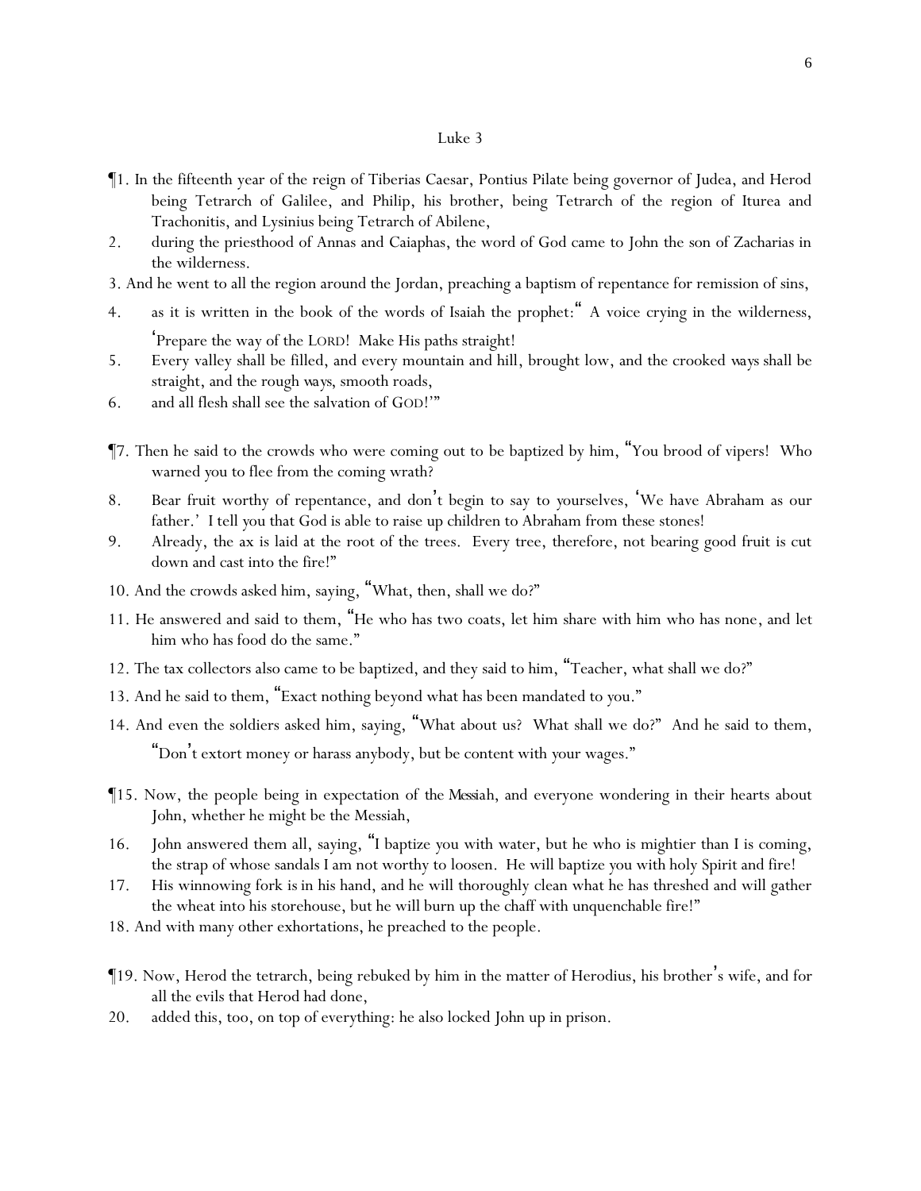# Luke 3

¶1. In the fifteenth year of the reign of Tiberias Caesar, Pontius Pilate being governor of Judea, and Herod being Tetrarch of Galilee, and Philip, his brother, being Tetrarch of the region of Iturea and Trachonitis, and Lysinius being Tetrarch of Abilene,

2. during the priesthood of Annas and Caiaphas, the word of God came to John the son of Zacharias in the wilderness.

3. And he went to all the region around the Jordan, preaching a baptism of repentance for remission of sins,

4. as it is written in the book of the words of Isaiah the prophet: "A voice crying in the wilderness, 'Prepare the way of the LORD! Make His paths straight!

5. Every valley shall be filled, and every mountain and hill, brought low, and the crooked *ways* shall be straight, and the rough *ways*, smooth roads,

6. and all flesh shall see the salvation of GOD!'"

¶7. Then he said to the crowds who were coming out to be baptized by him, "You brood of vipers! Who warned you to flee from the coming wrath?

8. Bear fruit worthy of repentance, and don't begin to say to yourselves, 'We have Abraham as our father.' I tell you that God is able to raise up children to Abraham from these stones!

9. Already, the ax is laid at the root of the trees. Every tree, therefore, not bearing good fruit is cut down and cast into the fire!"

10. And the crowds asked him, saying, "What, then, shall we do?"

11. He answered and said to them, "He who has two coats, let him share with him who has none, and let him who has food do the same."

12. The tax collectors also came to be baptized, and they said to him, "Teacher, what shall we do?"

13. And he said to them, "Exact nothing beyond what has been mandated to you."

14. And even the soldiers asked him, saying, "What about us? What shall we do?" And he said to them, "Don't extort money or harass anybody, but be content with your wages."

¶15. Now, the people being in expectation of *the Messiah*, and everyone wondering in their hearts about John, whether he might be the Messiah,

16. John answered them all, saying, "I baptize you with water, but he who is mightier than I is coming, the strap of whose sandals I am not worthy to loosen. He will baptize you with holy Spirit and fire!

17. His winnowing fork *is* in his hand, and he will thoroughly clean what he has threshed and will gather the wheat into his storehouse, but he will burn up the chaff with unquenchable fire!"

18. And with many other exhortations, he preached to the people.

¶19. Now, Herod the tetrarch, being rebuked by him in the matter of Herodius, his brother's wife, and for all the evils that Herod had done,

20. added this, too, on top of everything: he also locked John up in prison.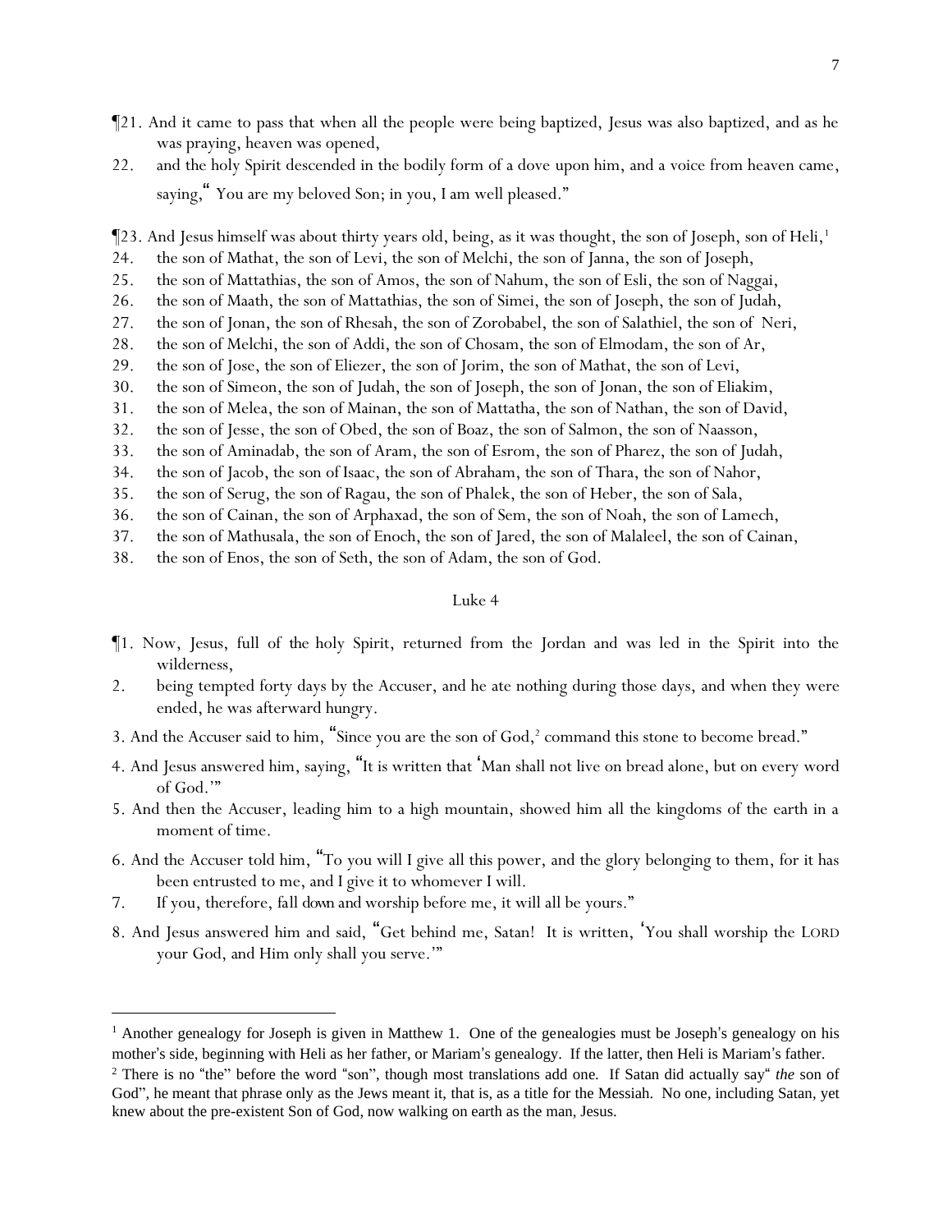¶21. And it came to pass that when all the people were being baptized, Jesus was also baptized, and as he was praying, heaven was opened,

22. and the holy Spirit descended in the bodily form of a dove upon him, and a voice from heaven came, saying, "You are my beloved Son; in you, I am well pleased."

¶23. And Jesus himself was about thirty years old, being, as it was thought, the son of Joseph, son of Heli,[1]

24. the son of Mathat, the son of Levi, the son of Melchi, the son of Janna, the son of Joseph,

25. the son of Mattathias, the son of Amos, the son of Nahum, the son of Esli, the son of Naggai,

26. the son of Maath, the son of Mattathias, the son of Simei, the son of Joseph, the son of Judah,

27. the son of Jonan, the son of Rhesah, the son of Zorobabel, the son of Salathiel, the son of Neri,

28. the son of Melchi, the son of Addi, the son of Chosam, the son of Elmodam, the son of Ar,

29. the son of Jose, the son of Eliezer, the son of Jorim, the son of Mathat, the son of Levi,

30. the son of Simeon, the son of Judah, the son of Joseph, the son of Jonan, the son of Eliakim,

31. the son of Melea, the son of Mainan, the son of Mattatha, the son of Nathan, the son of David,

32. the son of Jesse, the son of Obed, the son of Boaz, the son of Salmon, the son of Naasson,

33. the son of Aminadab, the son of Aram, the son of Esrom, the son of Pharez, the son of Judah,

34. the son of Jacob, the son of Isaac, the son of Abraham, the son of Thara, the son of Nahor,

35. the son of Serug, the son of Ragau, the son of Phalek, the son of Heber, the son of Sala,

36. the son of Cainan, the son of Arphaxad, the son of Sem, the son of Noah, the son of Lamech,

37. the son of Mathusala, the son of Enoch, the son of Jared, the son of Malaleel, the son of Cainan,

38. the son of Enos, the son of Seth, the son of Adam, the son of God.

## Luke 4

¶1. Now, Jesus, full of the holy Spirit, returned from the Jordan and was led in the Spirit into the wilderness,

2. being tempted forty days by the Accuser, and he ate nothing during those days, and when they were ended, he was afterward hungry.

3. And the Accuser said to him, "Since you are the son of God,[2] command this stone to become bread."

4. And Jesus answered him, saying, "It is written that 'Man shall not live on bread alone, but on every word of God.'"

5. And then the Accuser, leading him to a high mountain, showed him all the kingdoms of the earth in a moment of time.

6. And the Accuser told him, "To you will I give all this power, and the glory belonging to them, for it has been entrusted to me, and I give it to whomever I will.

7. If you, therefore, fall down and worship before me, it will all be yours."

8. And Jesus answered him and said, "Get behind me, Satan! It is written, 'You shall worship the LORD your God, and Him only shall you serve.'"

---

[1] Another genealogy for Joseph is given in Matthew 1. One of the genealogies must be Joseph's genealogy on his mother's side, beginning with Heli as her father, or Mariam's genealogy. If the latter, then Heli is Mariam's father.

[2] There is no "the" before the word "son", though most translations add one. If Satan did actually say "*the* son of God", he meant that phrase only as the Jews meant it, that is, as a title for the Messiah. No one, including Satan, yet knew about the pre-existent Son of God, now walking on earth as the man, Jesus.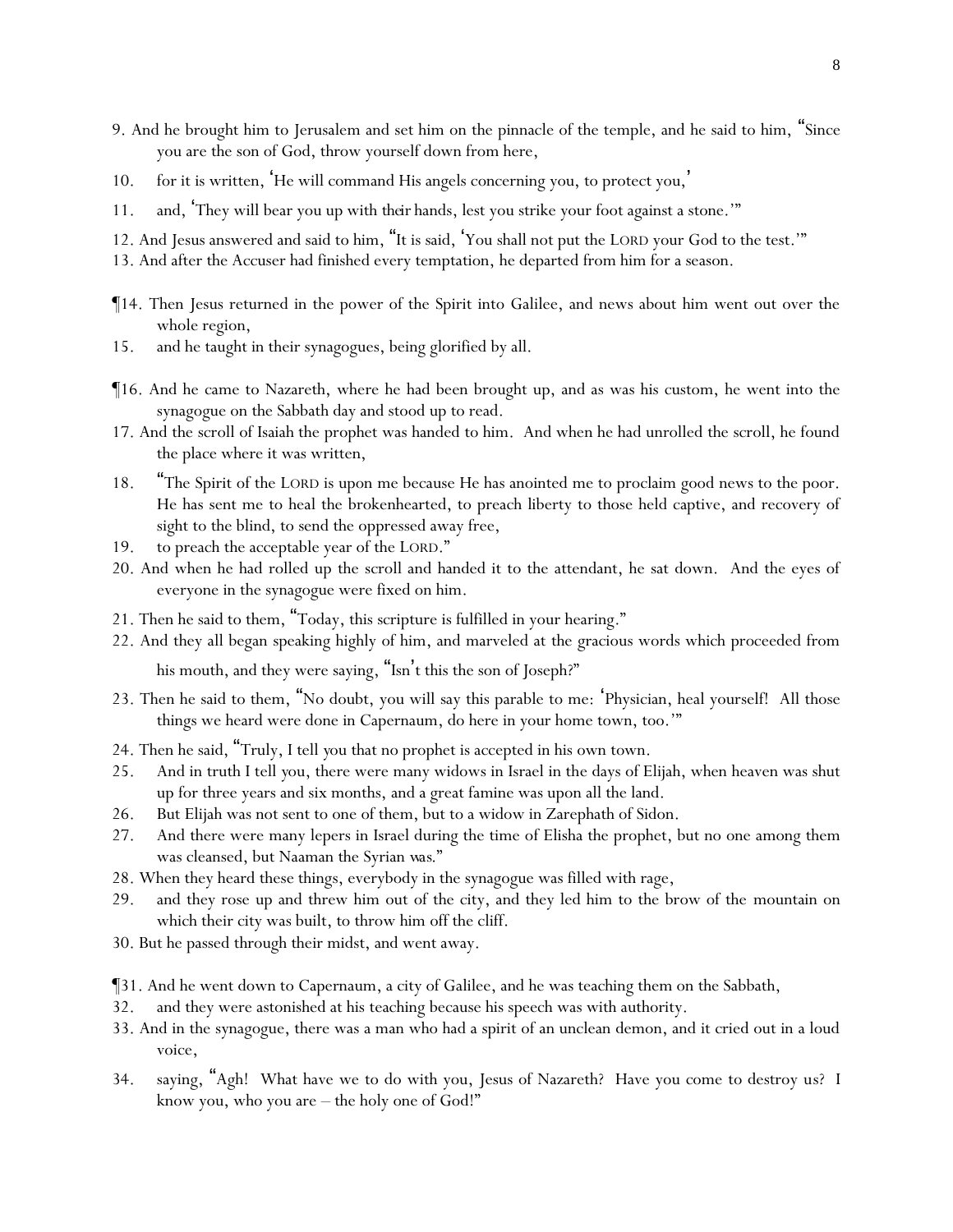9. And he brought him to Jerusalem and set him on the pinnacle of the temple, and he said to him, "Since you are the son of God, throw yourself down from here,

10. for it is written, 'He will command His angels concerning you, to protect you,'

11. and, 'They will bear you up with *their* hands, lest you strike your foot against a stone.'"

12. And Jesus answered and said to him, "It is said, 'You shall not put the LORD your God to the test.'"

13. And after the Accuser had finished every temptation, he departed from him for a season.

¶14. Then Jesus returned in the power of the Spirit into Galilee, and news about him went out over the whole region,

15. and he taught in their synagogues, being glorified by all.

¶16. And he came to Nazareth, where he had been brought up, and as was his custom, he went into the synagogue on the Sabbath day and stood up to read.

17. And the scroll of Isaiah the prophet was handed to him. And when he had unrolled the scroll, he found the place where it was written,

18. "The Spirit of the LORD is upon me because He has anointed me to proclaim good news to the poor. He has sent me to heal the brokenhearted, to preach liberty to those held captive, and recovery of sight to the blind, to send the oppressed away free,

19. to preach the acceptable year of the LORD."

20. And when he had rolled up the scroll and handed it to the attendant, he sat down. And the eyes of everyone in the synagogue were fixed on him.

21. Then he said to them, "Today, this scripture is fulfilled in your hearing."

22. And they all began speaking highly of him, and marveled at the gracious words which proceeded from his mouth, and they were saying, "Isn't this the son of Joseph?"

23. Then he said to them, "No doubt, you will say this parable to me: 'Physician, heal yourself! All those things we heard were done in Capernaum, do here in your home town, too.'"

24. Then he said, "Truly, I tell you that no prophet is accepted in his own town.

25. And in truth I tell you, there were many widows in Israel in the days of Elijah, when heaven was shut up for three years and six months, and a great famine was upon all the land.

26. But Elijah was not sent to one of them, but to a widow in Zarephath of Sidon.

27. And there were many lepers in Israel during the time of Elisha the prophet, but no one among them was cleansed, but Naaman the Syrian *was*."

28. When they heard these things, everybody in the synagogue was filled with rage,

29. and they rose up and threw him out of the city, and they led him to the brow of the mountain on which their city was built, to throw him off the cliff.

30. But he passed through their midst, and went away.

¶31. And he went down to Capernaum, a city of Galilee, and he was teaching them on the Sabbath,

32. and they were astonished at his teaching because his speech was with authority.

33. And in the synagogue, there was a man who had a spirit of an unclean demon, and it cried out in a loud voice,

34. saying, "Agh! What have we to do with you, Jesus of Nazareth? Have you come to destroy us? I know you, who you are – the holy one of God!"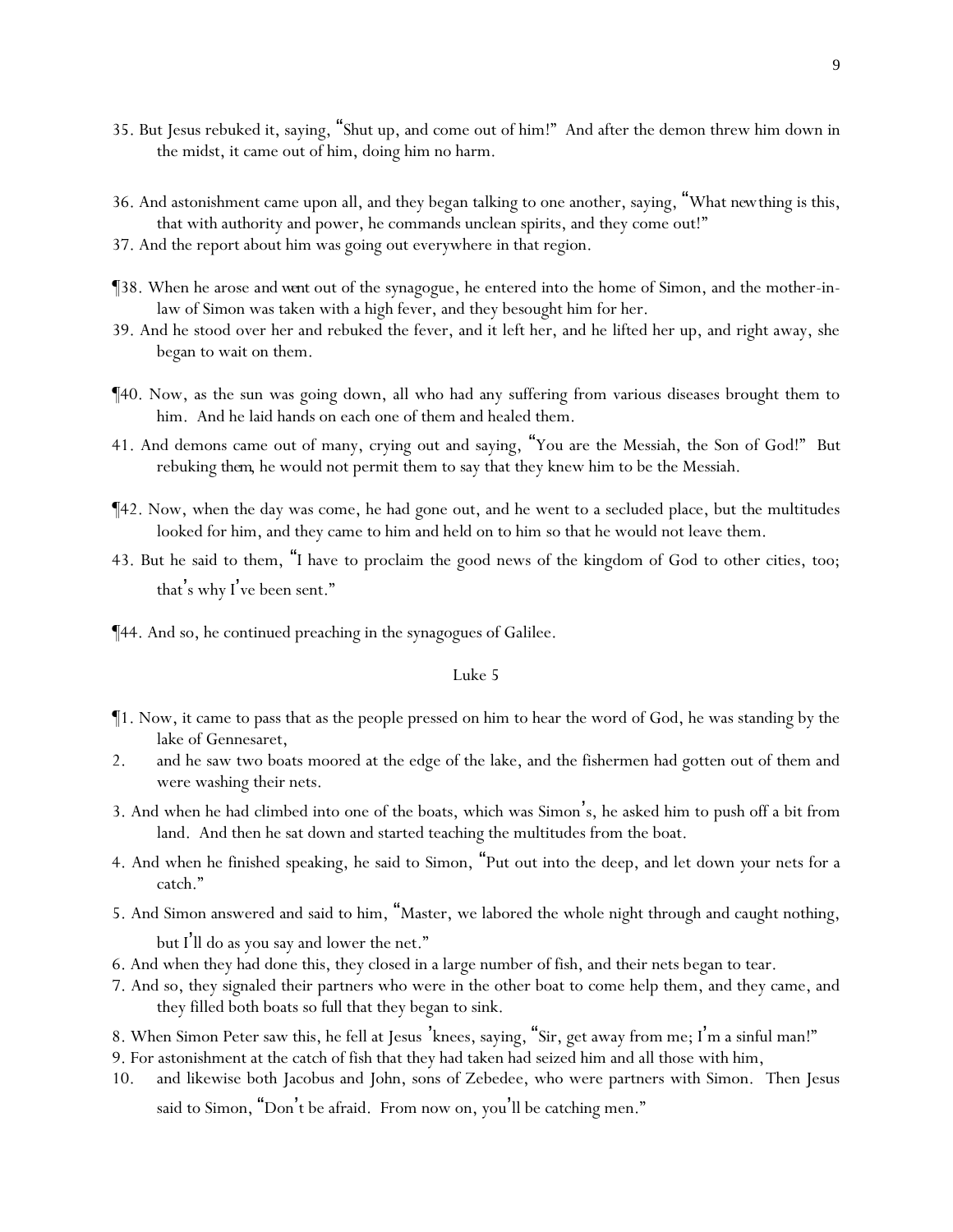35. But Jesus rebuked it, saying, "Shut up, and come out of him!" And after the demon threw him down in the midst, it came out of him, doing him no harm.

36. And astonishment came upon all, and they began talking to one another, saying, "What *new* thing is this, that with authority and power, he commands unclean spirits, and they come out!"

37. And the report about him was going out everywhere in that region.

¶38. When he arose *and went* out of the synagogue, he entered into the home of Simon, and the mother-in-law of Simon was taken with a high fever, and they besought him for her.

39. And he stood over her and rebuked the fever, and it left her, and he lifted her up, and right away, she began to wait on them.

¶40. Now, as the sun was going down, all who had any suffering from various diseases brought them to him. And he laid hands on each one of them and healed them.

41. And demons came out of many, crying out and saying, "You are the Messiah, the Son of God!" But rebuking *them*, he would not permit them to say that they knew him to be the Messiah.

¶42. Now, when the day was come, he had gone out, and he went to a secluded place, but the multitudes looked for him, and they came to him and held on to him so that he would not leave them.

43. But he said to them, "I have to proclaim the good news of the kingdom of God to other cities, too; that's why I've been sent."

¶44. And so, he continued preaching in the synagogues of Galilee.

## Luke 5

¶1. Now, it came to pass that as the people pressed on him to hear the word of God, he was standing by the lake of Gennesaret,

2. and he saw two boats moored at the edge of the lake, and the fishermen had gotten out of them and were washing their nets.

3. And when he had climbed into one of the boats, which was Simon's, he asked him to push off a bit from land. And then he sat down and started teaching the multitudes from the boat.

4. And when he finished speaking, he said to Simon, "Put out into the deep, and let down *y*our nets for a catch."

5. And Simon answered and said to him, "Master, we labored the whole night through and caught nothing, but I'll do as you say and lower the net."

6. And when they had done this, they closed in a large number of fish, and their nets began to tear.

7. And so, they signaled their partners who were in the other boat to come help them, and they came, and they filled both boats so full that they began to sink.

8. When Simon Peter saw this, he fell at Jesus' knees, saying, "Sir, get away from me; I'm a sinful man!"

9. For astonishment at the catch of fish that they had taken had seized him and all those with him,

10. and likewise both Jacobus and John, sons of Zebedee, who were partners with Simon. Then Jesus said to Simon, "Don't be afraid. From now on, you'll be catching men."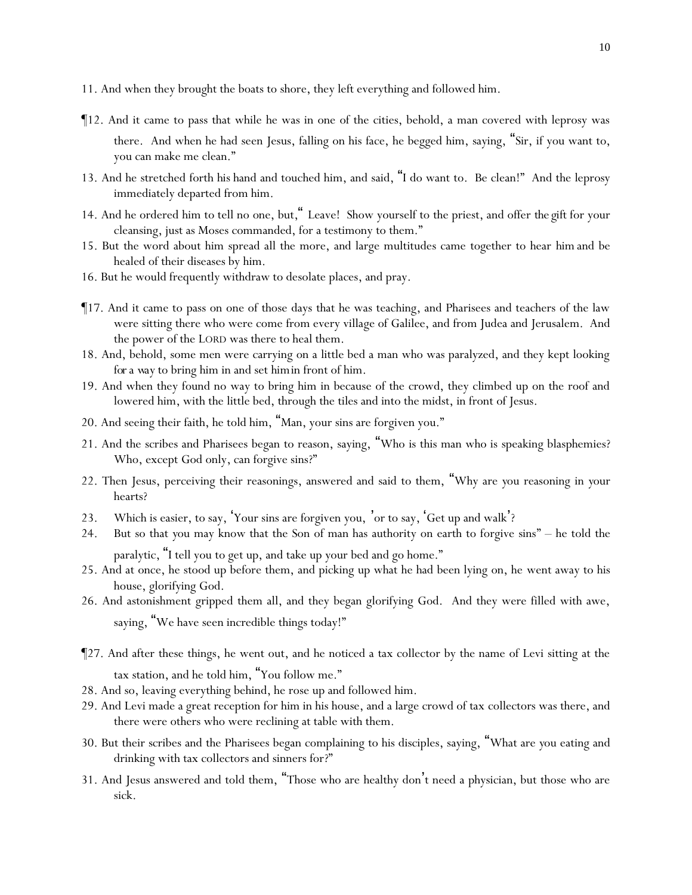11. And when they brought the boats to shore, they left everything and followed him.

¶12. And it came to pass that while he was in one of the cities, behold, a man covered with leprosy was there. And when he had seen Jesus, falling on his face, he begged him, saying, "Sir, if you want to, you can make me clean."

13. And he stretched forth his hand and touched him, and said, "I do want to. Be clean!" And the leprosy immediately departed from him.

14. And he ordered him to tell no one, but," Leave! Show yourself to the priest, and offer the gift for your cleansing, just as Moses commanded, for a testimony to them."

15. But the word about him spread all the more, and large multitudes came together to hear him and be healed of their diseases by him.

16. But he would frequently withdraw to desolate places, and pray.

¶17. And it came to pass on one of those days that he was teaching, and Pharisees and teachers of the law were sitting there who were come from every village of Galilee, and from Judea and Jerusalem. And the power of the LORD was there to heal them.

18. And, behold, some men were carrying on a little bed a man who was paralyzed, and they kept looking for a way to bring him in and set him in front of him.

19. And when they found no way to bring him in because of the crowd, they climbed up on the roof and lowered him, with the little bed, through the tiles and into the midst, in front of Jesus.

20. And seeing their faith, he told him, "Man, your sins are forgiven you."

21. And the scribes and Pharisees began to reason, saying, "Who is this man who is speaking blasphemies? Who, except God only, can forgive sins?"

22. Then Jesus, perceiving their reasonings, answered and said to them, "Why are you reasoning in your hearts?

23. Which is easier, to say, 'Your sins are forgiven you, 'or to say, 'Get up and walk'?

24. But so that you may know that the Son of man has authority on earth to forgive sins" – he told the paralytic, "I tell you to get up, and take up your bed and go home."

25. And at once, he stood up before them, and picking up what he had been lying on, he went away to his house, glorifying God.

26. And astonishment gripped them all, and they began glorifying God. And they were filled with awe, saying, "We have seen incredible things today!"

¶27. And after these things, he went out, and he noticed a tax collector by the name of Levi sitting at the tax station, and he told him, "You follow me."

28. And so, leaving everything behind, he rose up and followed him.

29. And Levi made a great reception for him in his house, and a large crowd of tax collectors was there, and there were others who were reclining at table with them.

30. But their scribes and the Pharisees began complaining to his disciples, saying, "What are you eating and drinking with tax collectors and sinners for?"

31. And Jesus answered and told them, "Those who are healthy don't need a physician, but those who are sick.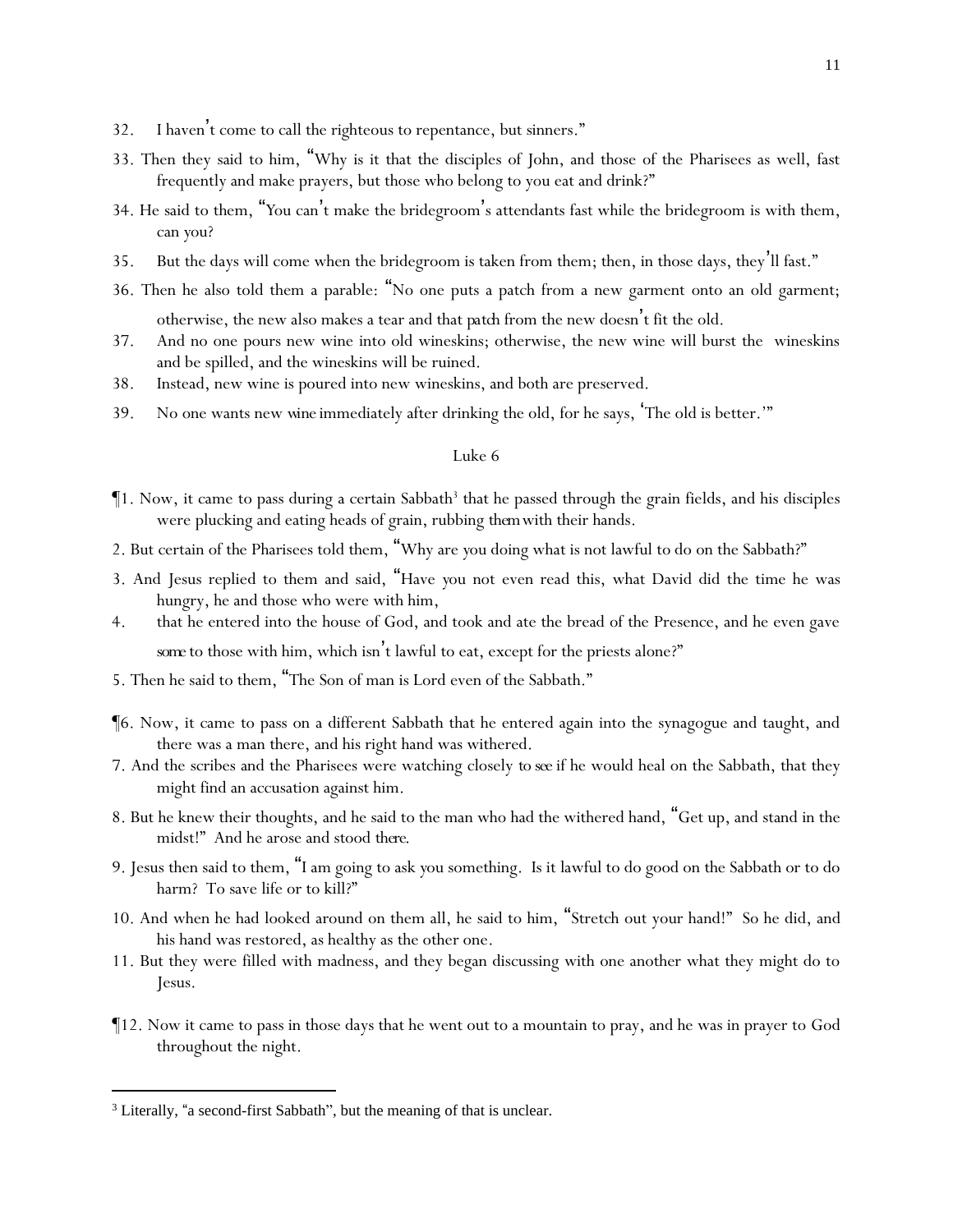32. I haven't come to call the righteous to repentance, but sinners."

33. Then they said to him, "Why is it that the disciples of John, and those of the Pharisees as well, fast frequently and make prayers, but those who belong to you eat and drink?"

34. He said to them, "You can't make the bridegroom's attendants fast while the bridegroom is with them, can you?

35. But the days will come when the bridegroom is taken from them; then, in those days, they'll fast."

36. Then he also told them a parable: "No one puts a patch from a new garment onto an old garment; otherwise, the new also makes a tear and that *patch* from the new doesn't fit the old.

37. And no one pours new wine into old wineskins; otherwise, the new wine will burst the wineskins and be spilled, and the wineskins will be ruined.

38. Instead, new wine is poured into new wineskins, and both are preserved.

39. No one wants new *wine* immediately after drinking the old, for he says, 'The old is better.'"

## Luke 6

¶1. Now, it came to pass during a certain Sabbath[3] that he passed through the grain fields, and his disciples were plucking and eating heads of grain, rubbing *them* with their hands.

2. But certain of the Pharisees told them, "Why are you doing what is not lawful to do on the Sabbath?"

3. And Jesus replied to them and said, "Have you not even read this, what David did the time he was hungry, he and those who were with him,

4. that he entered into the house of God, and took and ate the bread of the Presence, and he even gave *some* to those with him, which isn't lawful to eat, except for the priests alone?"

5. Then he said to them, "The Son of man is Lord even of the Sabbath."

¶6. Now, it came to pass on a different Sabbath that he entered again into the synagogue and taught, and there was a man there, and his right hand was withered.

7. And the scribes and the Pharisees were watching closely *to see* if he would heal on the Sabbath, that they might find an accusation against him.

8. But he knew their thoughts, and he said to the man who had the withered hand, "Get up, and stand in the midst!" And he arose and stood *there*.

9. Jesus then said to them, "I am going to ask you something. Is it lawful to do good on the Sabbath or to do harm? To save life or to kill?"

10. And when he had looked around on them all, he said to him, "Stretch out your hand!" So he did, and his hand was restored, as healthy as the other one.

11. But they were filled with madness, and they began discussing with one another what they might do to Jesus.

¶12. Now it came to pass in those days that he went out to a mountain to pray, and he was in prayer to God throughout the night.

---

[3] Literally, "a second-first Sabbath", but the meaning of that is unclear.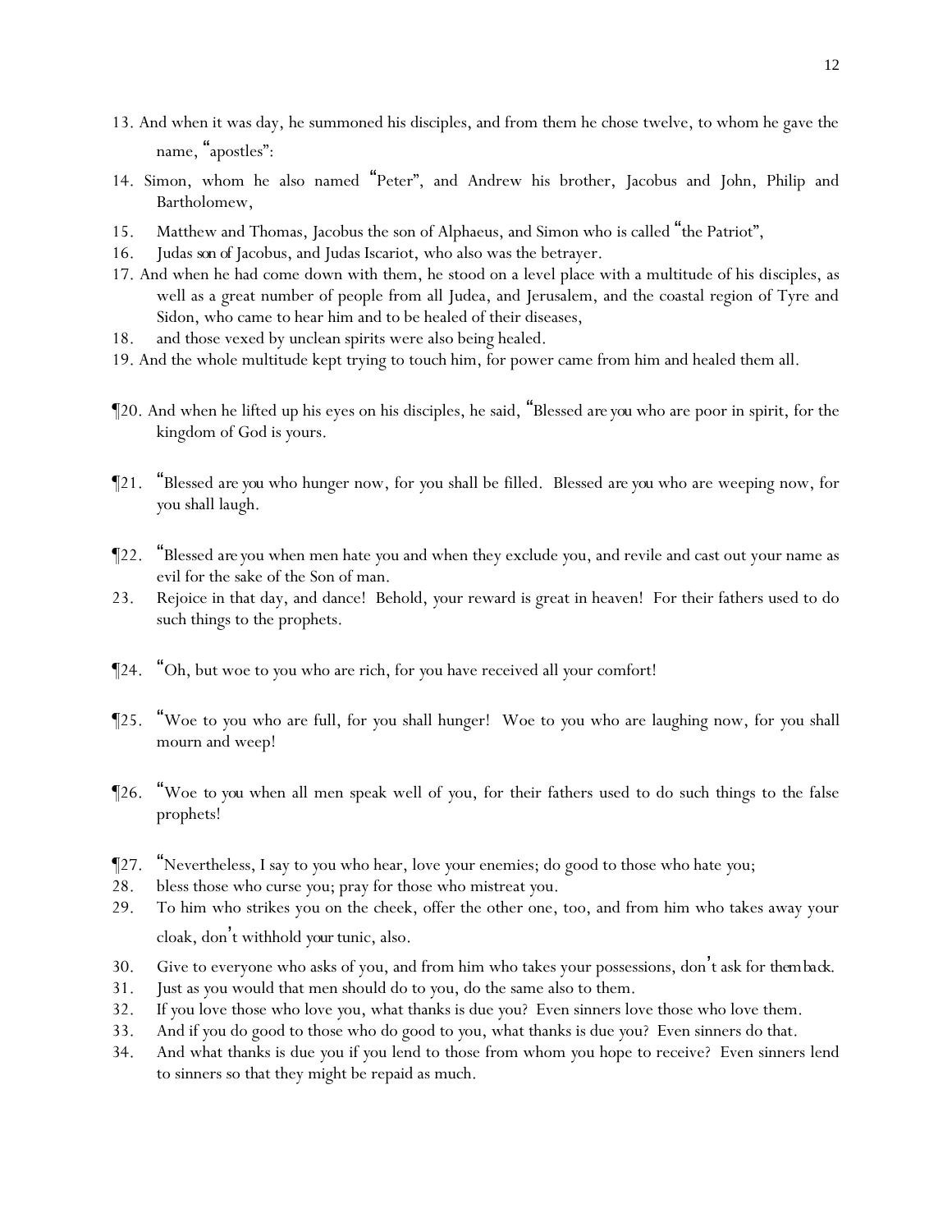13. And when it was day, he summoned his disciples, and from them he chose twelve, to whom he gave the name, "apostles":

14. Simon, whom he also named "Peter", and Andrew his brother, Jacobus and John, Philip and Bartholomew,

15. Matthew and Thomas, Jacobus the son of Alphaeus, and Simon who is called "the Patriot",

16. Judas *son of* Jacobus, and Judas Iscariot, who also was the betrayer.

17. And when he had come down with them, he stood on a level place with a multitude of his disciples, as well as a great number of people from all Judea, and Jerusalem, and the coastal region of Tyre and Sidon, who came to hear him and to be healed of their diseases,

18. and those vexed by unclean spirits were also being healed.

19. And the whole multitude kept trying to touch him, for power came from him and healed them all.

¶20. And when he lifted up his eyes on his disciples, he said, "Blessed *are you* who are poor in spirit, for the kingdom of God is yours.

¶21. "Blessed *are you* who hunger now, for you shall be filled. Blessed *are you* who are weeping now, for you shall laugh.

¶22. "Blessed *are you* when men hate you and when they exclude you, and revile and cast out your name as evil for the sake of the Son of man.

23. Rejoice in that day, and dance! Behold, your reward is great in heaven! For their fathers used to do such things to the prophets.

¶24. "Oh, but woe to you who are rich, for you have received all your comfort!

¶25. "Woe to you who are full, for you shall hunger! Woe to you who are laughing now, for you shall mourn and weep!

¶26. "Woe *to you* when all men speak well of you, for their fathers used to do such things to the false prophets!

¶27. "Nevertheless, I say to you who hear, love your enemies; do good to those who hate you;

28. bless those who curse you; pray for those who mistreat you.

29. To him who strikes you on the cheek, offer the other one, too, and from him who takes away your cloak, don't withhold *your* tunic, also.

30. Give to everyone who asks of you, and from him who takes your possessions, don't ask for *them back*.

31. Just as you would that men should do to you, do the same also to them.

32. If you love those who love you, what thanks is due you? Even sinners love those who love them.

33. And if you do good to those who do good to you, what thanks is due you? Even sinners do that.

34. And what thanks is due you if you lend to those from whom you hope to receive? Even sinners lend to sinners so that they might be repaid as much.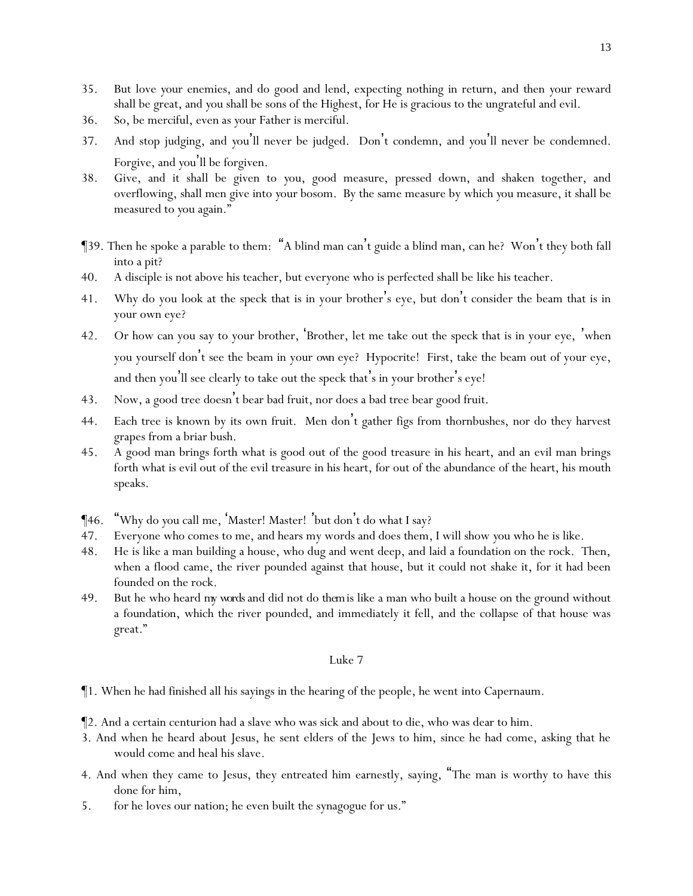35. But love your enemies, and do good and lend, expecting nothing in return, and then your reward shall be great, and you shall be sons of the Highest, for He is gracious to the ungrateful and evil.
36. So, be merciful, even as your Father is merciful.
37. And stop judging, and you'll never be judged. Don't condemn, and you'll never be condemned. Forgive, and you'll be forgiven.
38. Give, and it shall be given to you, good measure, pressed down, and shaken together, and overflowing, shall men give into your bosom. By the same measure by which you measure, it shall be measured to you again."

¶39. Then he spoke a parable to them: "A blind man can't guide a blind man, can he? Won't they both fall into a pit?
40. A disciple is not above his teacher, but everyone who is perfected shall be like his teacher.
41. Why do you look at the speck that is in your brother's eye, but don't consider the beam that is in your own eye?
42. Or how can you say to your brother, 'Brother, let me take out the speck that is in your eye, 'when you yourself don't see the beam in your *own* eye? Hypocrite! First, take the beam out of your eye, and then you'll see clearly to take out the speck that's in your brother's eye!
43. Now, a good tree doesn't bear bad fruit, nor does a bad tree bear good fruit.
44. Each tree is known by its own fruit. Men don't gather figs from thornbushes, nor do they harvest grapes from a briar bush.
45. A good man brings forth what is good out of the good treasure in his heart, and an evil man brings forth what is evil out of the evil treasure in his heart, for out of the abundance of the heart, his mouth speaks.

¶46. "Why do you call me, 'Master! Master! 'but don't do what I say?
47. Everyone who comes to me, and hears my words and does them, I will show you who he is like.
48. He is like a man building a house, who dug and went deep, and laid a foundation on the rock. Then, when a flood came, the river pounded against that house, but it could not shake it, for it had been founded on the rock.
49. But he who heard *my words* and did not do *them* is like a man who built a house on the ground without a foundation, which the river pounded, and immediately it fell, and the collapse of that house was great."

## Luke 7

¶1. When he had finished all his sayings in the hearing of the people, he went into Capernaum.

¶2. And a certain centurion had a slave who was sick and about to die, who was dear to him.
3. And when he heard about Jesus, he sent elders of the Jews to him, since he had come, asking that he would come and heal his slave.
4. And when they came to Jesus, they entreated him earnestly, saying, "The man is worthy to have this done for him,
5. for he loves our nation; he even built the synagogue for us."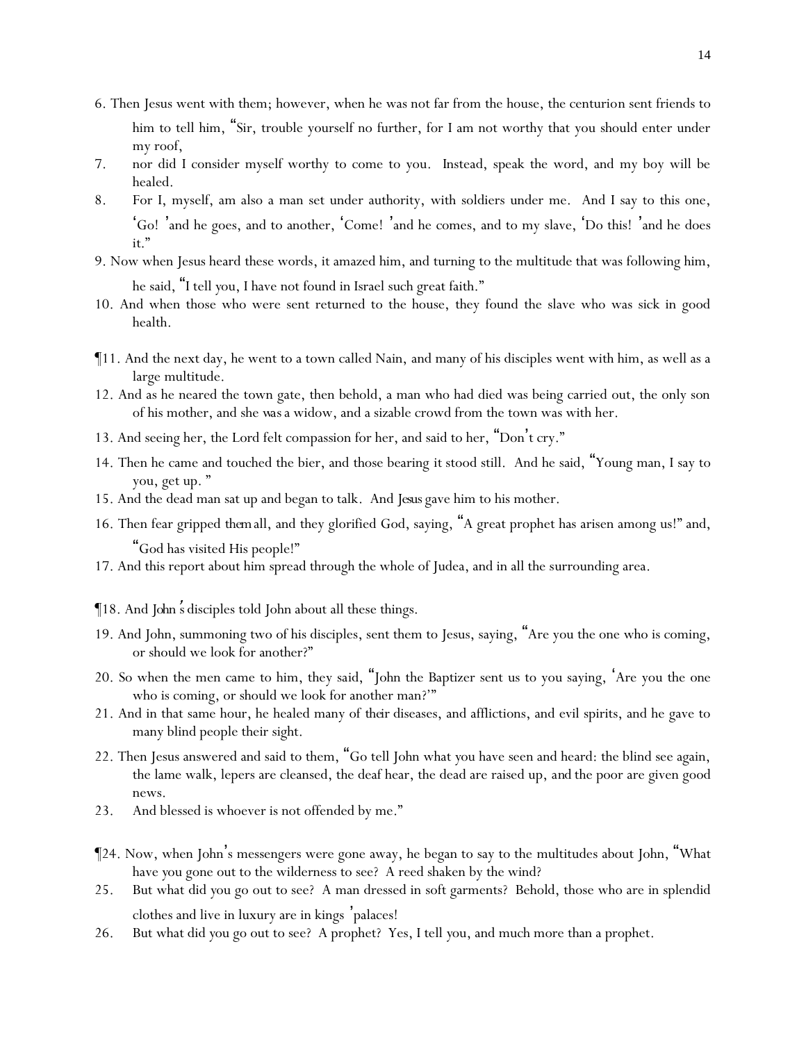6. Then Jesus went with them; however, when he was not far from the house, the centurion sent friends to him to tell him, "Sir, trouble yourself no further, for I am not worthy that you should enter under my roof,

7. nor did I consider myself worthy to come to you. Instead, speak the word, and my boy will be healed.

8. For I, myself, am also a man set under authority, with soldiers under me. And I say to this one, 'Go!' and he goes, and to another, 'Come!' and he comes, and to my slave, 'Do this!' and he does it."

9. Now when Jesus heard these words, it amazed him, and turning to the multitude that was following him, he said, "I tell you, I have not found in Israel such great faith."

10. And when those who were sent returned to the house, they found the slave who was sick in good health.

¶11. And the next day, he went to a town called Nain, and many of his disciples went with him, as well as a large multitude.

12. And as he neared the town gate, then behold, a man who had died was being carried out, the only son of his mother, and she *was* a widow, and a sizable crowd from the town was with her.

13. And seeing her, the Lord felt compassion for her, and said to her, "Don't cry."

14. Then he came and touched the bier, and those bearing it stood still. And he said, "Young man, I say to you, get up."

15. And the dead man sat up and began to talk. And *Jesus* gave him to his mother.

16. Then fear gripped *them* all, and they glorified God, saying, "A great prophet has arisen among us!" and, "God has visited His people!"

17. And this report about him spread through the whole of Judea, and in all the surrounding area.

¶18. And *John's* disciples told John about all these things.

19. And John, summoning two of his disciples, sent them to Jesus, saying, "Are you the one who is coming, or should we look for another?"

20. So when the men came to him, they said, "John the Baptizer sent us to you saying, 'Are you the one who is coming, or should we look for another man?'"

21. And in that same hour, he healed many of *their* diseases, and afflictions, and evil spirits, and he gave to many blind people their sight.

22. Then Jesus answered and said to them, "Go tell John what you have seen and heard: the blind see again, the lame walk, lepers are cleansed, the deaf hear, the dead are raised up, and the poor are given good news.

23. And blessed is whoever is not offended by me."

¶24. Now, when John's messengers were gone away, he began to say to the multitudes about John, "What have you gone out to the wilderness to see? A reed shaken by the wind?

25. But what did you go out to see? A man dressed in soft garments? Behold, those who are in splendid clothes and live in luxury are in kings' palaces!

26. But what did you go out to see? A prophet? Yes, I tell you, and much more than a prophet.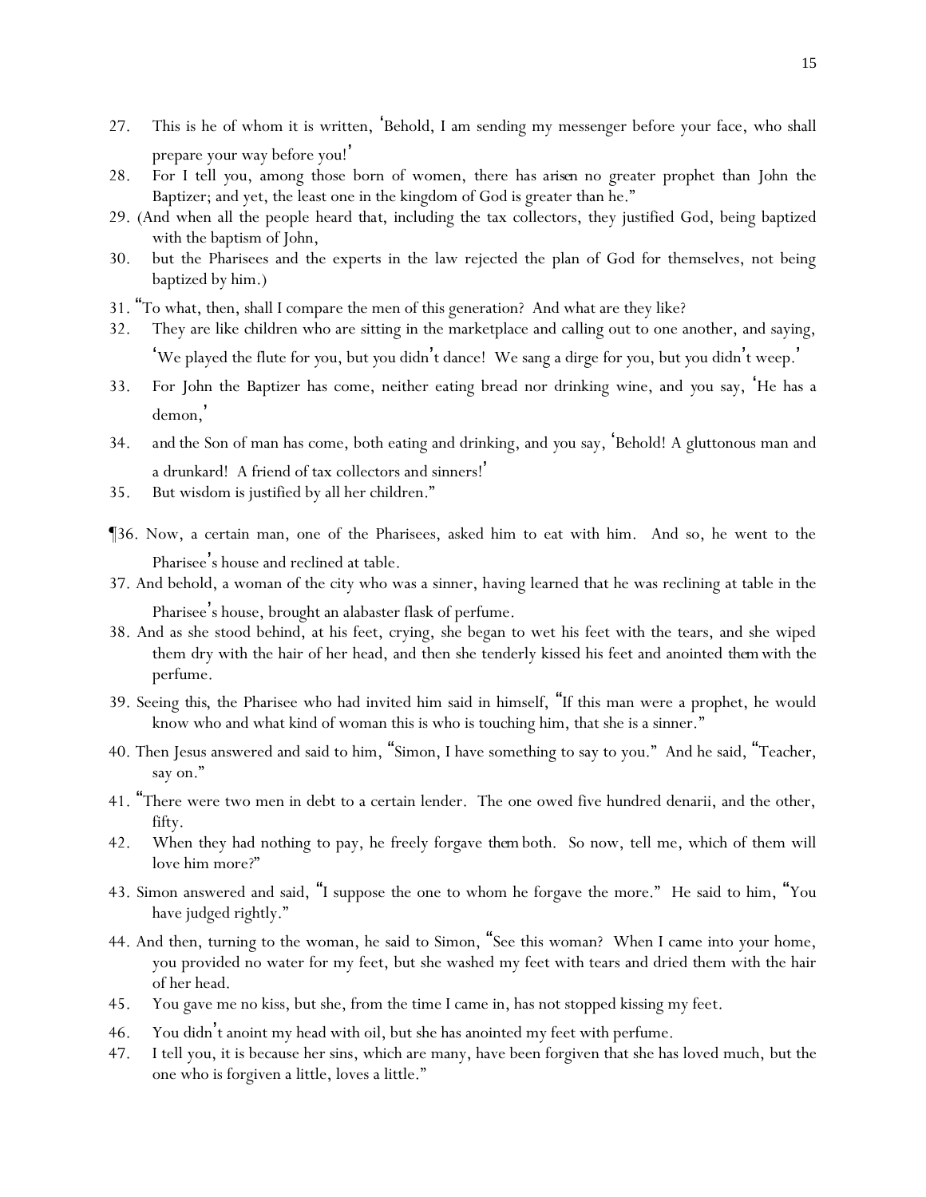27. This is he of whom it is written, 'Behold, I am sending my messenger before your face, who shall prepare your way before you!'

28. For I tell you, among those born of women, there has *arisen* no greater prophet than John the Baptizer; and yet, the least one in the kingdom of God is greater than he."

29. (And when all the people heard that, including the tax collectors, they justified God, being baptized with the baptism of John,

30. but the Pharisees and the experts in the law rejected the plan of God for themselves, not being baptized by him.)

31. "To what, then, shall I compare the men of this generation? And what are they like?

32. They are like children who are sitting in the marketplace and calling out to one another, and saying, 'We played the flute for *you*, but you didn't dance! We sang a dirge for *you*, but you didn't weep.'

33. For John the Baptizer has come, neither eating bread nor drinking wine, and you say, 'He has a demon,'

34. and the Son of man has come, both eating and drinking, and you say, 'Behold! A gluttonous man and a drunkard! A friend of tax collectors and sinners!'

35. But wisdom is justified by all her children."

¶36. Now, a certain man, one of the Pharisees, asked him to eat with him. And so, he went to the Pharisee's house and reclined at table.

37. And behold, a woman of the city who was a sinner, having learned that he was reclining at table in the Pharisee's house, brought an alabaster flask of perfume.

38. And as she stood behind, at his feet, crying, she began to wet his feet with the tears, and she wiped them dry with the hair of her head, and then she tenderly kissed his feet and anointed *them* with the perfume.

39. Seeing this, the Pharisee who had invited him said in himself, "If this man were a prophet, he would know who and what kind of woman this is who is touching him, that she is a sinner."

40. Then Jesus answered and said to him, "Simon, I have something to say to you." And he said, "Teacher, say on."

41. "There were two men in debt to a certain lender. The one owed five hundred denarii, and the other, fifty.

42. When they had nothing to pay, he freely forgave *them* both. So now, tell me, which of them will love him more?"

43. Simon answered and said, "I suppose the one to whom he forgave the more." He said to him, "You have judged rightly."

44. And then, turning to the woman, he said to Simon, "See this woman? When I came into your home, you provided no water for my feet, but she washed my feet with tears and dried them with the hair of her head.

45. You gave me no kiss, but she, from the time I came in, has not stopped kissing my feet.

46. You didn't anoint my head with oil, but she has anointed my feet with perfume.

47. I tell you, it is because her sins, which are many, have been forgiven that she has loved much, but the one who is forgiven a little, loves a little."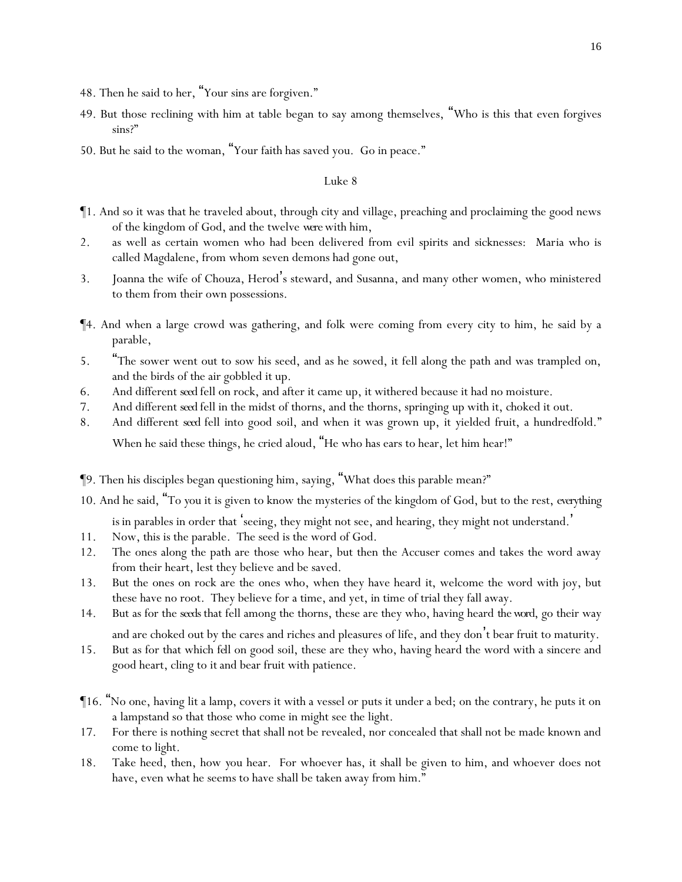48. Then he said to her, "Your sins are forgiven."

49. But those reclining with him at table began to say among themselves, "Who is this that even forgives sins?"

50. But he said to the woman, "Your faith has saved you. Go in peace."

## Luke 8

¶1. And so it was that he traveled about, through city and village, preaching and proclaiming the good news of the kingdom of God, and the twelve *were* with him,

2. as well as certain women who had been delivered from evil spirits and sicknesses: Maria who is called Magdalene, from whom seven demons had gone out,

3. Joanna the wife of Chouza, Herod's steward, and Susanna, and many other women, who ministered to them from their own possessions.

¶4. And when a large crowd was gathering, and folk were coming from every city to him, he said by a parable,

5. "The sower went out to sow his seed, and as he sowed, it fell along the path and was trampled on, and the birds of the air gobbled it up.

6. And different *seed* fell on rock, and after it came up, it withered because it had no moisture.

7. And different *seed* fell in the midst of thorns, and the thorns, springing up with it, choked it out.

8. And different *seed* fell into good soil, and when it was grown up, it yielded fruit, a hundredfold." When he said these things, he cried aloud, "He who has ears to hear, let him hear!"

¶9. Then his disciples began questioning him, saying, "What does this parable mean?"

10. And he said, "To you it is given to know the mysteries of the kingdom of God, but to the rest, *everything* is in parables in order that 'seeing, they might not see, and hearing, they might not understand.'

11. Now, this is the parable. The seed is the word of God.

12. The ones along the path are those who hear, but then the Accuser comes and takes the word away from their heart, lest they believe and be saved.

13. But the ones on rock are the ones who, when they have heard it, welcome the word with joy, but these have no root. They believe for a time, and yet, in time of trial they fall away.

14. But as for the *seeds* that fell among the thorns, these are they who, having heard *the word*, go their way and are choked out by the cares and riches and pleasures of life, and they don't bear fruit to maturity.

15. But as for that which fell on good soil, these are they who, having heard the word with a sincere and good heart, cling to it and bear fruit with patience.

¶16. "No one, having lit a lamp, covers it with a vessel or puts it under a bed; on the contrary, he puts it on a lampstand so that those who come in might see the light.

17. For there is nothing secret that shall not be revealed, nor concealed that shall not be made known and come to light.

18. Take heed, then, how you hear. For whoever has, it shall be given to him, and whoever does not have, even what he seems to have shall be taken away from him."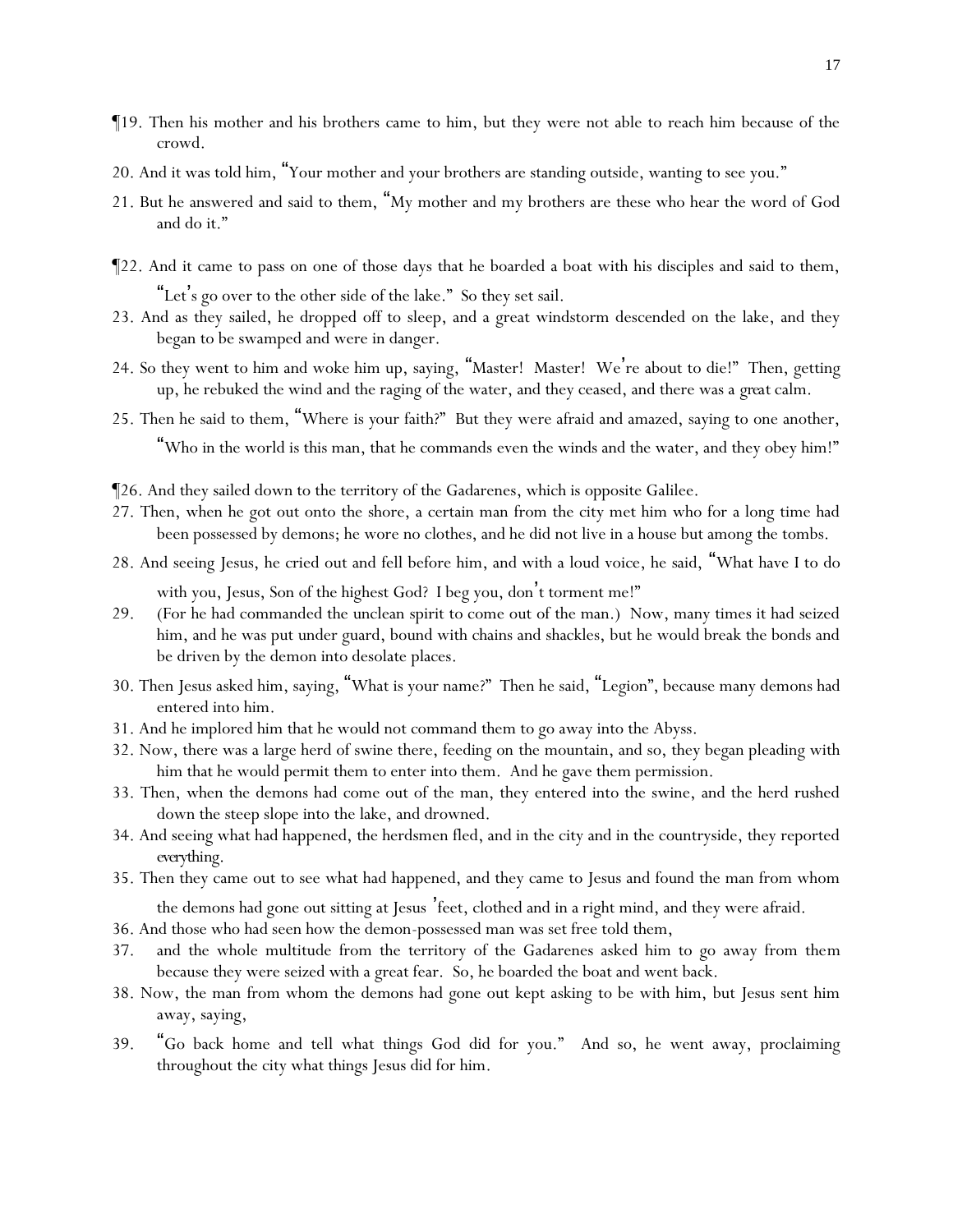¶19. Then his mother and his brothers came to him, but they were not able to reach him because of the crowd.

20. And it was told him, "Your mother and your brothers are standing outside, wanting to see you."

21. But he answered and said to them, "My mother and my brothers are these who hear the word of God and do it."

¶22. And it came to pass on one of those days that he boarded a boat with his disciples and said to them, "Let's go over to the other side of the lake." So they set sail.

23. And as they sailed, he dropped off to sleep, and a great windstorm descended on the lake, and they began to be swamped and were in danger.

24. So they went to him and woke him up, saying, "Master! Master! We're about to die!" Then, getting up, he rebuked the wind and the raging of the water, and they ceased, and there was a *great* calm.

25. Then he said to them, "Where is your faith?" But they were afraid and amazed, saying to one another, "Who in the world is this man, that he commands even the winds and the water, and they obey him!"

¶26. And they sailed down to the territory of the Gadarenes, which is opposite Galilee.

27. Then, when he got out onto the shore, a certain man from the city met him who for a long time had been possessed by demons; he wore no clothes, and he did not live in a house but among the tombs.

28. And seeing Jesus, he cried out and fell before him, and with a loud voice, he said, "What have I to do with you, Jesus, Son of the highest God? I beg you, don't torment me!"

29. (For he had commanded the unclean spirit to come out of the man.) Now, many times it had seized him, and he was put under guard, bound with chains and shackles, but he would break the bonds and be driven by the demon into desolate places.

30. Then Jesus asked him, saying, "What is your name?" Then he said, "Legion", because many demons had entered into him.

31. And he implored him that he would not command them to go away into the Abyss.

32. Now, there was a large herd of swine there, feeding on the mountain, and so, they began pleading with him that he would permit them to enter into them. And he gave them permission.

33. Then, when the demons had come out of the man, they entered into the swine, and the herd rushed down the steep slope into the lake, and drowned.

34. And seeing what had happened, the herdsmen fled, and in the city and in the countryside, they reported *everything*.

35. Then they came out to see what had happened, and they came to Jesus and found the man from whom the demons had gone out sitting at Jesus' feet, clothed and in a right mind, and they were afraid.

36. And those who had seen how the demon-possessed man was set free told them,

37. and the whole multitude from the territory of the Gadarenes asked him to go away from them because they were seized with a great fear. So, he boarded the boat and went back.

38. Now, the man from whom the demons had gone out kept asking to be with him, but Jesus sent him away, saying,

39. "Go back home and tell what things God did for you." And so, he went away, proclaiming throughout the city what things Jesus did for him.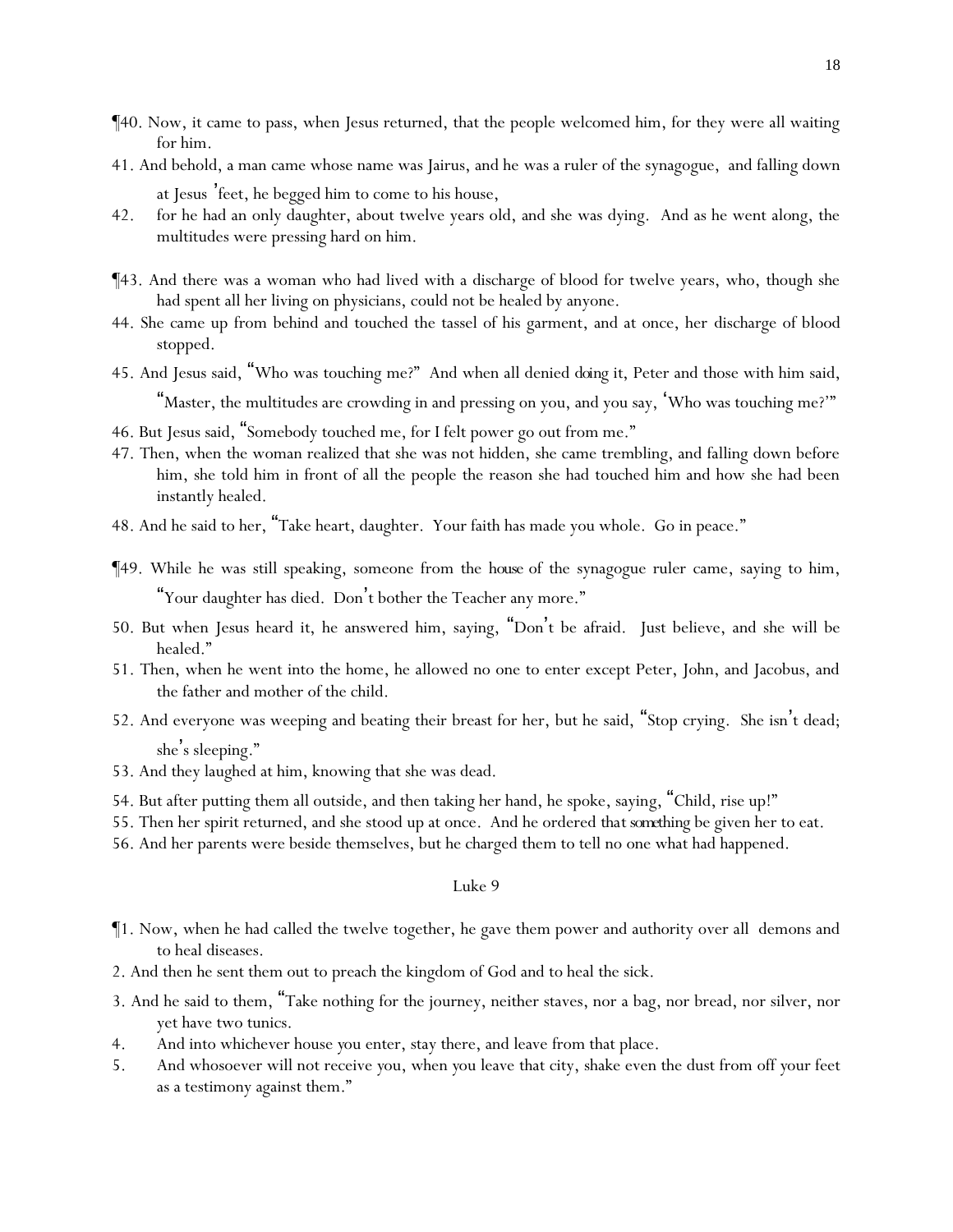¶40. Now, it came to pass, when Jesus returned, that the people welcomed him, for they were all waiting for him.

41. And behold, a man came whose name was Jairus, and he was a ruler of the synagogue, and falling down at Jesus' feet, he begged him to come to his house,

42. for he had an only daughter, about twelve years old, and she was dying. And as he went along, the multitudes were pressing hard on him.

¶43. And there was a woman who had lived with a discharge of blood for twelve years, who, though she had spent all her living on physicians, could not be healed by anyone.

44. She came up from behind and touched the tassel of his garment, and at once, her discharge of blood stopped.

45. And Jesus said, "Who was touching me?" And when all denied *doing it*, Peter and those with him said, "Master, the multitudes are crowding in and pressing on you, and you say, 'Who was touching me?'"

46. But Jesus said, "Somebody touched me, for I felt power go out from me."

47. Then, when the woman realized that she was not hidden, she came trembling, and falling down before him, she told him in front of all the people the reason she had touched him and how she had been instantly healed.

48. And he said to her, "Take heart, daughter. Your faith has made you whole. Go in peace."

¶49. While he was still speaking, someone from the *house* of the synagogue ruler came, saying to him, "Your daughter has died. Don't bother the Teacher any more."

50. But when Jesus heard it, he answered him, saying, "Don't be afraid. Just believe, and she will be healed."

51. Then, when he went into the home, he allowed no one to enter except Peter, John, and Jacobus, and the father and mother of the child.

52. And everyone was weeping and beating their breast for her, but he said, "Stop crying. She isn't dead; she's sleeping."

53. And they laughed at him, knowing that she was dead.

54. But after putting them all outside, and then taking her hand, he spoke, saying, "Child, rise up!"

55. Then her spirit returned, and she stood up at once. And he ordered *that something* be given her to eat.

56. And her parents were beside themselves, but he charged them to tell no one what had happened.

## Luke 9

¶1. Now, when he had called the twelve together, he gave them power and authority over all demons and to heal diseases.

2. And then he sent them out to preach the kingdom of God and to heal the sick.

3. And he said to them, "Take nothing for the journey, neither staves, nor a bag, nor bread, nor silver, nor yet have two tunics.

4. And into whichever house you enter, stay there, and leave from that place.

5. And whosoever will not receive you, when you leave that city, shake even the dust from off your feet as a testimony against them."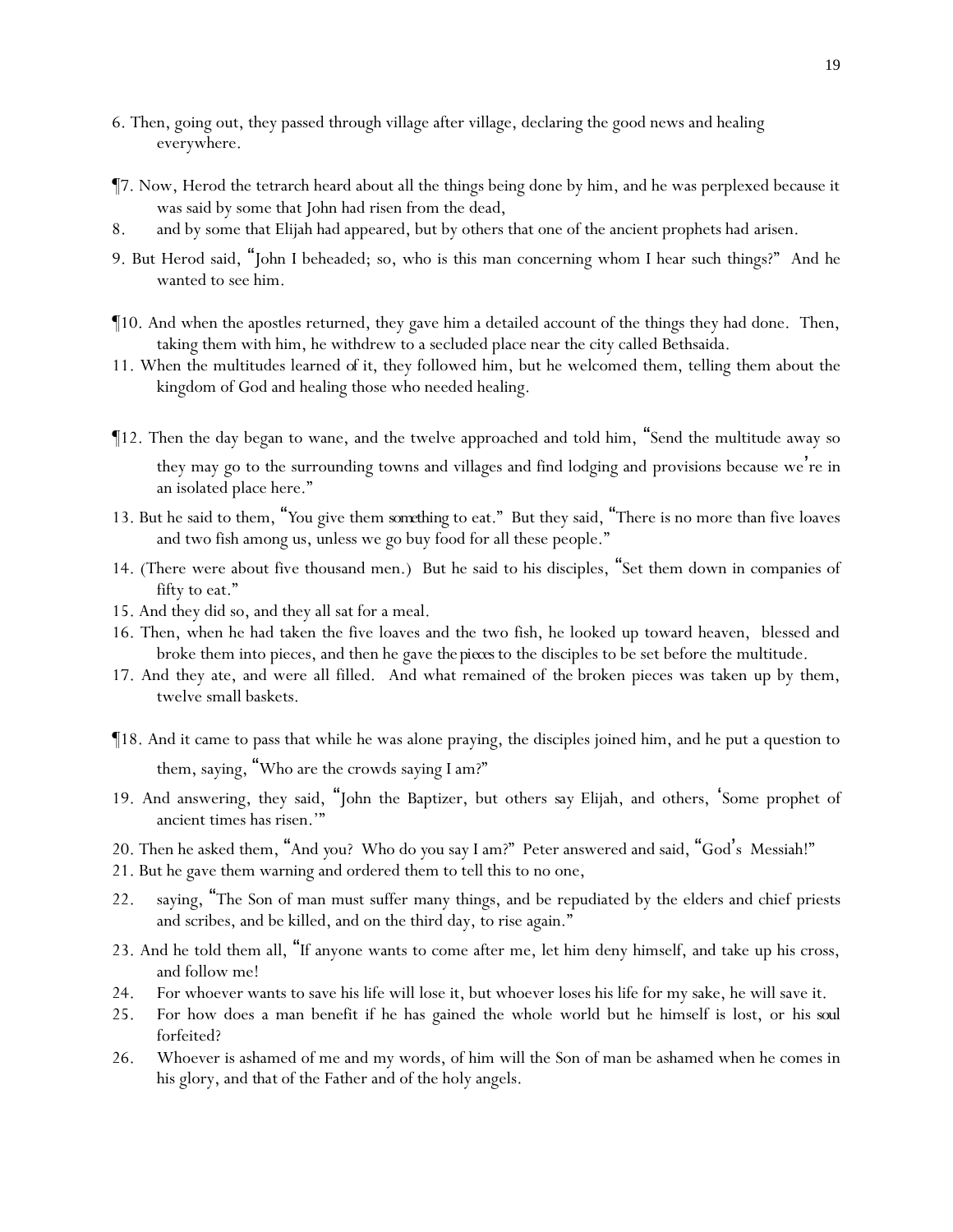6. Then, going out, they passed through village after village, declaring the good news and healing everywhere.

¶7. Now, Herod the tetrarch heard about all the things being done by him, and he was perplexed because it was said by some that John had risen from the dead,

8. and by some that Elijah had appeared, but by others that one of the ancient prophets had arisen.

9. But Herod said, "John I beheaded; so, who is this man concerning whom I hear such things?" And he wanted to see him.

¶10. And when the apostles returned, they gave him a detailed account of the things they had done. Then, taking them with him, he withdrew to a secluded place near the city called Bethsaida.

11. When the multitudes learned of it, they followed him, but he welcomed them, telling them about the kingdom of God and healing those who needed healing.

¶12. Then the day began to wane, and the twelve approached and told him, "Send the multitude away so they may go to the surrounding towns and villages and find lodging and provisions because we're in an isolated place here."

13. But he said to them, "You give them *something* to eat." But they said, "There is no more than five loaves and two fish among us, unless we go buy food for all these people."

14. (There were about five thousand men.) But he said to his disciples, "Set them down in companies of fifty to eat."

15. And they did so, and they all sat for a meal.

16. Then, when he had taken the five loaves and the two fish, he looked up toward heaven, blessed and broke them into pieces, and then he gave *the pieces* to the disciples to be set before the multitude.

17. And they ate, and were all filled. And what remained of the broken pieces was taken up by them, twelve small baskets.

¶18. And it came to pass that while he was alone praying, the disciples joined him, and he put a question to them, saying, "Who are the crowds saying I am?"

19. And answering, they said, "John the Baptizer, but others say Elijah, and others, 'Some prophet of ancient times has risen.'"

20. Then he asked them, "And you? Who do you say I am?" Peter answered and said, "God's Messiah!"

21. But he gave them warning and ordered them to tell this to no one,

22. saying, "The Son of man must suffer many things, and be repudiated by the elders and chief priests and scribes, and be killed, and on the third day, to rise again."

23. And he told them all, "If anyone wants to come after me, let him deny himself, and take up his cross, and follow me!

24. For whoever wants to save his life will lose it, but whoever loses his life for my sake, he will save it.

25. For how does a man benefit if he has gained the whole world but he himself is lost, or his *soul* forfeited?

26. Whoever is ashamed of me and my words, of him will the Son of man be ashamed when he comes in his glory, and that of the Father and of the holy angels.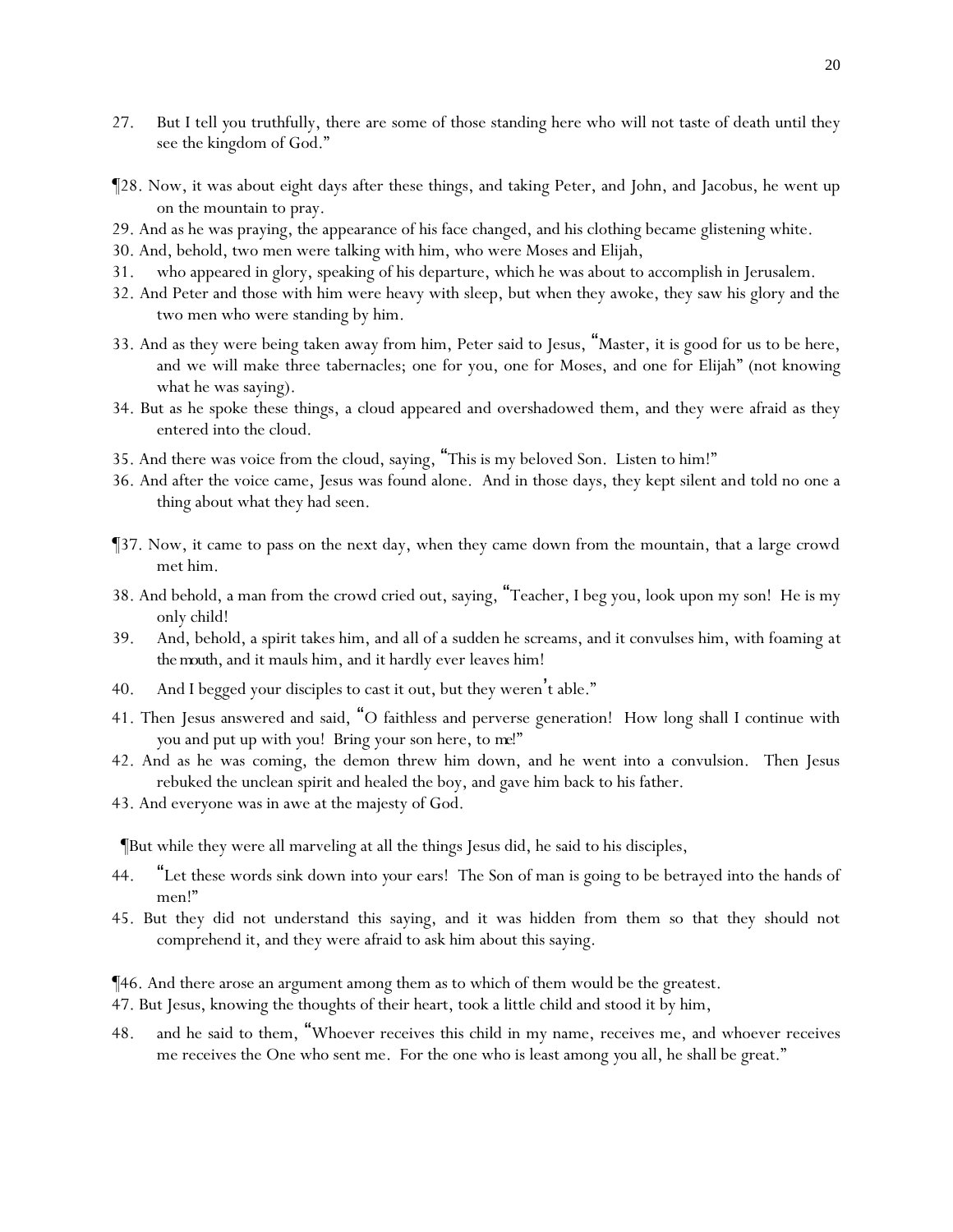27. But I tell you truthfully, there are some of those standing here who will not taste of death until they see the kingdom of God."

¶28. Now, it was about eight days after these things, and taking Peter, and John, and Jacobus, he went up on the mountain to pray.

29. And as he was praying, the appearance of his face changed, and his clothing became glistening white.

30. And, behold, two men were talking with him, who were Moses and Elijah,

31. who appeared in glory, speaking of his departure, which he was about to accomplish in Jerusalem.

32. And Peter and those with him were heavy with sleep, but when they awoke, they saw his glory and the two men who were standing by him.

33. And as they were being taken away from him, Peter said to Jesus, "Master, it is good for us to be here, and we will make three tabernacles; one for you, one for Moses, and one for Elijah" (not knowing what he was saying).

34. But as he spoke these things, a cloud appeared and overshadowed them, and they were afraid as they entered into the cloud.

35. And there was voice from the cloud, saying, "This is my beloved Son. Listen to him!"

36. And after the voice came, Jesus was found alone. And in those days, they kept silent and told no one a thing about what they had seen.

¶37. Now, it came to pass on the next day, when they came down from the mountain, that a large crowd met him.

38. And behold, a man from the crowd cried out, saying, "Teacher, I beg you, look upon my son! He is my only child!

39. And, behold, a spirit takes him, and all of a sudden he screams, and it convulses him, with foaming at *the mouth*, and it mauls him, and it hardly ever leaves him!

40. And I begged your disciples to cast it out, but they weren't able."

41. Then Jesus answered and said, "O faithless and perverse generation! How long shall I continue with you and put up with you! Bring your son here, to *me*!"

42. And as he was coming, the demon threw him down, and he went into a convulsion. Then Jesus rebuked the unclean spirit and healed the boy, and gave him back to his father.

43. And everyone was in awe at the majesty of God.

¶But while they were all marveling at all the things Jesus did, he said to his disciples,

44. "Let these words sink down into your ears! The Son of man is going to be betrayed into the hands of men!"

45. But they did not understand this saying, and it was hidden from them so that they should not comprehend it, and they were afraid to ask him about this saying.

¶46. And there arose an argument among them as to which of them would be the greatest.

47. But Jesus, knowing the thoughts of their heart, took a little child and stood it by him,

48. and he said to them, "Whoever receives this child in my name, receives me, and whoever receives me receives the One who sent me. For the one who is least among you all, he shall be great."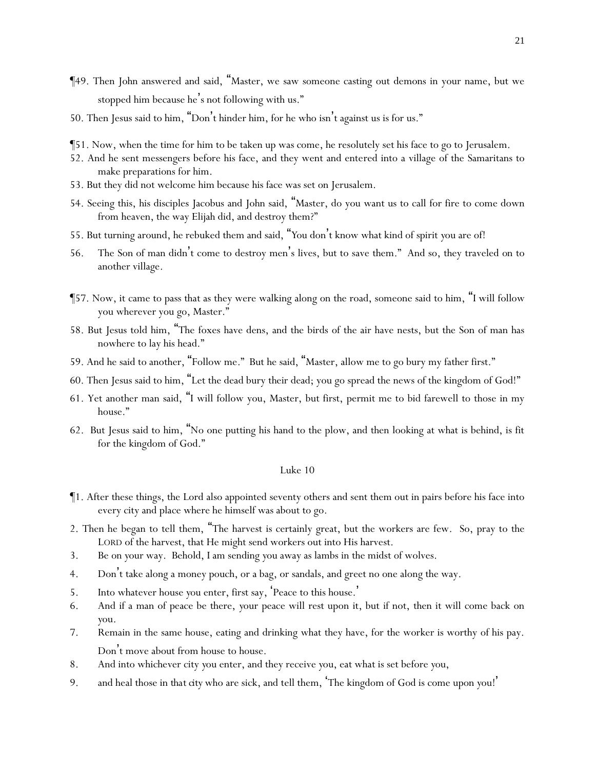¶49. Then John answered and said, "Master, we saw someone casting out demons in your name, but we stopped him because he's not following with us."

50. Then Jesus said to him, "Don't hinder him, for he who isn't against us is for us."

¶51. Now, when the time for him to be taken up was come, he resolutely set his face to go to Jerusalem.

52. And he sent messengers before his face, and they went and entered into a village of the Samaritans to make preparations for him.

53. But they did not welcome him because his face was set on Jerusalem.

54. Seeing this, his disciples Jacobus and John said, "Master, do you want us to call for fire to come down from heaven, the way Elijah did, and destroy them?"

55. But turning around, he rebuked them and said, "You don't know what kind of spirit you are of!

56. The Son of man didn't come to destroy men's lives, but to save them." And so, they traveled on to another village.

¶57. Now, it came to pass that as they were walking along on the road, someone said to him, "I will follow you wherever you go, Master."

58. But Jesus told him, "The foxes have dens, and the birds of the air have nests, but the Son of man has nowhere to lay his head."

59. And he said to another, "Follow me." But he said, "Master, allow me to go bury my father first."

60. Then Jesus said to him, "Let the dead bury their dead; you go spread the news of the kingdom of God!"

61. Yet another man said, "I will follow you, Master, but first, permit me to bid farewell to those in my house."

62. But Jesus said to him, "No one putting his hand to the plow, and then looking at what is behind, is fit for the kingdom of God."

## Luke 10

¶1. After these things, the Lord also appointed seventy others and sent them out in pairs before his face into every city and place where he himself was about to go.

2. Then he began to tell them, "The harvest is certainly great, but the workers are few. So, pray to the LORD of the harvest, that He might send workers out into His harvest.

3. Be on your way. Behold, I am sending you away as lambs in the midst of wolves.

4. Don't take along a money pouch, or a bag, or sandals, and greet no one along the way.

5. Into whatever house you enter, first say, 'Peace to this house.'

6. And if a man of peace be there, your peace will rest upon it, but if not, then it will come back on you.

7. Remain in the same house, eating and drinking what they have, for the worker is worthy of his pay. Don't move about from house to house.

8. And into whichever city you enter, and they receive you, eat what is set before you,

9. and heal those in that city who are sick, and tell them, 'The kingdom of God is come upon you!'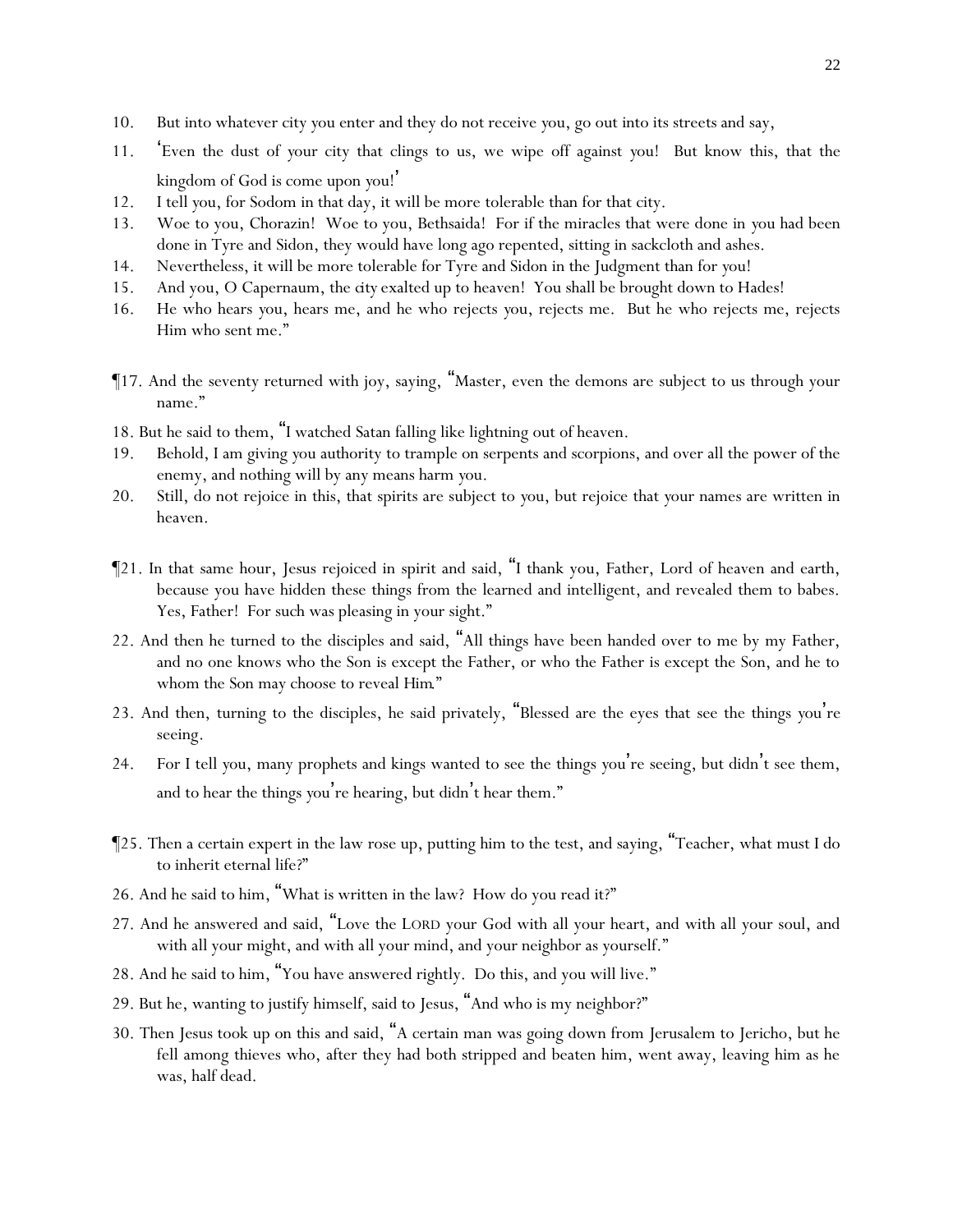10. But into whatever city you enter and they do not receive you, go out into its streets and say,
11. 'Even the dust of your city that clings to us, we wipe off against you! But know this, that the kingdom of God is come upon you!'
12. I tell you, for Sodom in that day, it will be more tolerable than for that city.
13. Woe to you, Chorazin! Woe to you, Bethsaida! For if the miracles that were done in you had been done in Tyre and Sidon, they would have long ago repented, sitting in sackcloth and ashes.
14. Nevertheless, it will be more tolerable for Tyre and Sidon in the Judgment than for you!
15. And you, O Capernaum, the *city* exalted up to heaven! You shall be brought down to Hades!
16. He who hears you, hears me, and he who rejects you, rejects me. But he who rejects me, rejects Him who sent me."

¶17. And the seventy returned with joy, saying, "Master, even the demons are subject to us through your name."
18. But he said to them, "I watched Satan falling like lightning out of heaven.
19. Behold, I am giving you authority to trample on serpents and scorpions, and over all the power of the enemy, and nothing will by any means harm you.
20. Still, do not rejoice in this, that spirits are subject to you, but rejoice that your names are written in heaven.

¶21. In that same hour, Jesus rejoiced in spirit and said, "I thank you, Father, Lord of heaven and earth, because you have hidden these things from the learned and intelligent, and revealed them to babes. Yes, Father! For such was pleasing in your sight."
22. And then he turned to the disciples and said, "All things have been handed over to me by my Father, and no one knows who the Son is except the Father, or who the Father is except the Son, and he to whom the Son may choose to reveal *Him*."
23. And then, turning to the disciples, he said privately, "Blessed are the eyes that see the things you're seeing.
24. For I tell you, many prophets and kings wanted to see the things you're seeing, but didn't see them, and to hear the things you're hearing, but didn't hear them."

¶25. Then a certain expert in the law rose up, putting him to the test, and saying, "Teacher, what must I do to inherit eternal life?"
26. And he said to him, "What is written in the law? How do you read it?"
27. And he answered and said, "Love the LORD your God with all your heart, and with all your soul, and with all your might, and with all your mind, and your neighbor as yourself."
28. And he said to him, "You have answered rightly. Do this, and you will live."
29. But he, wanting to justify himself, said to Jesus, "And who is my neighbor?"
30. Then Jesus took up on this and said, "A certain man was going down from Jerusalem to Jericho, but he fell among thieves who, after they had both stripped and beaten him, went away, leaving him as he was, half dead.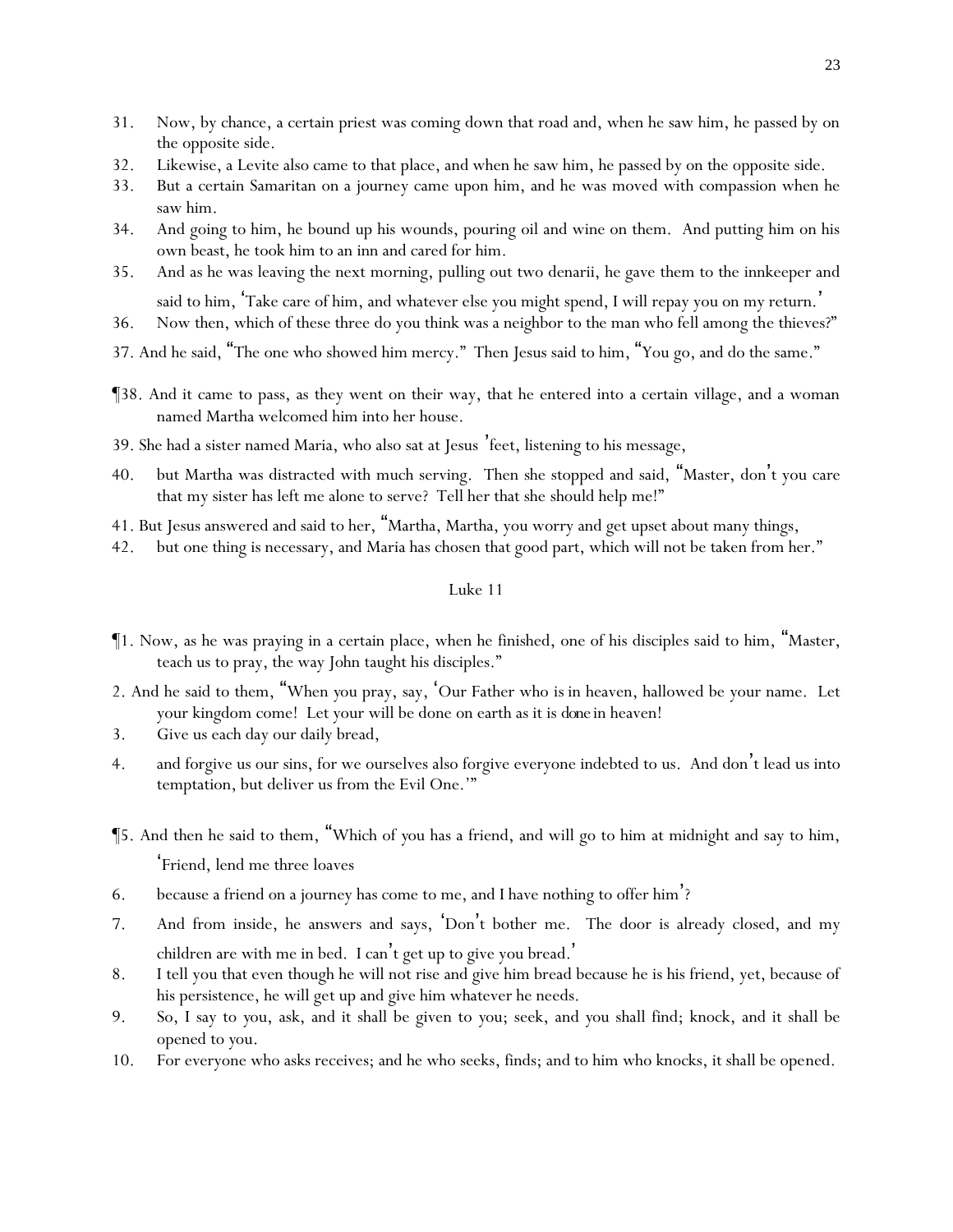31. Now, by chance, a certain priest was coming down that road and, when he saw him, he passed by on the opposite side.
32. Likewise, a Levite also came to that place, and when he saw him, he passed by on the opposite side.
33. But a certain Samaritan on a journey came upon him, and he was moved with compassion when he saw him.
34. And going to him, he bound up his wounds, pouring oil and wine on them. And putting him on his own beast, he took him to an inn and cared for him.
35. And as he was leaving the next morning, pulling out two denarii, he gave them to the innkeeper and said to him, 'Take care of him, and whatever else you might spend, I will repay you on my return.'
36. Now then, which of these three do you think was a neighbor to the man who fell among the thieves?"
37. And he said, "The one who showed him mercy." Then Jesus said to him, "You go, and do the same."

¶38. And it came to pass, as they went on their way, that he entered into a certain village, and a woman named Martha welcomed him into her house.
39. She had a sister named Maria, who also sat at Jesus' feet, listening to his message,
40. but Martha was distracted with much serving. Then she stopped and said, "Master, don't you care that my sister has left me alone to serve? Tell her that she should help me!"
41. But Jesus answered and said to her, "Martha, Martha, you worry and get upset about many things,
42. but one thing is necessary, and Maria has chosen that good part, which will not be taken from her."

## Luke 11

¶1. Now, as he was praying in a certain place, when he finished, one of his disciples said to him, "Master, teach us to pray, the way John taught his disciples."
2. And he said to them, "When you pray, say, 'Our Father who is in heaven, hallowed be your name. Let your kingdom come! Let your will be done on earth as it is *done* in heaven!
3. Give us each day our daily bread,
4. and forgive us our sins, for we ourselves also forgive everyone indebted to us. And don't lead us into temptation, but deliver us from the Evil One.'"

¶5. And then he said to them, "Which of you has a friend, and will go to him at midnight and say to him, 'Friend, lend me three loaves
6. because a friend on a journey has come to me, and I have nothing to offer him'?
7. And from inside, he answers and says, 'Don't bother me. The door is already closed, and my children are with me in bed. I can't get up to give you bread.'
8. I tell you that even though he will not rise and give him bread because he is his friend, yet, because of his persistence, he will get up and give him whatever he needs.
9. So, I say to you, ask, and it shall be given to you; seek, and you shall find; knock, and it shall be opened to you.
10. For everyone who asks receives; and he who seeks, finds; and to him who knocks, it shall be opened.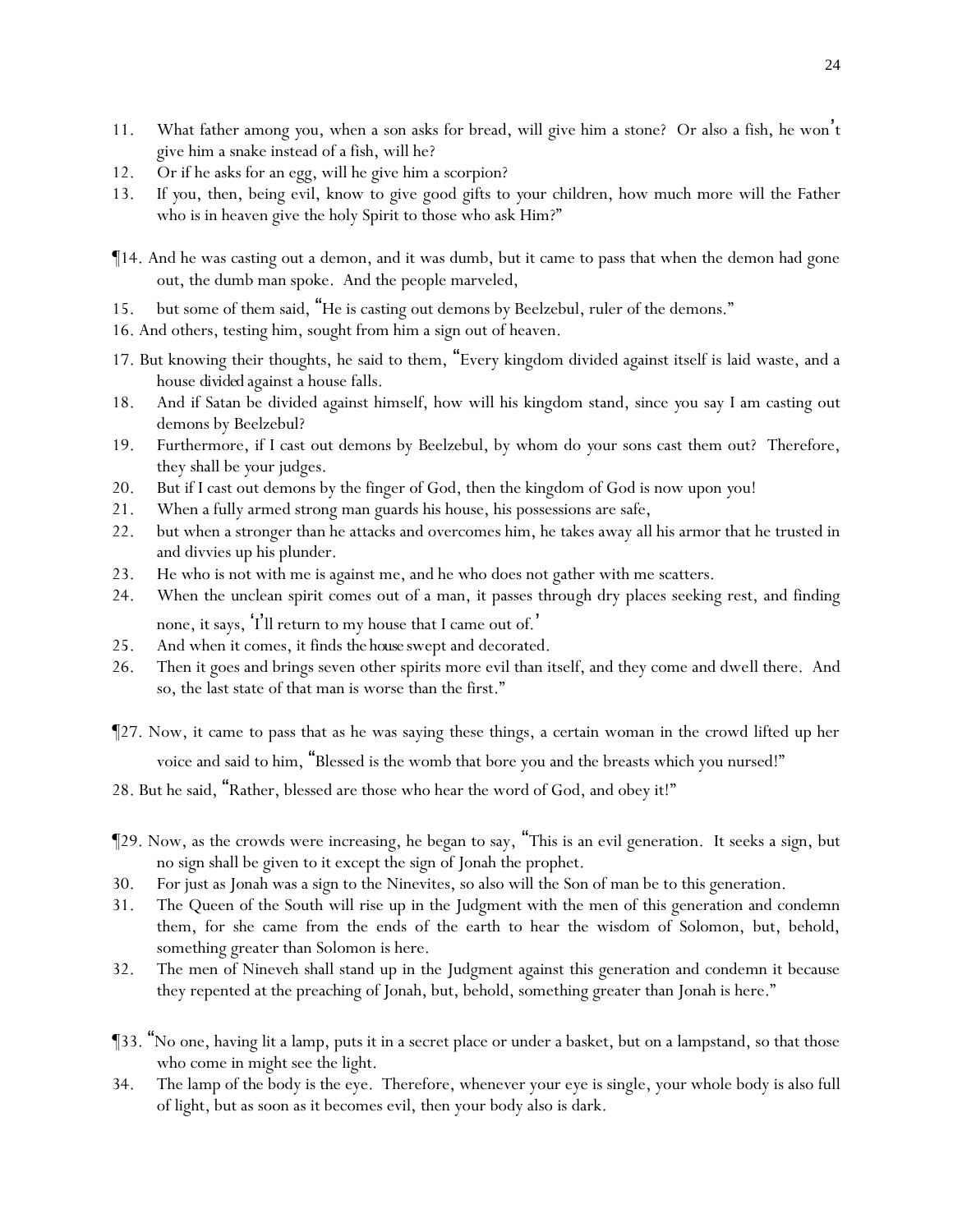11. What father among you, when a son asks for bread, will give him a stone? Or also a fish, he won't give him a snake instead of a fish, will he?
12. Or if he asks for an egg, will he give him a scorpion?
13. If you, then, being evil, know to give good gifts to your children, how much more will the Father who is in heaven give the holy Spirit to those who ask Him?"

¶14. And he was casting out a demon, and it was dumb, but it came to pass that when the demon had gone out, the dumb man spoke. And the people marveled,
15. but some of them said, "He is casting out demons by Beelzebul, ruler of the demons."
16. And others, testing him, sought from him a sign out of heaven.
17. But knowing their thoughts, he said to them, "Every kingdom divided against itself is laid waste, and a house *divided* against a house falls.
18. And if Satan be divided against himself, how will his kingdom stand, since you say I am casting out demons by Beelzebul?
19. Furthermore, if I cast out demons by Beelzebul, by whom do your sons cast them out? Therefore, they shall be your judges.
20. But if I cast out demons by the finger of God, then the kingdom of God is now upon you!
21. When a fully armed strong man guards his house, his possessions are safe,
22. but when a stronger than he attacks and overcomes him, he takes away all his armor that he trusted in and divvies up his plunder.
23. He who is not with me is against me, and he who does not gather with me scatters.
24. When the unclean spirit comes out of a man, it passes through dry places seeking rest, and finding none, it says, 'I'll return to my house that I came out of.'
25. And when it comes, it finds *the house* swept and decorated.
26. Then it goes and brings seven other spirits more evil than itself, and they come and dwell there. And so, the last state of that man is worse than the first."

¶27. Now, it came to pass that as he was saying these things, a certain woman in the crowd lifted up her voice and said to him, "Blessed is the womb that bore you and the breasts which you nursed!"
28. But he said, "Rather, blessed are those who hear the word of God, and obey it!"

¶29. Now, as the crowds were increasing, he began to say, "This is an evil generation. It seeks a sign, but no sign shall be given to it except the sign of Jonah the prophet.
30. For just as Jonah was a sign to the Ninevites, so also will the Son of man be to this generation.
31. The Queen of the South will rise up in the Judgment with the men of this generation and condemn them, for she came from the ends of the earth to hear the wisdom of Solomon, but, behold, something greater than Solomon is here.
32. The men of Nineveh shall stand up in the Judgment against this generation and condemn it because they repented at the preaching of Jonah, but, behold, something greater than Jonah is here."

¶33. "No one, having lit a lamp, puts it in a secret place or under a basket, but on a lampstand, so that those who come in might see the light.
34. The lamp of the body is the eye. Therefore, whenever your eye is single, your whole body is also full of light, but as soon as it becomes evil, then your body also is dark.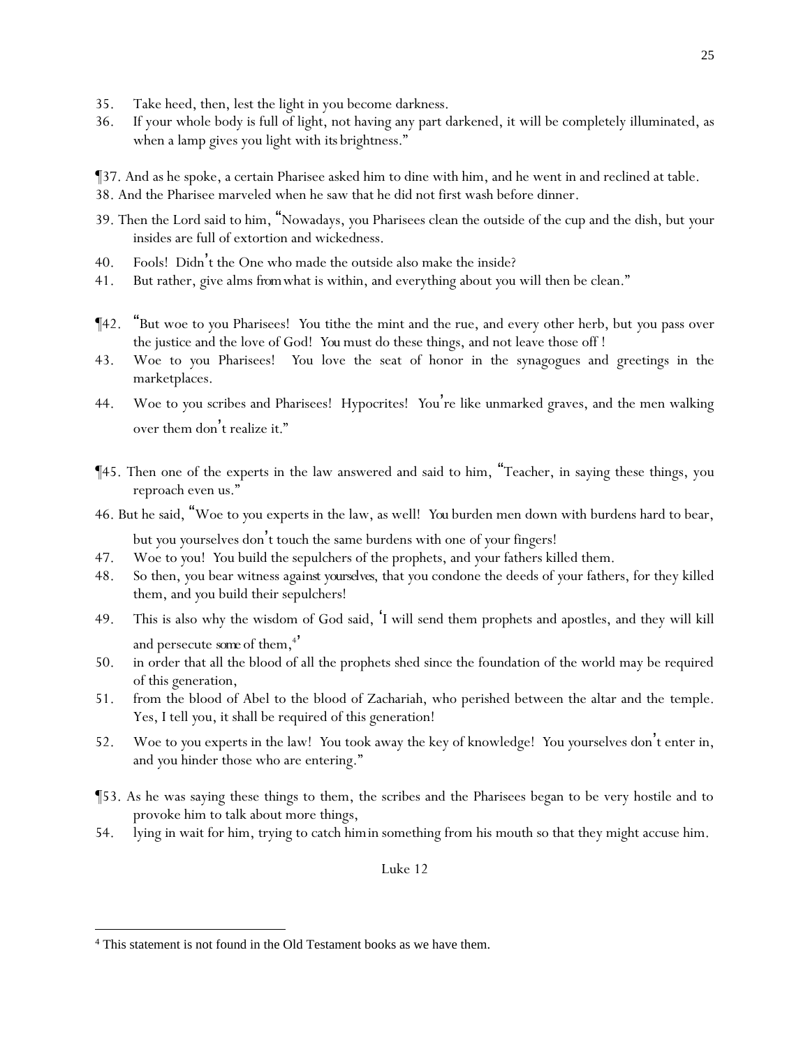35. Take heed, then, lest the light in you become darkness.

36. If your whole body is full of light, not having any part darkened, it will be completely illuminated, as when a lamp gives you light with *its* brightness."

¶37. And as he spoke, a certain Pharisee asked him to dine with him, and he went in and reclined at table.

38. And the Pharisee marveled when he saw that he did not first wash before dinner.

39. Then the Lord said to him, "Nowadays, you Pharisees clean the outside of the cup and the dish, but your insides are full of extortion and wickedness.

40. Fools! Didn't the One who made the outside also make the inside?

41. But rather, give alms *from* what is within, and everything about you will then be clean."

¶42. "But woe to you Pharisees! You tithe the mint and the rue, and every other herb, but you pass over the justice and the love of God! *You* must do these things, and not leave those off !

43. Woe to you Pharisees! You love the seat of honor in the synagogues and greetings in the marketplaces.

44. Woe to you scribes and Pharisees! Hypocrites! You're like unmarked graves, and the men walking over them don't realize it."

¶45. Then one of the experts in the law answered and said to him, "Teacher, in saying these things, you reproach even us."

46. But he said, "Woe to you experts in the law, as well! *You* burden men down with burdens hard to bear, but you yourselves don't touch the same burdens with one of your fingers!

47. Woe to you! You build the sepulchers of the prophets, and your fathers killed them.

48. So then, you bear witness *against yourselves*, that you condone the deeds of your fathers, for they killed them, and you build their sepulchers!

49. This is also why the wisdom of God said, 'I will send them prophets and apostles, and they will kill and persecute *some* of them,[4]'

50. in order that all the blood of all the prophets shed since the foundation of the world may be required of this generation,

51. from the blood of Abel to the blood of Zachariah, who perished between the altar and the temple. Yes, I tell you, it shall be required of this generation!

52. Woe to you experts in the law! You took away the key of knowledge! You yourselves don't enter in, and you hinder those who are entering."

¶53. As he was saying these things to them, the scribes and the Pharisees began to be very hostile and to provoke him to talk about more things,

54. lying in wait for him, trying to catch *him* in something from his mouth so that they might accuse him.

## Luke 12

---

[4] This statement is not found in the Old Testament books as we have them.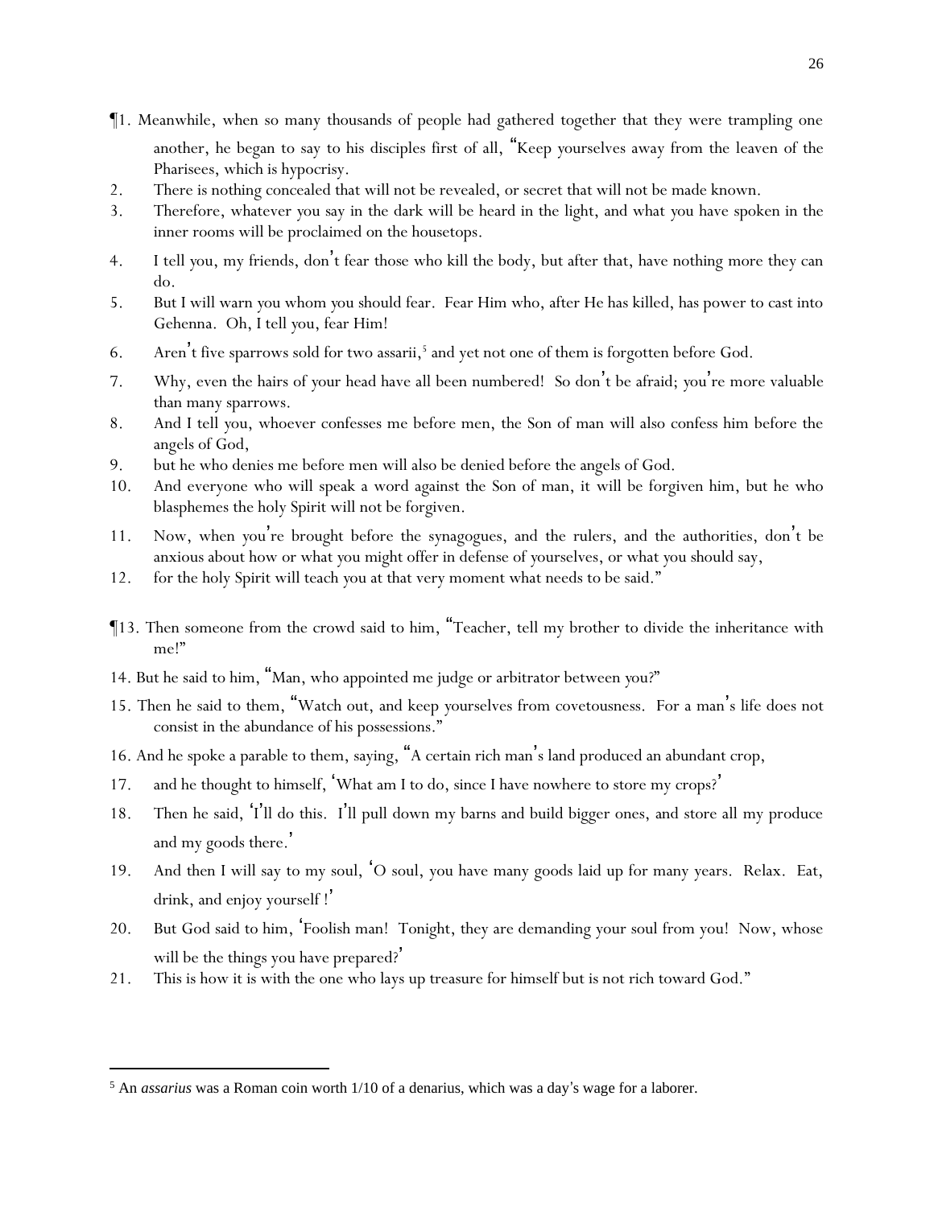¶1. Meanwhile, when so many thousands of people had gathered together that they were trampling one another, he began to say to his disciples first of all, "Keep yourselves away from the leaven of the Pharisees, which is hypocrisy.

2. There is nothing concealed that will not be revealed, or secret that will not be made known.
3. Therefore, whatever you say in the dark will be heard in the light, and what you have spoken in the inner rooms will be proclaimed on the housetops.
4. I tell you, my friends, don't fear those who kill the body, but after that, have nothing more they can do.
5. But I will warn you whom you should fear. Fear Him who, after He has killed, has power to cast into Gehenna. Oh, I tell you, fear Him!
6. Aren't five sparrows sold for two assarii,[5] and yet not one of them is forgotten before God.
7. Why, even the hairs of your head have all been numbered! So don't be afraid; you're more valuable than many sparrows.
8. And I tell you, whoever confesses me before men, the Son of man will also confess him before the angels of God,
9. but he who denies me before men will also be denied before the angels of God.
10. And everyone who will speak a word against the Son of man, it will be forgiven him, but he who blasphemes the holy Spirit will not be forgiven.
11. Now, when you're brought before the synagogues, and the rulers, and the authorities, don't be anxious about how or what you might offer in defense of yourselves, or what you should say,
12. for the holy Spirit will teach you at that very moment what needs to be said."

¶13. Then someone from the crowd said to him, "Teacher, tell my brother to divide the inheritance with me!"

14. But he said to him, "Man, who appointed me judge or arbitrator between you?"
15. Then he said to them, "Watch out, and keep yourselves from covetousness. For a man's life does not consist in the abundance of his possessions."
16. And he spoke a parable to them, saying, "A certain rich man's land produced an abundant crop,
17. and he thought to himself, 'What am I to do, since I have nowhere to store my crops?'
18. Then he said, 'I'll do this. I'll pull down my barns and build bigger ones, and store all my produce and my goods there.'
19. And then I will say to my soul, 'O soul, you have many goods laid up for many years. Relax. Eat, drink, and enjoy yourself !'
20. But God said to him, 'Foolish man! Tonight, they are demanding your soul from you! Now, whose will be the things you have prepared?'
21. This is how it is with the one who lays up treasure for himself but is not rich toward God."

---

[5] An *assarius* was a Roman coin worth 1/10 of a denarius, which was a day's wage for a laborer.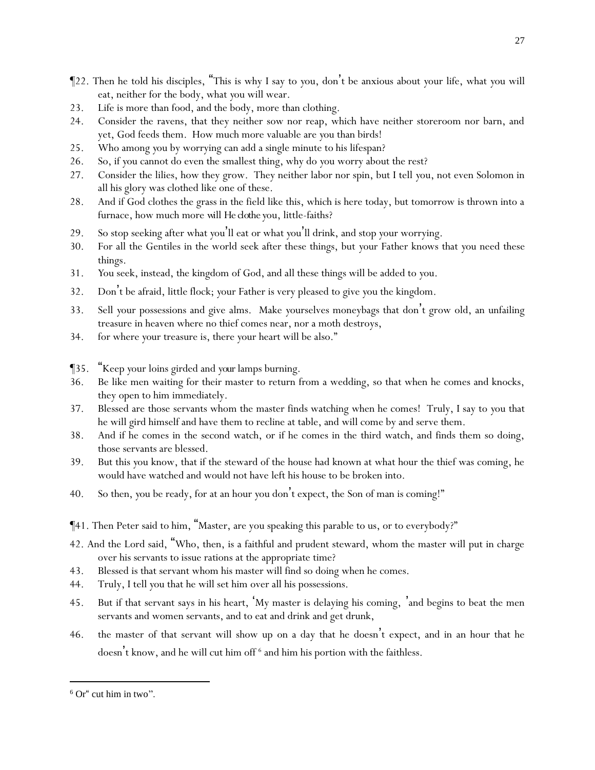¶22. Then he told his disciples, "This is why I say to you, don't be anxious about your life, what you will eat, neither for the body, what you will wear.

23. Life is more than food, and the body, more than clothing.

24. Consider the ravens, that they neither sow nor reap, which have neither storeroom nor barn, and yet, God feeds them. How much more valuable are you than birds!

25. Who among you by worrying can add a single minute to his lifespan?

26. So, if you cannot do even the smallest thing, why do you worry about the rest?

27. Consider the lilies, how they grow. They neither labor nor spin, but I tell you, not even Solomon in all his glory was clothed like one of these.

28. And if God clothes the grass in the field like this, which is here today, but tomorrow is thrown into a furnace, how much more *will He clothe* you, little-faiths?

29. So stop seeking after what you'll eat or what you'll drink, and stop your worrying.

30. For all the Gentiles in the world seek after these things, but your Father knows that you need these things.

31. You seek, instead, the kingdom of God, and all these things will be added to you.

32. Don't be afraid, little flock; your Father is very pleased to give you the kingdom.

33. Sell your possessions and give alms. Make yourselves moneybags that don't grow old, an unfailing treasure in heaven where no thief comes near, nor a moth destroys,

34. for where your treasure is, there your heart will be also."

¶35. "Keep your loins girded and *your* lamps burning.

36. Be like men waiting for their master to return from a wedding, so that when he comes and knocks, they open to him immediately.

37. Blessed are those servants whom the master finds watching when he comes! Truly, I say to you that he will gird himself and have them to recline at table, and will come by and serve them.

38. And if he comes in the second watch, or if he comes in the third watch, and finds them so doing, those servants are blessed.

39. But this you know, that if the steward of the house had known at what hour the thief was coming, he would have watched and would not have left his house to be broken into.

40. So then, you be ready, for at an hour you don't expect, the Son of man is coming!"

¶41. Then Peter said to him, "Master, are you speaking this parable to us, or to everybody?"

42. And the Lord said, "Who, then, is a faithful and prudent steward, whom the master will put in charge over his servants to issue rations at the appropriate time?

43. Blessed is that servant whom his master will find so doing when he comes.

44. Truly, I tell you that he will set him over all his possessions.

45. But if that servant says in his heart, 'My master is delaying his coming,' and begins to beat the men servants and women servants, and to eat and drink and get drunk,

46. the master of that servant will show up on a day that he doesn't expect, and in an hour that he doesn't know, and he will cut him off [6] and him his portion with the faithless.

[6] Or "cut him in two".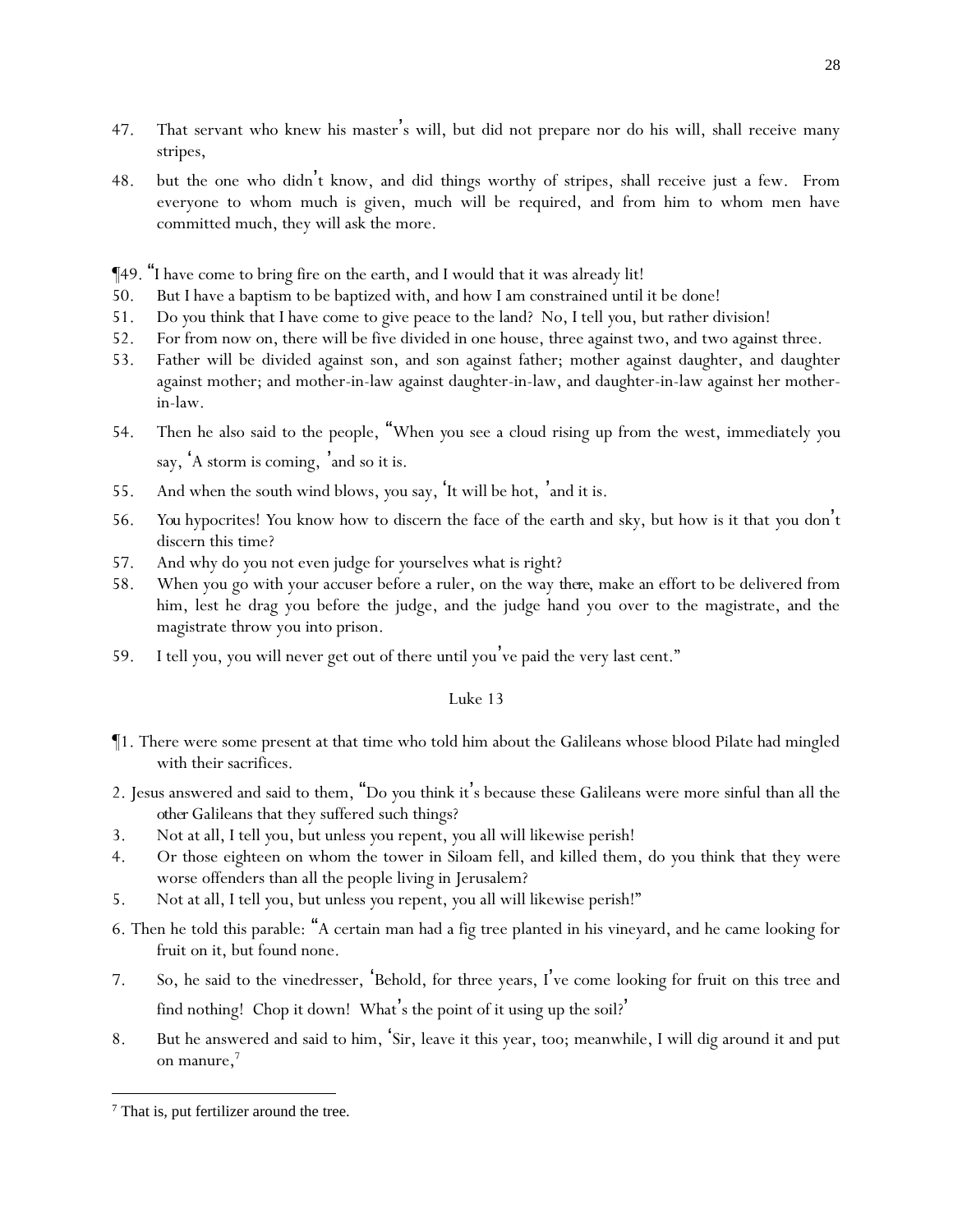47. That servant who knew his master's will, but did not prepare nor do his will, shall receive many stripes,

48. but the one who didn't know, and did things worthy of stripes, shall receive just a few. From everyone to whom much is given, much will be required, and from him to whom men have committed much, they will ask the more.

¶49. "I have come to bring fire on the earth, and I would that it was already lit!
50. But I have a baptism to be baptized with, and how I am constrained until it be done!
51. Do you think that I have come to give peace to the land? No, I tell you, but rather division!
52. For from now on, there will be five divided in one house, three against two, and two against three.
53. Father will be divided against son, and son against father; mother against daughter, and daughter against mother; and mother-in-law against daughter-in-law, and daughter-in-law against her mother-in-law.

54. Then he also said to the people, "When you see a cloud rising up from the west, immediately you say, 'A storm is coming,' and so it is.

55. And when the south wind blows, you say, 'It will be hot,' and it is.

56. You hypocrites! You know how to discern the face of the earth and sky, but how is it that you don't discern this time?
57. And why do you not even judge for yourselves what is right?
58. When you go with your accuser before a ruler, on the way *there*, make an effort to be delivered from him, lest he drag you before the judge, and the judge hand you over to the magistrate, and the magistrate throw you into prison.

59. I tell you, you will never get out of there until you've paid the very last cent."

## Luke 13

¶1. There were some present at that time who told him about the Galileans whose blood Pilate had mingled with their sacrifices.

2. Jesus answered and said to them, "Do you think it's because these Galileans were more sinful than all the *other* Galileans that they suffered such things?
3. Not at all, I tell you, but unless you repent, you all will likewise perish!
4. Or those eighteen on whom the tower in Siloam fell, and killed them, do you think that they were worse offenders than all the people living in Jerusalem?
5. Not at all, I tell you, but unless you repent, you all will likewise perish!"

6. Then he told this parable: "A certain man had a fig tree planted in his vineyard, and he came looking for fruit on it, but found none.

7. So, he said to the vinedresser, 'Behold, for three years, I've come looking for fruit on this tree and find nothing! Chop it down! What's the point of it using up the soil?'

8. But he answered and said to him, 'Sir, leave it this year, too; meanwhile, I will dig around it and put on manure,[7]

[7] That is, put fertilizer around the tree.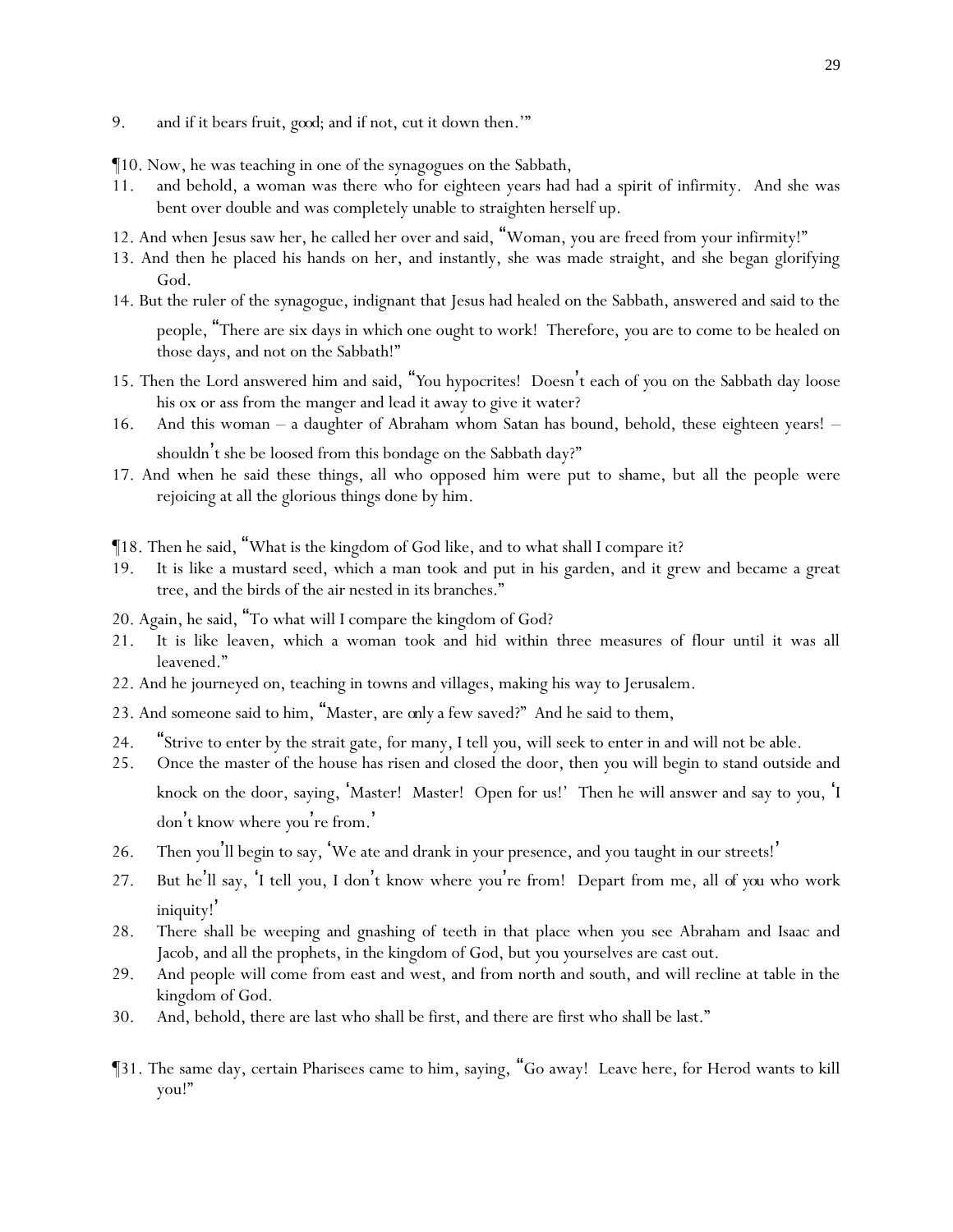9. and if it bears fruit, good; and if not, cut it down then.'"

¶10. Now, he was teaching in one of the synagogues on the Sabbath,

11. and behold, a woman was there who for eighteen years had had a spirit of infirmity. And she was bent over double and was completely unable to straighten herself up.

12. And when Jesus saw her, he called her over and said, "Woman, you are freed from your infirmity!"

13. And then he placed his hands on her, and instantly, she was made straight, and she began glorifying God.

14. But the ruler of the synagogue, indignant that Jesus had healed on the Sabbath, answered and said to the people, "There are six days in which one ought to work! Therefore, you are to come to be healed on those days, and not on the Sabbath!"

15. Then the Lord answered him and said, "You hypocrites! Doesn't each of you on the Sabbath day loose his ox or ass from the manger and lead it away to give it water?

16. And this woman – a daughter of Abraham whom Satan has bound, behold, these eighteen years! – shouldn't she be loosed from this bondage on the Sabbath day?"

17. And when he said these things, all who opposed him were put to shame, but all the people were rejoicing at all the glorious things done by him.

¶18. Then he said, "What is the kingdom of God like, and to what shall I compare it?

19. It is like a mustard seed, which a man took and put in his garden, and it grew and became a great tree, and the birds of the air nested in its branches."

20. Again, he said, "To what will I compare the kingdom of God?

21. It is like leaven, which a woman took and hid within three measures of flour until it was all leavened."

22. And he journeyed on, teaching in towns and villages, making his way to Jerusalem.

23. And someone said to him, "Master, are only a few saved?" And he said to them,

24. "Strive to enter by the strait gate, for many, I tell you, will seek to enter in and will not be able.

25. Once the master of the house has risen and closed the door, then you will begin to stand outside and knock on the door, saying, 'Master! Master! Open for us!' Then he will answer and say to you, 'I don't know where you're from.'

26. Then you'll begin to say, 'We ate and drank in your presence, and you taught in our streets!'

27. But he'll say, 'I tell you, I don't know where you're from! Depart from me, all of you who work iniquity!'

28. There shall be weeping and gnashing of teeth in that place when you see Abraham and Isaac and Jacob, and all the prophets, in the kingdom of God, but you yourselves are cast out.

29. And people will come from east and west, and from north and south, and will recline at table in the kingdom of God.

30. And, behold, there are last who shall be first, and there are first who shall be last."

¶31. The same day, certain Pharisees came to him, saying, "Go away! Leave here, for Herod wants to kill you!"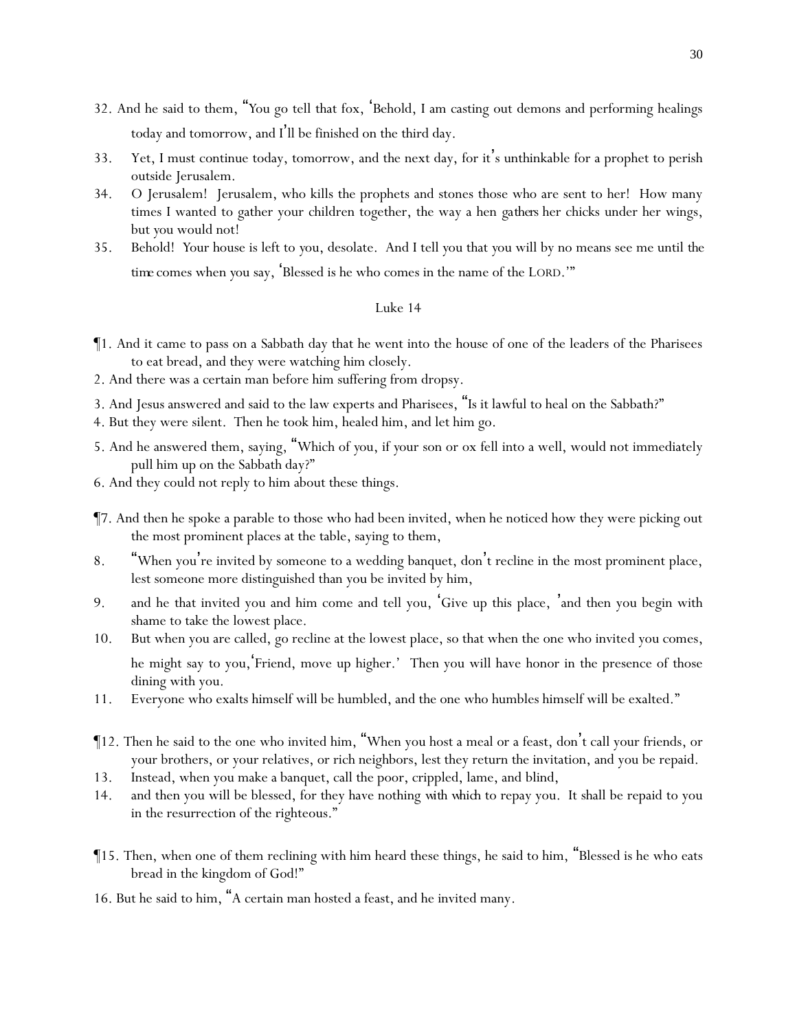32. And he said to them, "You go tell that fox, 'Behold, I am casting out demons and performing healings today and tomorrow, and I'll be finished on the third day.

33. Yet, I must continue today, tomorrow, and the next day, for it's unthinkable for a prophet to perish outside Jerusalem.

34. O Jerusalem! Jerusalem, who kills the prophets and stones those who are sent to her! How many times I wanted to gather your children together, the way a hen *gathers* her chicks under her wings, but you would not!

35. Behold! Your house is left to you, desolate. And I tell you that you will by no means see me until *the time* comes when you say, 'Blessed is he who comes in the name of the LORD.'"

## Luke 14

¶1. And it came to pass on a Sabbath day that he went into the house of one of the leaders of the Pharisees to eat bread, and they were watching him closely.

2. And there was a certain man before him suffering from dropsy.

3. And Jesus answered and said to the law experts and Pharisees, "Is it lawful to heal on the Sabbath?"

4. But they were silent. Then he took him, healed him, and let him go.

5. And he answered them, saying, "Which of you, if your son or ox fell into a well, would not immediately pull him up on the Sabbath day?"

6. And they could not reply to him about these things.

¶7. And then he spoke a parable to those who had been invited, when he noticed how they were picking out the most prominent places at the table, saying to them,

8. "When you're invited by someone to a wedding banquet, don't recline in the most prominent place, lest someone more distinguished than you be invited by him,

9. and he that invited you and him come and tell you, 'Give up this place, 'and then you begin with shame to take the lowest place.

10. But when you are called, go recline at the lowest place, so that when the one who invited you comes, he might say to you,'Friend, move up higher.' Then you will have honor in the presence of those dining with you.

11. Everyone who exalts himself will be humbled, and the one who humbles himself will be exalted."

¶12. Then he said to the one who invited him, "When you host a meal or a feast, don't call your friends, or your brothers, or your relatives, or rich neighbors, lest they return the invitation, and you be repaid.

13. Instead, when you make a banquet, call the poor, crippled, lame, and blind,

14. and then you will be blessed, for they have nothing *with which* to repay you. It shall be repaid to you in the resurrection of the righteous."

¶15. Then, when one of them reclining with him heard these things, he said to him, "Blessed is he who eats bread in the kingdom of God!"

16. But he said to him, "A certain man hosted a feast, and he invited many.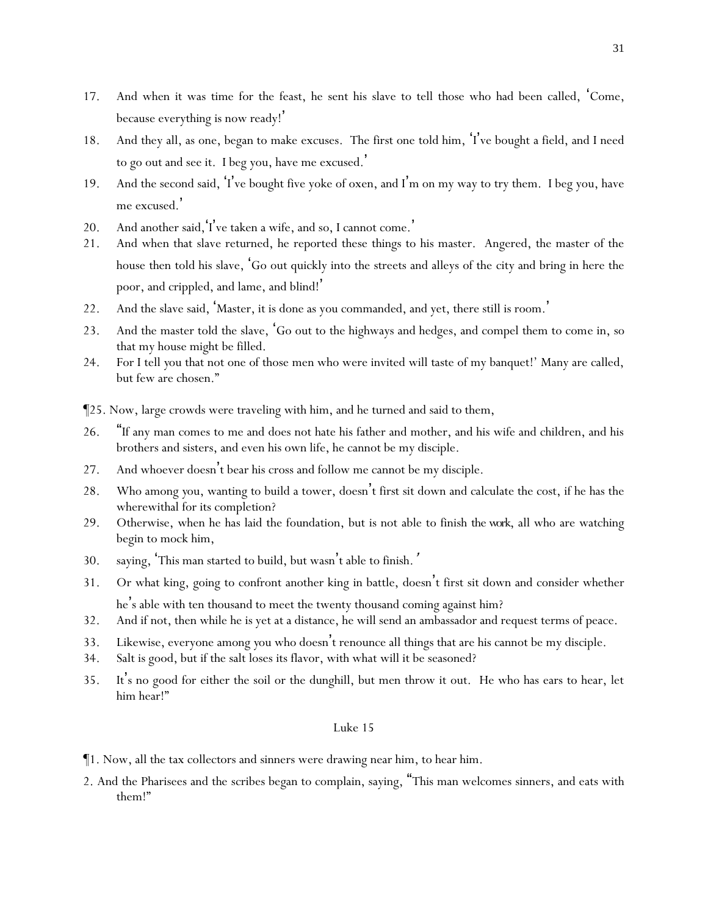17. And when it was time for the feast, he sent his slave to tell those who had been called, ‘Come, because everything is now ready!’

18. And they all, as one, began to make excuses. The first one told him, ‘I’ve bought a field, and I need to go out and see it. I beg you, have me excused.’

19. And the second said, ‘I’ve bought five yoke of oxen, and I’m on my way to try them. I beg you, have me excused.’

20. And another said,‘I’ve taken a wife, and so, I cannot come.’

21. And when that slave returned, he reported these things to his master. Angered, the master of the house then told his slave, ‘Go out quickly into the streets and alleys of the city and bring in here the poor, and crippled, and lame, and blind!’

22. And the slave said, ‘Master, it is done as you commanded, and yet, there still is room.’

23. And the master told the slave, ‘Go out to the highways and hedges, and compel them to come in, so that my house might be filled.

24. For I tell you that not one of those men who were invited will taste of my banquet!’ Many are called, but few are chosen.”

¶25. Now, large crowds were traveling with him, and he turned and said to them,

26. “If any man comes to me and does not hate his father and mother, and his wife and children, and his brothers and sisters, and even his own life, he cannot be my disciple.

27. And whoever doesn’t bear his cross and follow me cannot be my disciple.

28. Who among you, wanting to build a tower, doesn’t first sit down and calculate the cost, if he has the wherewithal for its completion?

29. Otherwise, when he has laid the foundation, but is not able to finish *the work*, all who are watching begin to mock him,

30. saying, ‘This man started to build, but wasn’t able to finish.’

31. Or what king, going to confront another king in battle, doesn’t first sit down and consider whether he’s able with ten thousand to meet the twenty thousand coming against him?

32. And if not, then while he is yet at a distance, he will send an ambassador and request terms of peace.

33. Likewise, everyone among you who doesn’t renounce all things that are his cannot be my disciple.

34. Salt is good, but if the salt loses its flavor, with what will it be seasoned?

35. It’s no good for either the soil or the dunghill, but men throw it out. He who has ears to hear, let him hear!”

## Luke 15

¶1. Now, all the tax collectors and sinners were drawing near him, to hear him.

2. And the Pharisees and the scribes began to complain, saying, “This man welcomes sinners, and eats with them!”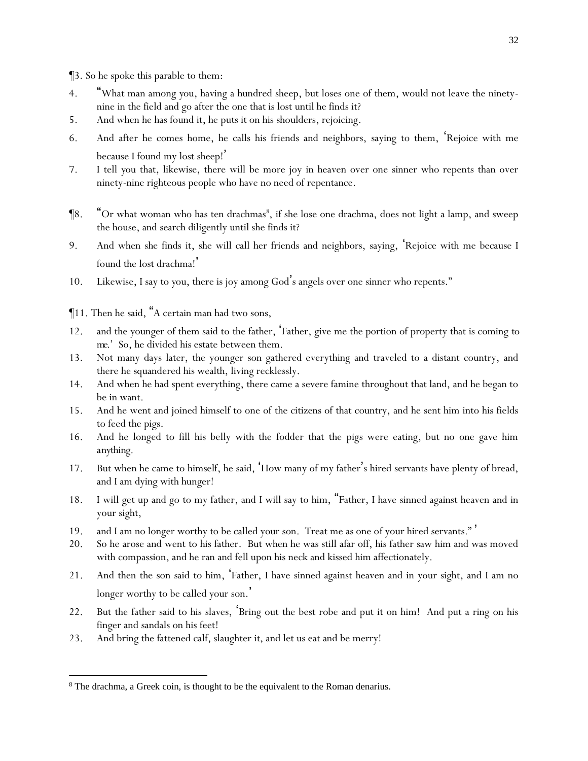¶3. So he spoke this parable to them:

4. "What man among you, having a hundred sheep, but loses one of them, would not leave the ninety-nine in the field and go after the one that is lost until he finds it?
5. And when he has found it, he puts it on his shoulders, rejoicing.
6. And after he comes home, he calls his friends and neighbors, saying to them, 'Rejoice with me because I found my lost sheep!'
7. I tell you that, likewise, there will be more joy in heaven over one sinner who repents than over ninety-nine righteous people who have no need of repentance.

¶8. "Or what woman who has ten drachmas[8], if she lose one drachma, does not light a lamp, and sweep the house, and search diligently until she finds it?
9. And when she finds it, she will call her friends and neighbors, saying, 'Rejoice with me because I found the lost drachma!'
10. Likewise, I say to you, there is joy among God's angels over one sinner who repents."

¶11. Then he said, "A certain man had two sons,
12. and the younger of them said to the father, 'Father, give me the portion of property that is coming to me.' So, he divided his estate between them.
13. Not many days later, the younger son gathered everything and traveled to a distant country, and there he squandered his wealth, living recklessly.
14. And when he had spent everything, there came a severe famine throughout that land, and he began to be in want.
15. And he went and joined himself to one of the citizens of that country, and he sent him into his fields to feed the pigs.
16. And he longed to fill his belly with the fodder that the pigs were eating, but no one gave him anything.
17. But when he came to himself, he said, 'How many of my father's hired servants have plenty of bread, and I am dying with hunger!
18. I will get up and go to my father, and I will say to him, "Father, I have sinned against heaven and in your sight,
19. and I am no longer worthy to be called your son. Treat me as one of your hired servants." '
20. So he arose and went to his father. But when he was still afar off, his father saw him and was moved with compassion, and he ran and fell upon his neck and kissed him affectionately.
21. And then the son said to him, 'Father, I have sinned against heaven and in your sight, and I am no longer worthy to be called your son.'
22. But the father said to his slaves, 'Bring out the best robe and put it on him! And put a ring on his finger and sandals on his feet!
23. And bring the fattened calf, slaughter it, and let us eat and be merry!

[8] The drachma, a Greek coin, is thought to be the equivalent to the Roman denarius.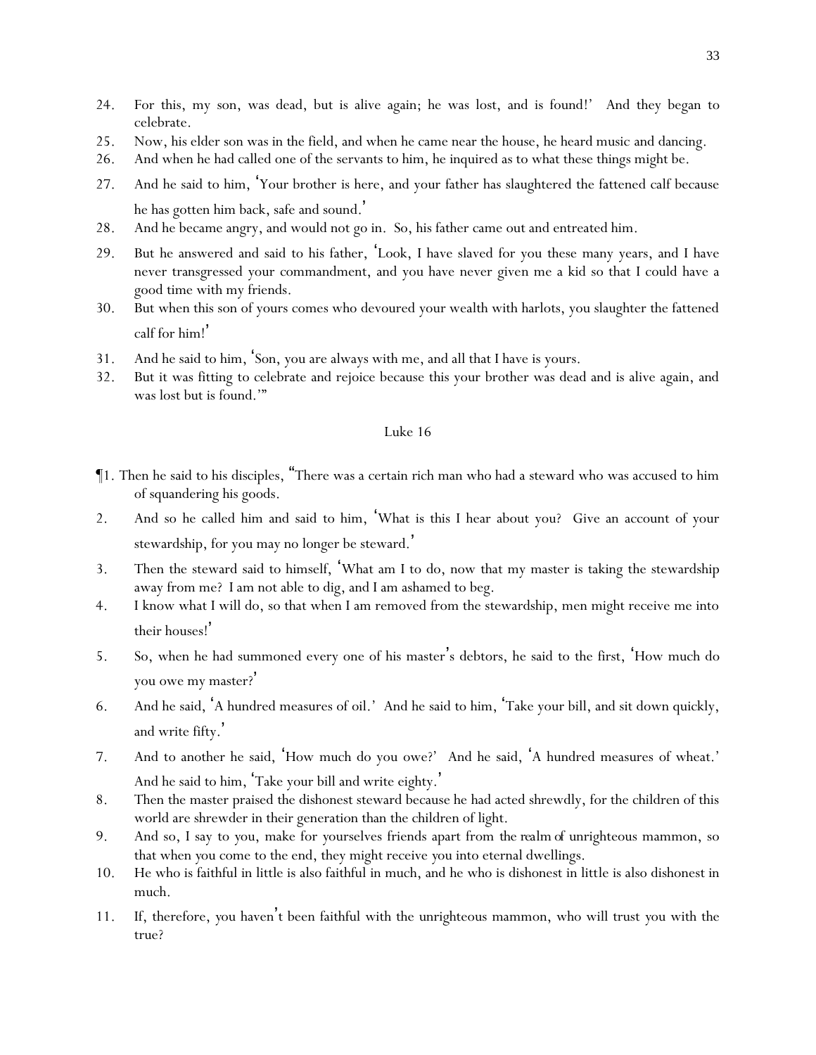24. For this, my son, was dead, but is alive again; he was lost, and is found!' And they began to celebrate.
25. Now, his elder son was in the field, and when he came near the house, he heard music and dancing.
26. And when he had called one of the servants to him, he inquired as to what these things might be.
27. And he said to him, 'Your brother is here, and your father has slaughtered the fattened calf because he has gotten him back, safe and sound.'
28. And he became angry, and would not go in. So, his father came out and entreated him.
29. But he answered and said to his father, 'Look, I have slaved for you these many years, and I have never transgressed your commandment, and you have never given me a kid so that I could have a good time with my friends.
30. But when this son of yours comes who devoured your wealth with harlots, you slaughter the fattened calf for him!'
31. And he said to him, 'Son, you are always with me, and all that I have is yours.
32. But it was fitting to celebrate and rejoice because this your brother was dead and is alive again, and was lost but is found.'"

## Luke 16

¶1. Then he said to his disciples, "There was a certain rich man who had a steward who was accused to him of squandering his goods.
2. And so he called him and said to him, 'What is this I hear about you? Give an account of your stewardship, for you may no longer be steward.'
3. Then the steward said to himself, 'What am I to do, now that my master is taking the stewardship away from me? I am not able to dig, and I am ashamed to beg.
4. I know what I will do, so that when I am removed from the stewardship, men might receive me into their houses!'
5. So, when he had summoned every one of his master's debtors, he said to the first, 'How much do you owe my master?'
6. And he said, 'A hundred measures of oil.' And he said to him, 'Take your bill, and sit down quickly, and write fifty.'
7. And to another he said, 'How much do you owe?' And he said, 'A hundred measures of wheat.' And he said to him, 'Take your bill and write eighty.'
8. Then the master praised the dishonest steward because he had acted shrewdly, for the children of this world are shrewder in their generation than the children of light.
9. And so, I say to you, make for yourselves friends apart from *the realm of* unrighteous mammon, so that when *you* come to the end, they might receive *you* into eternal dwellings.
10. He who is faithful in little is also faithful in much, and he who is dishonest in little is also dishonest in much.
11. If, therefore, you haven't been faithful with the unrighteous mammon, who will trust you with the true?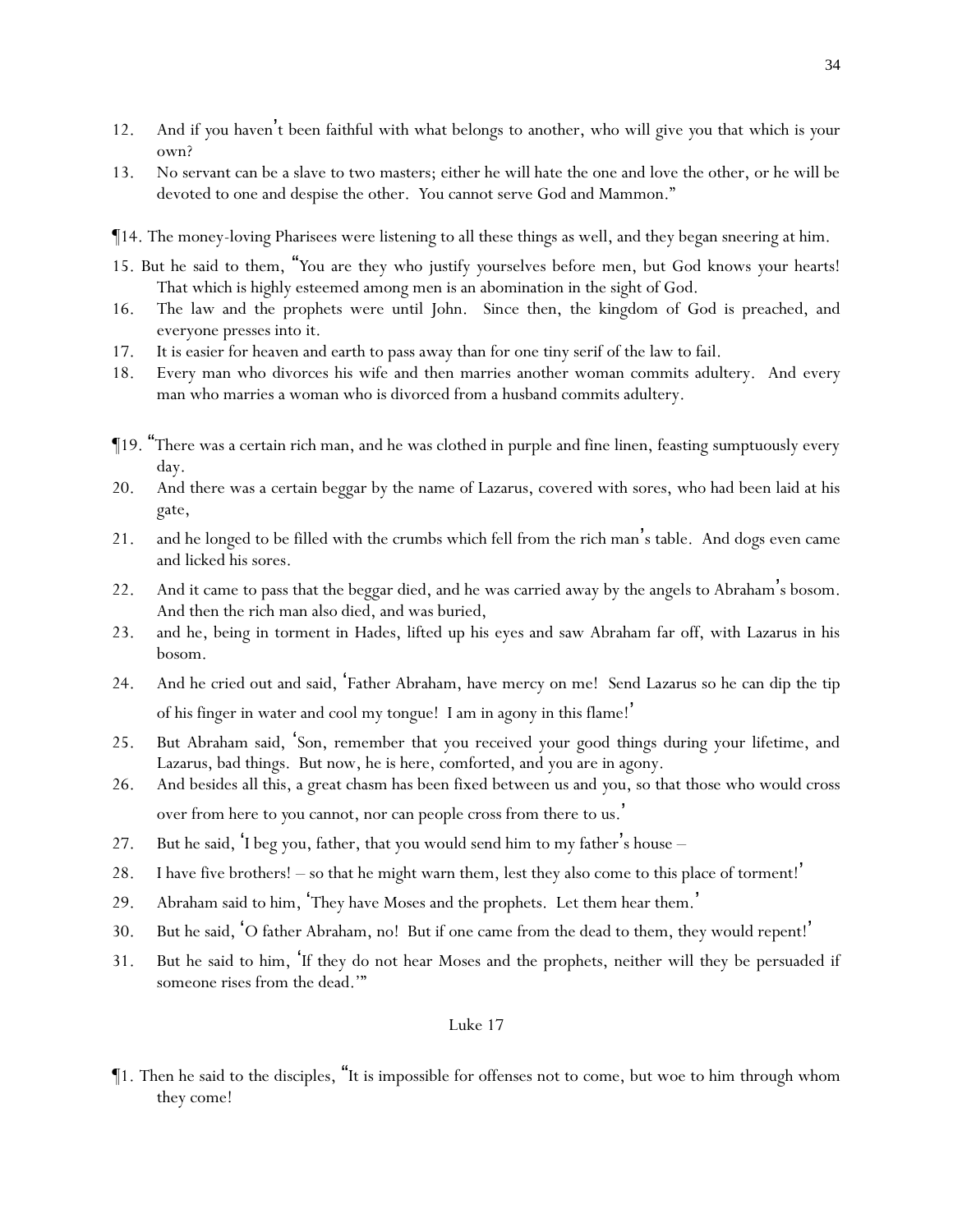12. And if you haven't been faithful with what belongs to another, who will give you that which is your own?
13. No servant can be a slave to two masters; either he will hate the one and love the other, or he will be devoted to one and despise the other. You cannot serve God and Mammon."

¶14. The money-loving Pharisees were listening to all these things as well, and they began sneering at him.
15. But he said to them, "You are they who justify yourselves before men, but God knows your hearts! That which is highly esteemed among men is an abomination in the sight of God.
16. The law and the prophets were until John. Since then, the kingdom of God is preached, and everyone presses into it.
17. It is easier for heaven and earth to pass away than for one tiny serif of the law to fail.
18. Every man who divorces his wife and then marries another woman commits adultery. And every man who marries a woman who is divorced from a husband commits adultery.

¶19. "There was a certain rich man, and he was clothed in purple and fine linen, feasting sumptuously every day.
20. And there was a certain beggar by the name of Lazarus, covered with sores, who had been laid at his gate,
21. and he longed to be filled with the crumbs which fell from the rich man's table. And dogs even came and licked his sores.
22. And it came to pass that the beggar died, and he was carried away by the angels to Abraham's bosom. And then the rich man also died, and was buried,
23. and he, being in torment in Hades, lifted up his eyes and saw Abraham far off, with Lazarus in his bosom.
24. And he cried out and said, 'Father Abraham, have mercy on me! Send Lazarus so he can dip the tip of his finger in water and cool my tongue! I am in agony in this flame!'
25. But Abraham said, 'Son, remember that you received your good things during your lifetime, and Lazarus, bad things. But now, he is here, comforted, and you are in agony.
26. And besides all this, a great chasm has been fixed between us and you, so that those who would cross over from here to you cannot, nor can people cross from there to us.'
27. But he said, 'I beg you, father, that you would send him to my father's house –
28. I have five brothers! – so that he might warn them, lest they also come to this place of torment!'
29. Abraham said to him, 'They have Moses and the prophets. Let them hear them.'
30. But he said, 'O father Abraham, no! But if one came from the dead to them, they would repent!'
31. But he said to him, 'If they do not hear Moses and the prophets, neither will they be persuaded if someone rises from the dead.'"

## Luke 17

¶1. Then he said to the disciples, "It is impossible for offenses not to come, but woe to him through whom they come!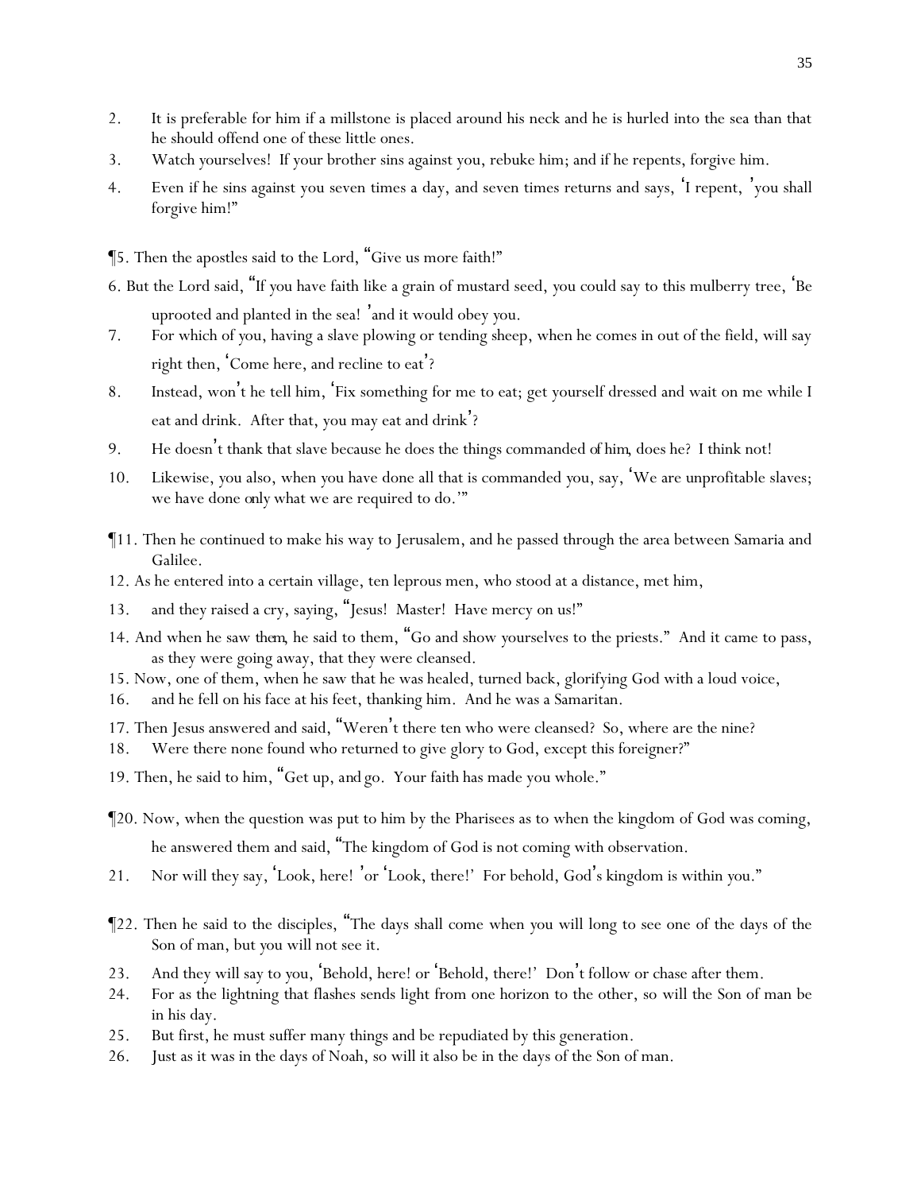2. It is preferable for him if a millstone is placed around his neck and he is hurled into the sea than that he should offend one of these little ones.

3. Watch yourselves! If your brother sins against you, rebuke him; and if he repents, forgive him.

4. Even if he sins against you seven times a day, and seven times returns and says, 'I repent, 'you shall forgive him!"

¶5. Then the apostles said to the Lord, "Give us more faith!"

6. But the Lord said, "If you have faith like a grain of mustard seed, you could say to this mulberry tree, 'Be uprooted and planted in the sea! 'and it would obey you.

7. For which of you, having a slave plowing or tending sheep, when he comes in out of the field, will say right then, 'Come here, and recline to eat'?

8. Instead, won't he tell him, 'Fix something for me to eat; get yourself dressed and wait on me while I eat and drink. After that, you may eat and drink'?

9. He doesn't thank that slave because he does the things commanded *of him*, does he? I think not!

10. Likewise, you also, when you have done all that is commanded you, say, 'We are unprofitable slaves; we have done *only* what we are required to do.'"

¶11. Then he continued to make his way to Jerusalem, and he passed through the area between Samaria and Galilee.

12. As he entered into a certain village, ten leprous men, who stood at a distance, met him,

13. and they raised a cry, saying, "Jesus! Master! Have mercy on us!"

14. And when he saw *them*, he said to them, "Go and show yourselves to the priests." And it came to pass, as they were going away, that they were cleansed.

15. Now, one of them, when he saw that he was healed, turned back, glorifying God with a loud voice,

16. and he fell on his face at his feet, thanking him. And he was a Samaritan.

17. Then Jesus answered and said, "Weren't there ten who were cleansed? So, where are the nine?

18. Were there none found who returned to give glory to God, except this foreigner?"

19. Then, he said to him, "Get up, *and* go. Your faith has made you whole."

¶20. Now, when the question was put to him by the Pharisees as to when the kingdom of God was coming, he answered them and said, "The kingdom of God is not coming with observation.

21. Nor will they say, 'Look, here! 'or 'Look, there!' For behold, God's kingdom is within you."

¶22. Then he said to the disciples, "The days shall come when you will long to see one of the days of the Son of man, but you will not see it.

23. And they will say to you, 'Behold, here! or 'Behold, there!' Don't follow or chase after them.

24. For as the lightning that flashes sends light from one horizon to the other, so will the Son of man be in his day.

25. But first, he must suffer many things and be repudiated by this generation.

26. Just as it was in the days of Noah, so will it also be in the days of the Son of man.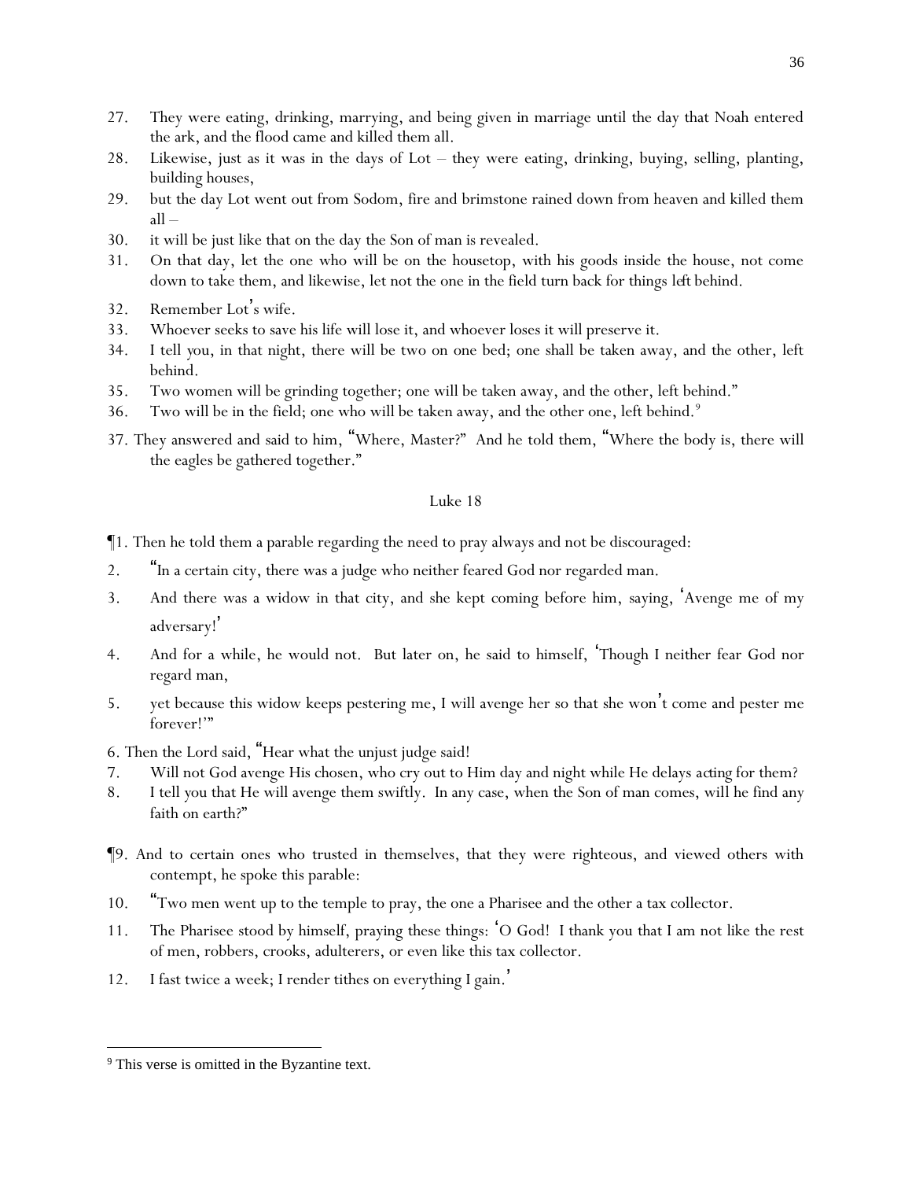27. They were eating, drinking, marrying, and being given in marriage until the day that Noah entered the ark, and the flood came and killed them all.
28. Likewise, just as it was in the days of Lot – they were eating, drinking, buying, selling, planting, building houses,
29. but the day Lot went out from Sodom, fire and brimstone rained down from heaven and killed them all –
30. it will be just like that on the day the Son of man is revealed.
31. On that day, let the one who will be on the housetop, with his goods inside the house, not come down to take them, and likewise, let not the one in the field turn back for things *left* behind.
32. Remember Lot's wife.
33. Whoever seeks to save his life will lose it, and whoever loses it will preserve it.
34. I tell you, in that night, there will be two on one bed; one shall be taken away, and the other, left behind.
35. Two women will be grinding together; one will be taken away, and the other, left behind."
36. Two will be in the field; one who will be taken away, and the other one, left behind.[9]

37. They answered and said to him, "Where, Master?" And he told them, "Where the body is, there will the eagles be gathered together."

## Luke 18

¶1. Then he told them a parable regarding the need to pray always and not be discouraged:

2. "In a certain city, there was a judge who neither feared God nor regarded man.
3. And there was a widow in that city, and she kept coming before him, saying, 'Avenge me of my adversary!'
4. And for a while, he would not. But later on, he said to himself, 'Though I neither fear God nor regard man,
5. yet because this widow keeps pestering me, I will avenge her so that she won't come and pester me forever!'"

6. Then the Lord said, "Hear what the unjust judge said!
7. Will not God avenge His chosen, who cry out to Him day and night while He delays *acting* for them?
8. I tell you that He will avenge them swiftly. In any case, when the Son of man comes, will he find any faith on earth?"

¶9. And to certain ones who trusted in themselves, that they were righteous, and viewed others with contempt, he spoke this parable:

10. "Two men went up to the temple to pray, the one a Pharisee and the other a tax collector.
11. The Pharisee stood by himself, praying these things: 'O God! I thank you that I am not like the rest of men, robbers, crooks, adulterers, or even like this tax collector.
12. I fast twice a week; I render tithes on everything I gain.'

---

[9] This verse is omitted in the Byzantine text.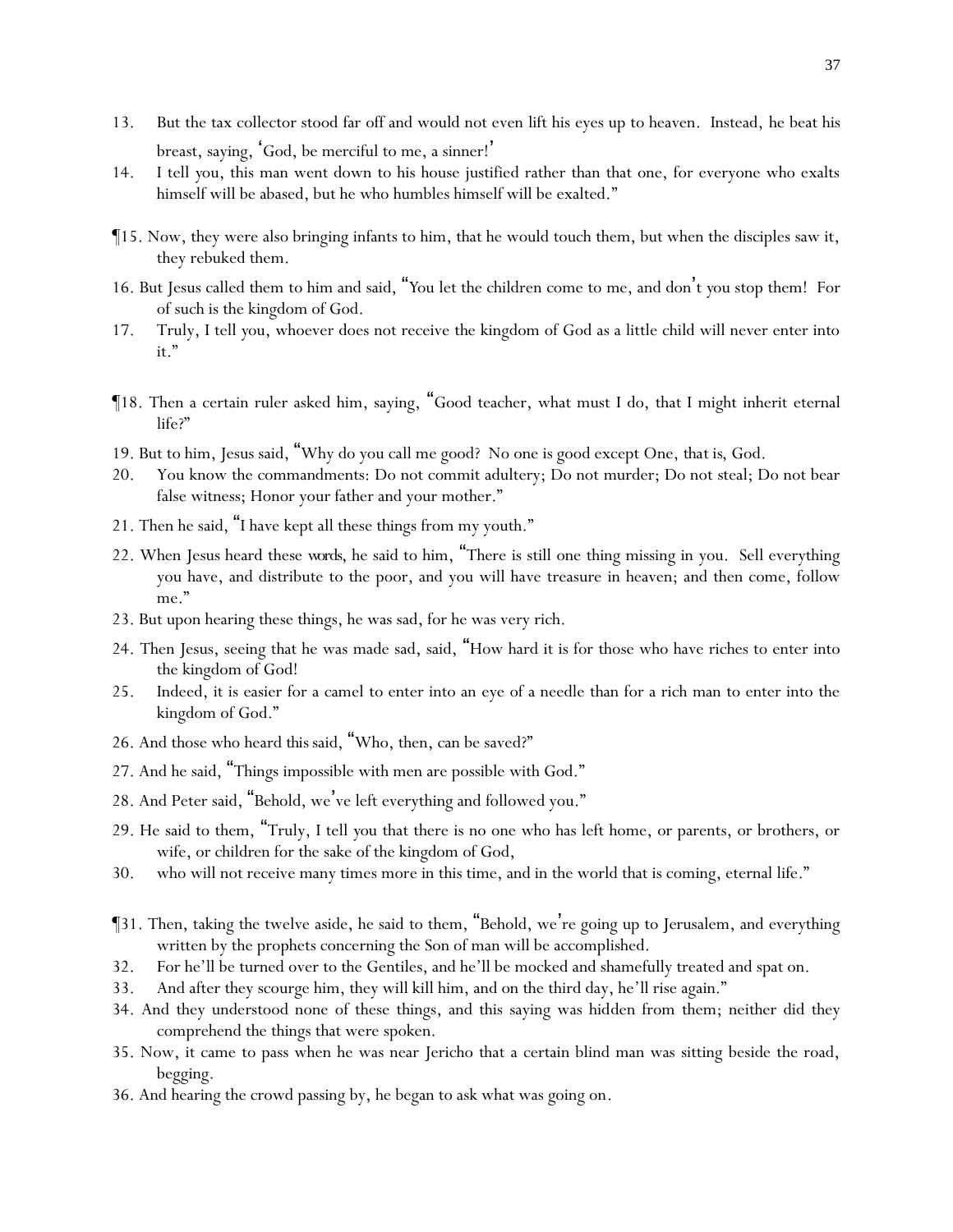13. But the tax collector stood far off and would not even lift his eyes up to heaven. Instead, he beat his breast, saying, 'God, be merciful to me, a sinner!'

14. I tell you, this man went down to his house justified rather than that one, for everyone who exalts himself will be abased, but he who humbles himself will be exalted."

¶15. Now, they were also bringing infants to him, that he would touch them, but when the disciples saw it, they rebuked them.

16. But Jesus called them to him and said, "You let the children come to me, and don't you stop them! For of such is the kingdom of God.

17. Truly, I tell you, whoever does not receive the kingdom of God as a little child will never enter into it."

¶18. Then a certain ruler asked him, saying, "Good teacher, what must I do, that I might inherit eternal life?"

19. But to him, Jesus said, "Why do you call me good? No one is good except One, that is, God.

20. You know the commandments: Do not commit adultery; Do not murder; Do not steal; Do not bear false witness; Honor your father and your mother."

21. Then he said, "I have kept all these things from my youth."

22. When Jesus heard these *words*, he said to him, "There is still one thing missing in you. Sell everything you have, and distribute to the poor, and you will have treasure in heaven; and then come, follow me."

23. But upon hearing these things, he was sad, for he was very rich.

24. Then Jesus, seeing that he was made sad, said, "How hard it is for those who have riches to enter into the kingdom of God!

25. Indeed, it is easier for a camel to enter into an eye of a needle than for a rich man to enter into the kingdom of God."

26. And those who heard *this* said, "Who, then, can be saved?"

27. And he said, "Things impossible with men are possible with God."

28. And Peter said, "Behold, we've left everything and followed you."

29. He said to them, "Truly, I tell you that there is no one who has left home, or parents, or brothers, or wife, or children for the sake of the kingdom of God,

30. who will not receive many times more in this time, and in the world that is coming, eternal life."

¶31. Then, taking the twelve aside, he said to them, "Behold, we're going up to Jerusalem, and everything written by the prophets concerning the Son of man will be accomplished.

32. For he'll be turned over to the Gentiles, and he'll be mocked and shamefully treated and spat on.

33. And after they scourge him, they will kill him, and on the third day, he'll rise again."

34. And they understood none of these things, and this saying was hidden from them; neither did they comprehend the things that were spoken.

35. Now, it came to pass when he was near Jericho that a certain blind man was sitting beside the road, begging.

36. And hearing the crowd passing by, he began to ask what was going on.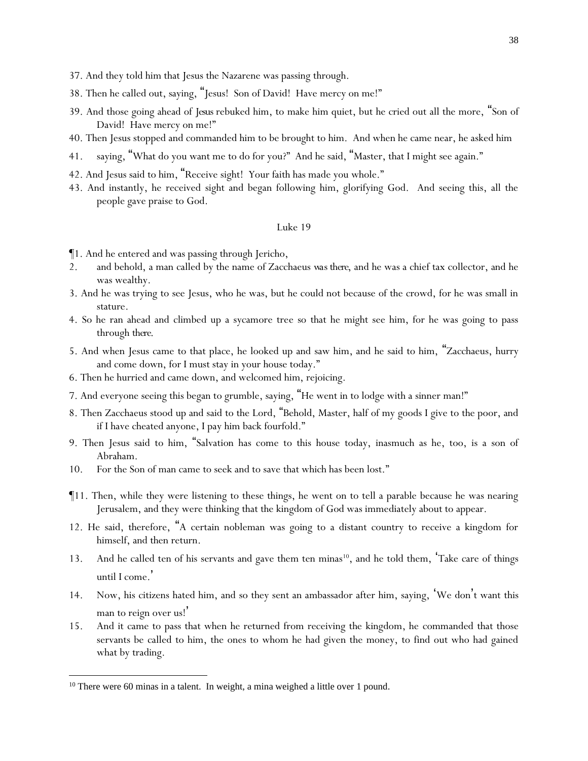37. And they told him that Jesus the Nazarene was passing through.

38. Then he called out, saying, "Jesus! Son of David! Have mercy on me!"

39. And those going ahead of *Jesus* rebuked him, to make him quiet, but he cried out all the more, "Son of David! Have mercy on me!"

40. Then Jesus stopped and commanded him to be brought to him. And when he came near, he asked him

41. saying, "What do you want me to do for you?" And he said, "Master, that I might see again."

42. And Jesus said to him, "Receive sight! Your faith has made you whole."

43. And instantly, he received sight and began following him, glorifying God. And seeing this, all the people gave praise to God.

## Luke 19

¶1. And he entered and was passing through Jericho,

2. and behold, a man called by the name of Zacchaeus *was there*, and he was a chief tax collector, and he was wealthy.

3. And he was trying to see Jesus, who he was, but he could not because of the crowd, for he was small in stature.

4. So he ran ahead and climbed up a sycamore tree so that he might see him, for he was going to pass through *there*.

5. And when Jesus came to that place, he looked up and saw him, and he said to him, "Zacchaeus, hurry and come down, for I must stay in your house today."

6. Then he hurried and came down, and welcomed him, rejoicing.

7. And everyone seeing this began to grumble, saying, "He went in to lodge with a sinner man!"

8. Then Zacchaeus stood up and said to the Lord, "Behold, Master, half of my goods I give to the poor, and if I have cheated anyone, I pay him back fourfold."

9. Then Jesus said to him, "Salvation has come to this house today, inasmuch as he, too, is a son of Abraham.

10. For the Son of man came to seek and to save that which has been lost."

¶11. Then, while they were listening to these things, he went on to tell a parable because he was nearing Jerusalem, and they were thinking that the kingdom of God was immediately about to appear.

12. He said, therefore, "A certain nobleman was going to a distant country to receive a kingdom for himself, and then return.

13. And he called ten of his servants and gave them ten minas[10], and he told them, 'Take care of things until I come.'

14. Now, his citizens hated him, and so they sent an ambassador after him, saying, 'We don't want this man to reign over us!'

15. And it came to pass that when he returned from receiving the kingdom, he commanded that those servants be called to him, the ones to whom he had given the money, to find out who had gained what by trading.

[10] There were 60 minas in a talent. In weight, a mina weighed a little over 1 pound.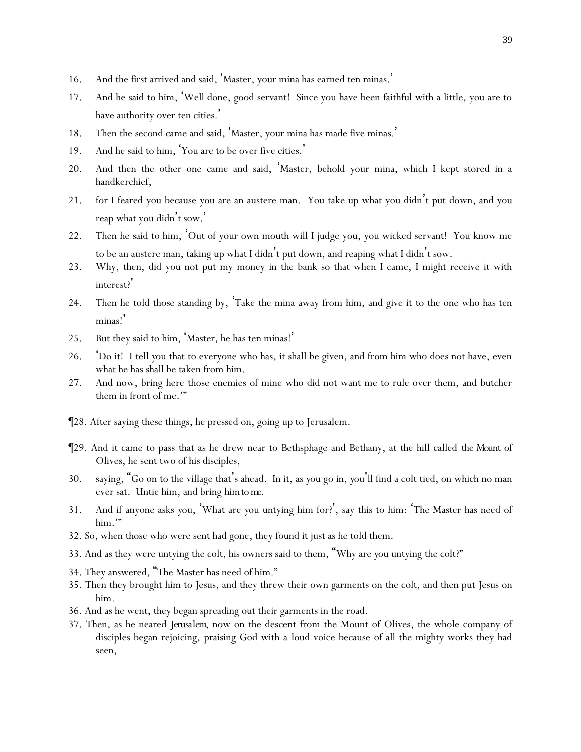16. And the first arrived and said, 'Master, your mina has earned ten minas.'

17. And he said to him, 'Well done, good servant! Since you have been faithful with a little, you are to have authority over ten cities.'

18. Then the second came and said, 'Master, your mina has made five minas.'

19. And he said to him, 'You are to be over five cities.'

20. And then the other one came and said, 'Master, behold your mina, which I kept stored in a handkerchief,

21. for I feared you because you are an austere man. You take up what you didn't put down, and you reap what you didn't sow.'

22. Then he said to him, 'Out of your own mouth will I judge you, you wicked servant! You know me to be an austere man, taking up what I didn't put down, and reaping what I didn't sow.

23. Why, then, did you not put my money in the bank so that when I came, I might receive it with interest?'

24. Then he told those standing by, 'Take the mina away from him, and give it to the one who has ten minas!'

25. But they said to him, 'Master, he has ten minas!'

26. 'Do it! I tell *y*ou that to everyone who has, it shall be given, and from him who does not have, even what he has shall be taken from him.

27. And now, bring here those enemies of mine who did not want me to rule over them, and butcher them in front of me.'"

¶28. After saying these things, he pressed on, going up to Jerusalem.

¶29. And it came to pass that as he drew near to Bethsphage and Bethany, at the hill called *the Mount* of Olives, he sent two of his disciples,

30. saying, "Go on to the village that's ahead. In it, as *y*ou go in, *y*ou'll find a colt tied, on which no man ever sat. Untie him, and bring *him to me*.

31. And if anyone asks *y*ou, 'What are *y*ou untying him for?', say this to him: 'The Master has need of him.'"

32. So, when those who were sent had gone, they found it just as he told them.

33. And as they were untying the colt, his owners said to them, "Why are *y*ou untying the colt?"

34. They answered, "The Master has need of him."

35. Then they brought him to Jesus, and they threw their own garments on the colt, and then put Jesus on him.

36. And as he went, they began spreading out their garments in the road.

37. Then, as he neared *Jerusalem*, now on the descent from the Mount of Olives, the whole company of disciples began rejoicing, praising God with a loud voice because of all the mighty works they had seen,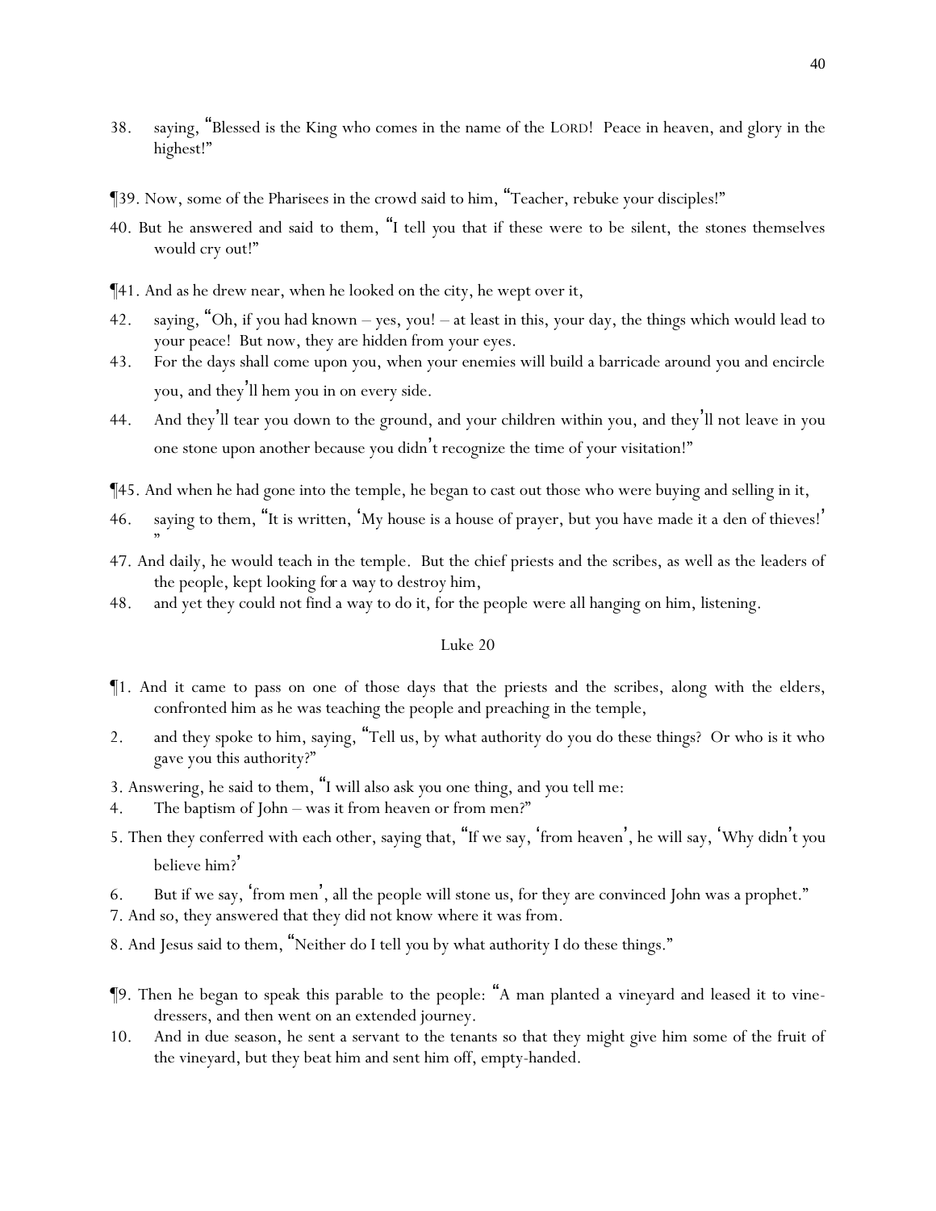38. saying, "Blessed is the King who comes in the name of the LORD! Peace in heaven, and glory in the highest!"

¶39. Now, some of the Pharisees in the crowd said to him, "Teacher, rebuke your disciples!"

40. But he answered and said to them, "I tell you that if these were to be silent, the stones themselves would cry out!"

¶41. And as he drew near, when he looked on the city, he wept over it,

42. saying, "Oh, if you had known – yes, you! – at least in this, your day, the things which would lead to your peace! But now, they are hidden from your eyes.

43. For the days shall come upon you, when your enemies will build a barricade around you and encircle you, and they'll hem you in on every side.

44. And they'll tear you down to the ground, and your children within you, and they'll not leave in you one stone upon another because you didn't recognize the time of your visitation!"

¶45. And when he had gone into the temple, he began to cast out those who were buying and selling in it,

46. saying to them, "It is written, 'My house is a house of prayer, but you have made it a den of thieves!' "

47. And daily, he would teach in the temple. But the chief priests and the scribes, as well as the leaders of the people, kept looking *for* a way to destroy him,

48. and yet they could not find a way to do it, for the people were all hanging on him, listening.

## Luke 20

¶1. And it came to pass on one of those days that the priests and the scribes, along with the elders, confronted him as he was teaching the people and preaching in the temple,

2. and they spoke to him, saying, "Tell us, by what authority do you do these things? Or who is it who gave you this authority?"

3. Answering, he said to them, "I will also ask you one thing, and you tell me:

4. The baptism of John – was it from heaven or from men?"

5. Then they conferred with each other, saying that, "If we say, 'from heaven', he will say, 'Why didn't you believe him?'

6. But if we say, 'from men', all the people will stone us, for they are convinced John was a prophet."

7. And so, they answered that they did not know where it was from.

8. And Jesus said to them, "Neither do I tell you by what authority I do these things."

¶9. Then he began to speak this parable to the people: "A man planted a vineyard and leased it to vine-dressers, and then went on an extended journey.

10. And in due season, he sent a servant to the tenants so that they might give him some of the fruit of the vineyard, but they beat him and sent him off, empty-handed.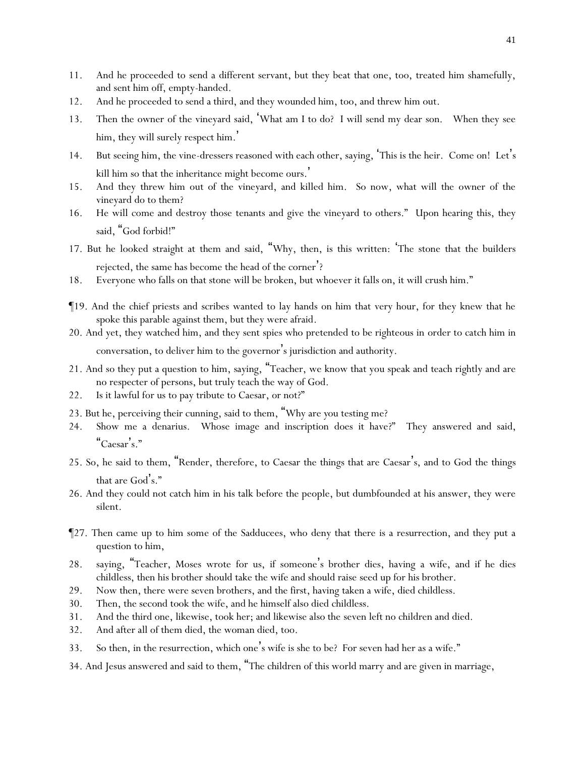11. And he proceeded to send a different servant, but they beat that one, too, treated him shamefully, and sent him off, empty-handed.
12. And he proceeded to send a third, and they wounded him, too, and threw him out.
13. Then the owner of the vineyard said, 'What am I to do? I will send my dear son. When they see him, they will surely respect him.'
14. But seeing him, the vine-dressers reasoned with each other, saying, 'This is the heir. Come on! Let's kill him so that the inheritance might become ours.'
15. And they threw him out of the vineyard, and killed him. So now, what will the owner of the vineyard do to them?
16. He will come and destroy those tenants and give the vineyard to others." Upon hearing this, they said, "God forbid!"
17. But he looked straight at them and said, "Why, then, is this written: 'The stone that the builders rejected, the same has become the head of the corner'?
18. Everyone who falls on that stone will be broken, but whoever it falls on, it will crush him."

¶19. And the chief priests and scribes wanted to lay hands on him that very hour, for they knew that he spoke this parable against them, but they were afraid.
20. And yet, they watched him, and they sent spies who pretended to be righteous in order to catch him in conversation, to deliver him to the governor's jurisdiction and authority.
21. And so they put a question to him, saying, "Teacher, we know that you speak and teach rightly and are no respecter of persons, but truly teach the way of God.
22. Is it lawful for us to pay tribute to Caesar, or not?"
23. But he, perceiving their cunning, said to them, "Why are you testing me?
24. Show me a denarius. Whose image and inscription does it have?" They answered and said, "Caesar's."
25. So, he said to them, "Render, therefore, to Caesar the things that are Caesar's, and to God the things that are God's."
26. And they could not catch him in his talk before the people, but dumbfounded at his answer, they were silent.

¶27. Then came up to him some of the Sadducees, who deny that there is a resurrection, and they put a question to him,
28. saying, "Teacher, Moses wrote for us, if someone's brother dies, having a wife, and if he dies childless, then his brother should take the wife and should raise seed up for his brother.
29. Now then, there were seven brothers, and the first, having taken a wife, died childless.
30. Then, the second took the wife, and he himself also died childless.
31. And the third one, likewise, took her; and likewise also the seven left no children and died.
32. And after all of them died, the woman died, too.
33. So then, in the resurrection, which one's wife is she to be? For seven had her as a wife."
34. And Jesus answered and said to them, "The children of this world marry and are given in marriage,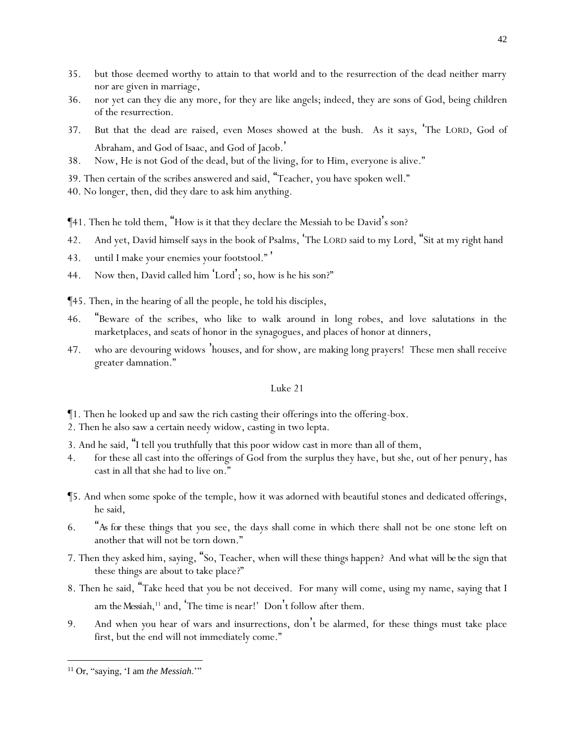35. but those deemed worthy to attain to that world and to the resurrection of the dead neither marry nor are given in marriage,

36. nor yet can they die any more, for they are like angels; indeed, they are sons of God, being children of the resurrection.

37. But that the dead are raised, even Moses showed at the bush. As it says, 'The LORD, God of Abraham, and God of Isaac, and God of Jacob.'

38. Now, He is not God of the dead, but of the living, for to Him, everyone is alive."

39. Then certain of the scribes answered and said, "Teacher, you have spoken well."

40. No longer, then, did they dare to ask him anything.

¶41. Then he told them, "How is it that they declare the Messiah to be David's son?

42. And yet, David himself says in the book of Psalms, 'The LORD said to my Lord, "Sit at my right hand

43. until I make your enemies your footstool." '

44. Now then, David called him 'Lord'; so, how is he his son?"

¶45. Then, in the hearing of all the people, he told his disciples,

46. "Beware of the scribes, who like to walk around in long robes, and love salutations in the marketplaces, and seats of honor in the synagogues, and places of honor at dinners,

47. who are devouring widows' houses, and for show, are making long prayers! These men shall receive greater damnation."

## Luke 21

¶1. Then he looked up and saw the rich casting their offerings into the offering-box.

2. Then he also saw a certain needy widow, casting in two lepta.

3. And he said, "I tell you truthfully that this poor widow cast in more than all of them,

4. for these all cast into the offerings of God from the surplus they have, but she, out of her penury, has cast in all that she had to live on."

¶5. And when some spoke of the temple, how it was adorned with beautiful stones and dedicated offerings, he said,

6. "*As for* these things that you see, the days shall come in which there shall not be one stone left on another that will not be torn down."

7. Then they asked him, saying, "So, Teacher, when will these things happen? And what *will be* the sign that these things are about to take place?"

8. Then he said, "Take heed that you be not deceived. For many will come, using my name, saying that I am *the Messiah*,[11] and, 'The time is near!' Don't follow after them.

9. And when you hear of wars and insurrections, don't be alarmed, for these things must take place first, but the end will not immediately come."

---

[11] Or, "saying, 'I am *the Messiah*.'"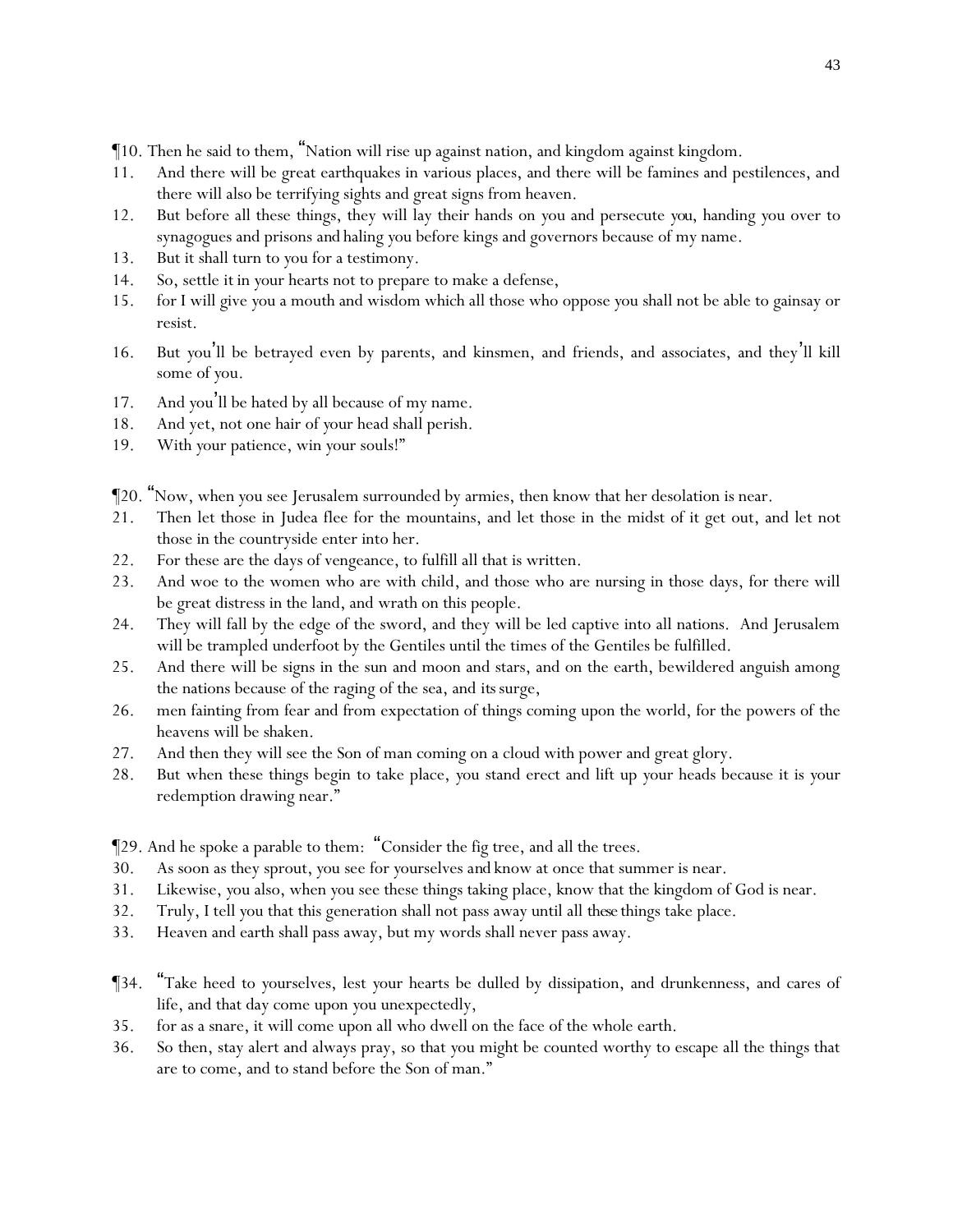¶10. Then he said to them, "Nation will rise up against nation, and kingdom against kingdom.

11. And there will be great earthquakes in various places, and there will be famines and pestilences, and there will also be terrifying sights and great signs from heaven.
12. But before all these things, they will lay their hands on you and persecute *you*, handing you over to synagogues and prisons and haling you before kings and governors because of my name.
13. But it shall turn to you for a testimony.
14. So, settle *it* in your hearts not to prepare to make a defense,
15. for I will give you a mouth and wisdom which all those who oppose you shall not be able to gainsay or resist.
16. But you'll be betrayed even by parents, and kinsmen, and friends, and associates, and they'll kill *some* of you.
17. And you'll be hated by all because of my name.
18. And yet, not one hair of your head shall perish.
19. With your patience, win your souls!"

¶20. "Now, when you see Jerusalem surrounded by armies, then know that her desolation is near.

21. Then let those in Judea flee for the mountains, and let those in the midst of it get out, and let not those in the countryside enter into her.
22. For these are the days of vengeance, to fulfill all that is written.
23. And woe to the women who are with child, and those who are nursing in those days, for there will be great distress in the land, and wrath on this people.
24. They will fall by the edge of the sword, and they will be led captive into all nations. And Jerusalem will be trampled underfoot by the Gentiles until the times of the Gentiles be fulfilled.
25. And there will be signs in the sun and moon and stars, and on the earth, bewildered anguish among the nations because of the raging of the sea, and *its* surge,
26. men fainting from fear and from expectation of things coming upon the world, for the powers of the heavens will be shaken.
27. And then they will see the Son of man coming on a cloud with power and great glory.
28. But when these things begin to take place, you stand erect and lift up your heads because it is your redemption drawing near."

¶29. And he spoke a parable to them: "Consider the fig tree, and all the trees.

30. As soon as they sprout, you see for yourselves *and* know at once that summer is near.
31. Likewise, you also, when you see these things taking place, know that the kingdom of God is near.
32. Truly, I tell you that this generation shall not pass away until all *these* things take place.
33. Heaven and earth shall pass away, but my words shall never pass away.

¶34. "Take heed to yourselves, lest your hearts be dulled by dissipation, and drunkenness, and cares of life, and that day come upon you unexpectedly,

35. for as a snare, it will come upon all who dwell on the face of the whole earth.
36. So then, stay alert and always pray, so that you might be counted worthy to escape all the things that are to come, and to stand before the Son of man."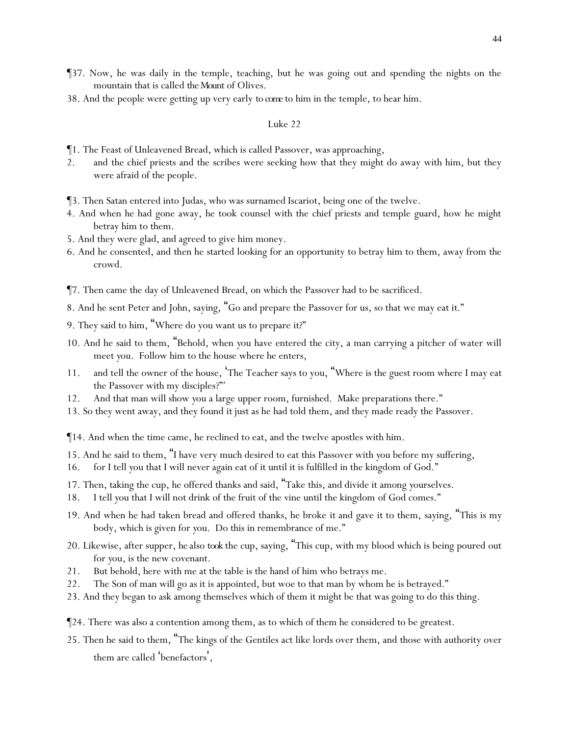¶37. Now, he was daily in the temple, teaching, but he was going out and spending the nights on the mountain that is called *the Mount* of Olives.

38. And the people were getting up very early *to come* to him in the temple, to hear him.

## Luke 22

¶1. The Feast of Unleavened Bread, which is called Passover, was approaching,

2. and the chief priests and the scribes were seeking how that they might do away with him, but they were afraid of the people.

¶3. Then Satan entered into Judas, who was surnamed Iscariot, being one of the twelve.

4. And when he had gone away, he took counsel with the chief priests and temple guard, how he might betray him to them.

5. And they were glad, and agreed to give him money.

6. And he consented, and then he started looking for an opportunity to betray him to them, away from the crowd.

¶7. Then came the day of Unleavened Bread, on which the Passover had to be sacrificed.

8. And he sent Peter and John, saying, "Go and prepare the Passover for us, so that we may eat it."

9. They said to him, "Where do you want us to prepare it?"

10. And he said to them, "Behold, when you have entered the city, a man carrying a pitcher of water will meet you. Follow him to the house where he enters,

11. and tell the owner of the house, 'The Teacher says to you, "Where is the guest room where I may eat the Passover with my disciples?"'

12. And that man will show you a large upper room, furnished. Make preparations there."

13. So they went away, and they found it just as he had told them, and they made ready the Passover.

¶14. And when the time came, he reclined to eat, and the twelve apostles with him.

15. And he said to them, "I have very much desired to eat this Passover with you before my suffering,

16. for I tell you that I will never again eat of it until it is fulfilled in the kingdom of God."

17. Then, taking the cup, he offered thanks and said, "Take this, and divide it among yourselves.

18. I tell you that I will not drink of the fruit of the vine until the kingdom of God comes."

19. And when he had taken bread and offered thanks, he broke it and gave it to them, saying, "This is my body, which is given for you. Do this in remembrance of me."

20. Likewise, after supper, *he also took* the cup, saying, "This cup, with my blood which is being poured out for you, is the new covenant.

21. But behold, here with me at the table is the hand of him who betrays me.

22. The Son of man will go as it is appointed, but woe to that man by whom he is betrayed."

23. And they began to ask among themselves which of them it might be that was going to do this thing.

¶24. There was also a contention among them, as to which of them he considered to be greatest.

25. Then he said to them, "The kings of the Gentiles act like lords over them, and those with authority over them are called 'benefactors',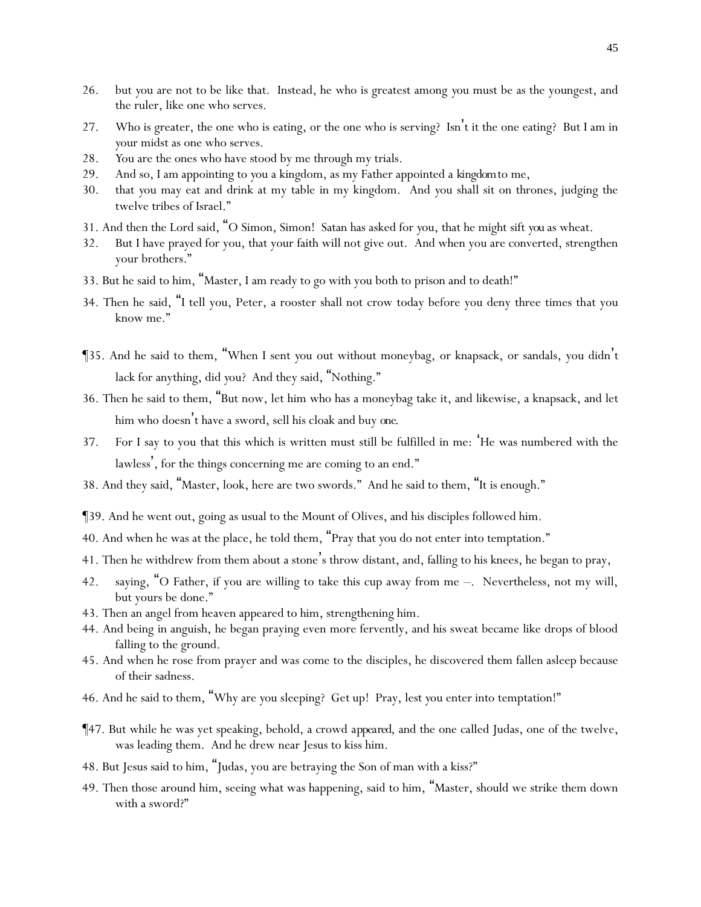26. but you are not to be like that. Instead, he who is greatest among you must be as the youngest, and the ruler, like one who serves.

27. Who is greater, the one who is eating, or the one who is serving? Isn't it the one eating? But I am in your midst as one who serves.

28. You are the ones who have stood by me through my trials.

29. And so, I am appointing to you a kingdom, as my Father appointed a *kingdom* to me,

30. that you may eat and drink at my table in my kingdom. And you shall sit on thrones, judging the twelve tribes of Israel."

31. And then the Lord said, "O Simon, Simon! Satan has asked for you, that he might sift *you* as wheat.

32. But I have prayed for you, that your faith will not give out. And when you are converted, strengthen your brothers."

33. But he said to him, "Master, I am ready to go with you both to prison and to death!"

34. Then he said, "I tell you, Peter, a rooster shall not crow today before you deny three times that you know me."

¶35. And he said to them, "When I sent you out without moneybag, or knapsack, or sandals, you didn't lack for anything, did you? And they said, "Nothing."

36. Then he said to them, "But now, let him who has a moneybag take it, and likewise, a knapsack, and let him who doesn't have a sword, sell his cloak and buy *one*.

37. For I say to you that this which is written must still be fulfilled in me: 'He was numbered with the lawless', for the things concerning me are coming to an end."

38. And they said, "Master, look, here are two swords." And he said to them, "It is enough."

¶39. And he went out, going as usual to the Mount of Olives, and his disciples followed him.

40. And when he was at the place, he told them, "Pray that you do not enter into temptation."

41. Then he withdrew from them about a stone's throw distant, and, falling to his knees, he began to pray,

42. saying, "O Father, if you are willing to take this cup away from me –. Nevertheless, not my will, but yours be done."

43. Then an angel from heaven appeared to him, strengthening him.

44. And being in anguish, he began praying even more fervently, and his sweat became like drops of blood falling to the ground.

45. And when he rose from prayer and was come to the disciples, he discovered them fallen asleep because of their sadness.

46. And he said to them, "Why are you sleeping? Get up! Pray, lest you enter into temptation!"

¶47. But while he was yet speaking, behold, a crowd *appeared*, and the one called Judas, one of the twelve, was leading them. And he drew near Jesus to kiss him.

48. But Jesus said to him, "Judas, you are betraying the Son of man with a kiss?"

49. Then those around him, seeing what was happening, said to him, "Master, should we strike them down with a sword?"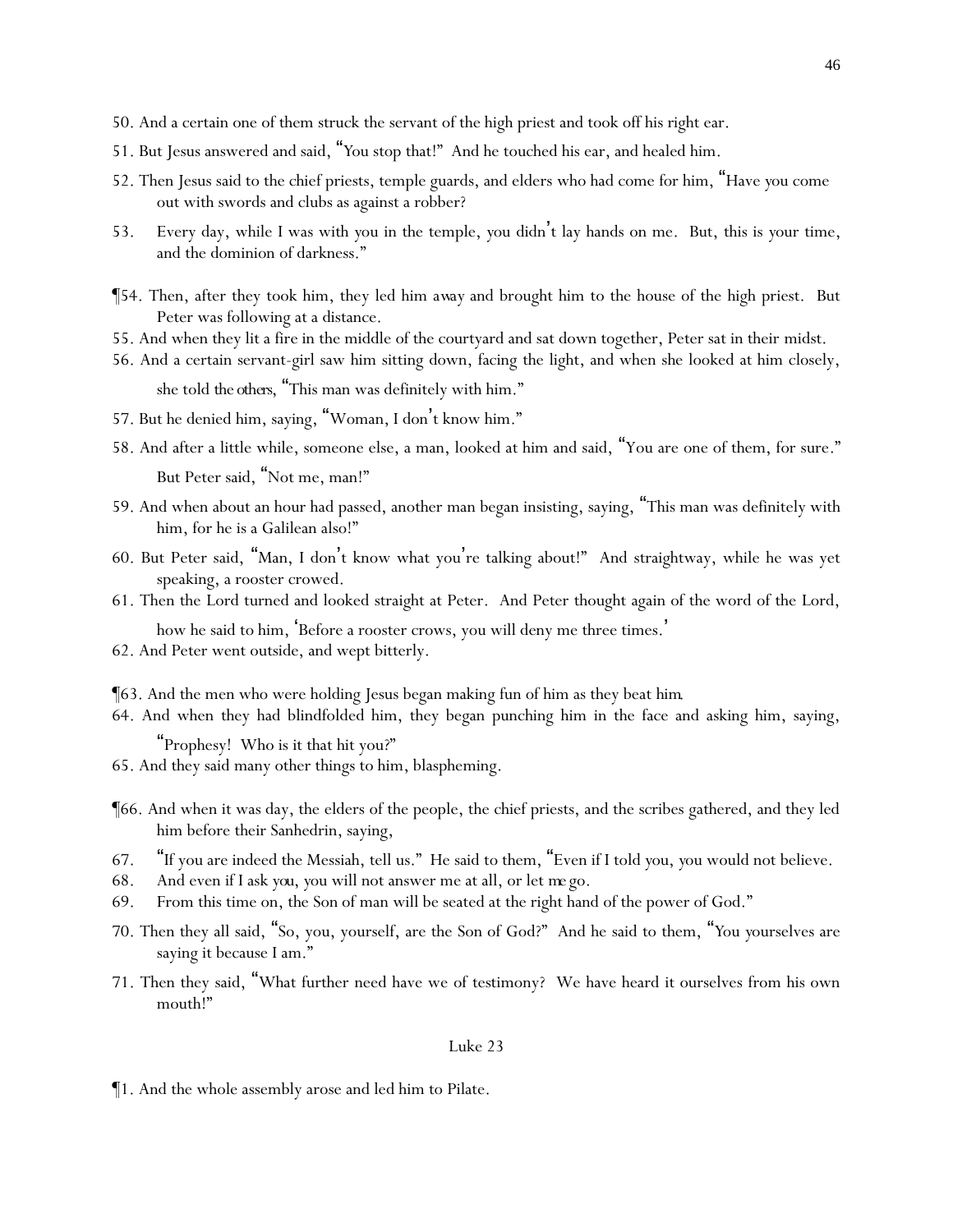50. And a certain one of them struck the servant of the high priest and took off his right ear.

51. But Jesus answered and said, "You stop that!" And he touched his ear, and healed him.

52. Then Jesus said to the chief priests, temple guards, and elders who had come for him, "Have you come out with swords and clubs as against a robber?

53. Every day, while I was with you in the temple, you didn't lay hands on me. But, this is your time, and the dominion of darkness."

¶54. Then, after they took him, they led him away and brought him to the house of the high priest. But Peter was following at a distance.

55. And when they lit a fire in the middle of the courtyard and sat down together, Peter sat in their midst.

56. And a certain servant-girl saw him sitting down, facing the light, and when she looked at him closely, she told *the others*, "This man was definitely with him."

57. But he denied him, saying, "Woman, I don't know him."

58. And after a little while, someone else, a man, looked at him and said, "You are one of them, for sure." But Peter said, "Not me, man!"

59. And when about an hour had passed, another man began insisting, saying, "This man was definitely with him, for he is a Galilean also!"

60. But Peter said, "Man, I don't know what you're talking about!" And straightway, while he was yet speaking, a rooster crowed.

61. Then the Lord turned and looked straight at Peter. And Peter thought again of the word of the Lord, how he said to him, 'Before a rooster crows, you will deny me three times.'

62. And Peter went outside, and wept bitterly.

¶63. And the men who were holding Jesus began making fun of him as they beat *him*.

64. And when they had blindfolded him, they began punching him in the face and asking him, saying, "Prophesy! Who is it that hit you?"

65. And they said many other things to him, blaspheming.

¶66. And when it was day, the elders of the people, the chief priests, and the scribes gathered, and they led him before their Sanhedrin, saying,

67. "If you are indeed the Messiah, tell us." He said to them, "Even if I told *y*ou, *y*ou would not believe.

68. And even if I ask *you*, *y*ou will not answer me at all, or let *me* go.

69. From this time on, the Son of man will be seated at the right hand of the power of God."

70. Then they all said, "So, you, yourself, are the Son of God?" And he said to them, "*Y*ou *y*ourselves are saying it because I am."

71. Then they said, "What further need have we of testimony? We have heard it ourselves from his own mouth!"

## Luke 23

¶1. And the whole assembly arose and led him to Pilate.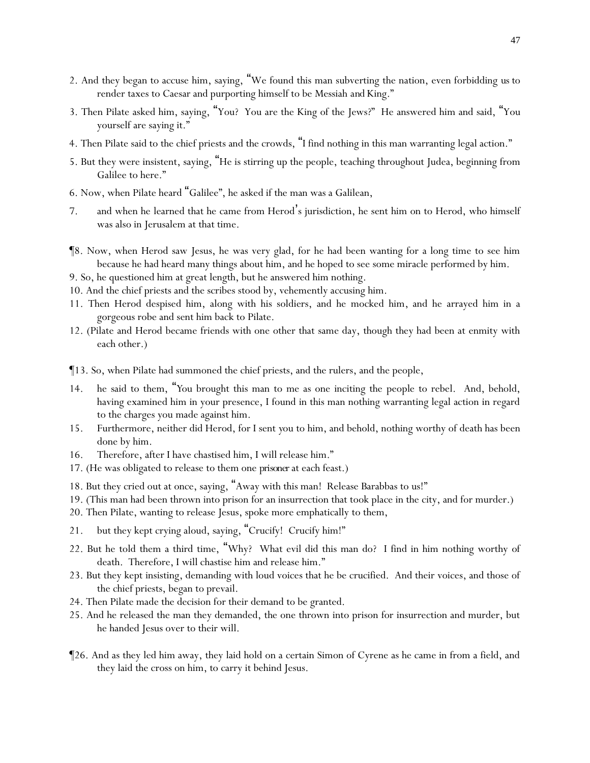2. And they began to accuse him, saying, "We found this man subverting the nation, even forbidding us to render taxes to Caesar and purporting himself to be Messiah and King."

3. Then Pilate asked him, saying, "You? You are the King of the Jews?" He answered him and said, "You yourself are saying it."

4. Then Pilate said to the chief priests and the crowds, "I find nothing in this man warranting legal action."

5. But they were insistent, saying, "He is stirring up the people, teaching throughout Judea, beginning from Galilee to here."

6. Now, when Pilate heard "Galilee", he asked if the man was a Galilean,

7. and when he learned that he came from Herod's jurisdiction, he sent him on to Herod, who himself was also in Jerusalem at that time.

¶8. Now, when Herod saw Jesus, he was very glad, for he had been wanting for a long time to see him because he had heard many things about him, and he hoped to see some miracle performed by him.

9. So, he questioned him at great length, but he answered him nothing.

10. And the chief priests and the scribes stood by, vehemently accusing him.

11. Then Herod despised him, along with his soldiers, and he mocked him, and he arrayed him in a gorgeous robe and sent him back to Pilate.

12. (Pilate and Herod became friends with one other that same day, though they had been at enmity with each other.)

¶13. So, when Pilate had summoned the chief priests, and the rulers, and the people,

14. he said to them, "You brought this man to me as one inciting the people to rebel. And, behold, having examined him in your presence, I found in this man nothing warranting legal action in regard to the charges you made against him.

15. Furthermore, neither did Herod, for I sent you to him, and behold, nothing worthy of death has been done by him.

16. Therefore, after I have chastised him, I will release him."

17. (He was obligated to release to them one *prisoner* at each feast.)

18. But they cried out at once, saying, "Away with this man! Release Barabbas to us!"

19. (This man had been thrown into prison for an insurrection that took place in the city, and for murder.)

20. Then Pilate, wanting to release Jesus, spoke more emphatically to them,

21. but they kept crying aloud, saying, "Crucify! Crucify him!"

22. But he told them a third time, "Why? What evil did this man do? I find in him nothing worthy of death. Therefore, I will chastise him and release him."

23. But they kept insisting, demanding with loud voices that he be crucified. And their voices, and those of the chief priests, began to prevail.

24. Then Pilate made the decision for their demand to be granted.

25. And he released the man they demanded, the one thrown into prison for insurrection and murder, but he handed Jesus over to their will.

¶26. And as they led him away, they laid hold on a certain Simon of Cyrene as he came in from a field, and they laid the cross on him, to carry it behind Jesus.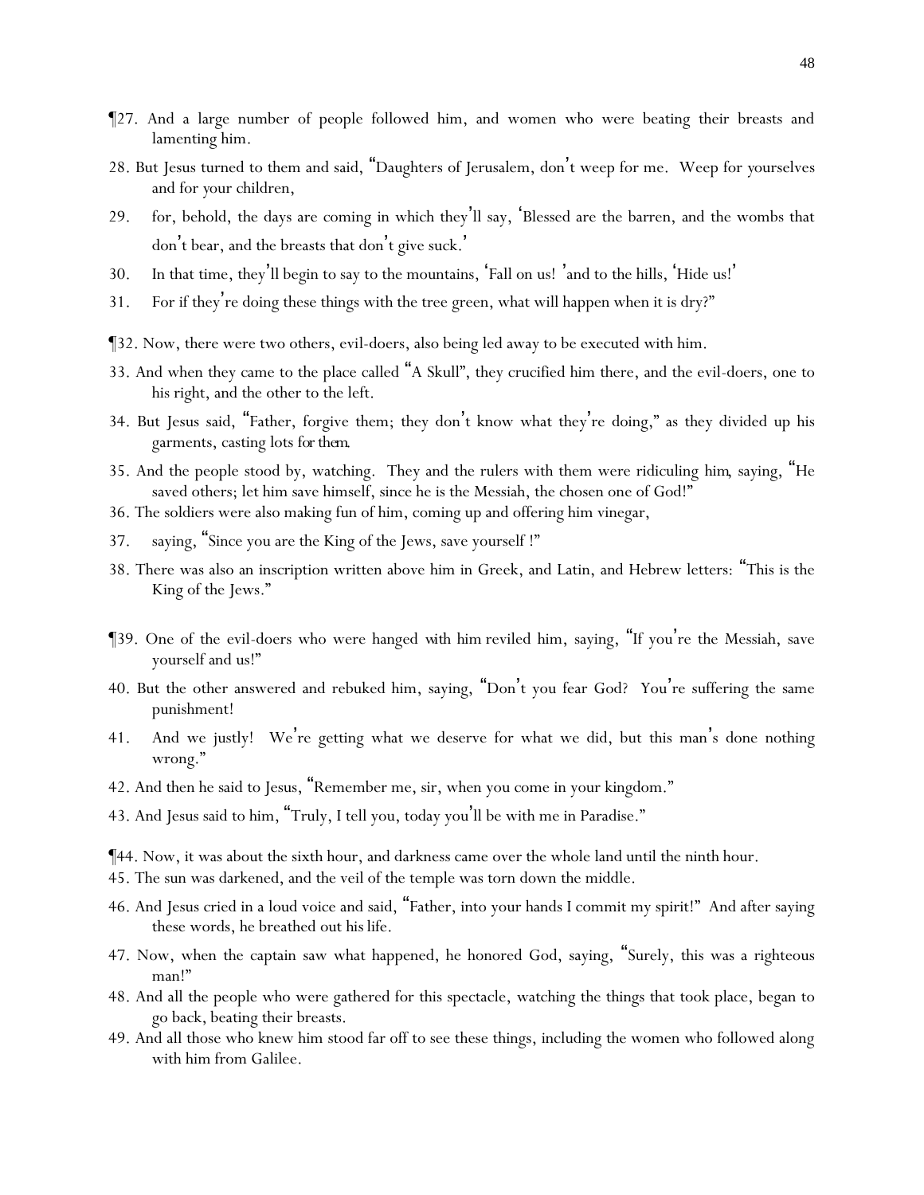¶27. And a large number of people followed him, and women who were beating their breasts and lamenting him.

28. But Jesus turned to them and said, "Daughters of Jerusalem, don't weep for me. Weep for yourselves and for your children,

29. for, behold, the days are coming in which they'll say, 'Blessed are the barren, and the wombs that don't bear, and the breasts that don't give suck.'

30. In that time, they'll begin to say to the mountains, 'Fall on us! 'and to the hills, 'Hide us!'

31. For if they're doing these things with the tree green, what will happen when it is dry?"

¶32. Now, there were two others, evil-doers, also being led away to be executed with him.

33. And when they came to the place called "A Skull", they crucified him there, and the evil-doers, one to his right, and the other to the left.

34. But Jesus said, "Father, forgive them; they don't know what they're doing," as they divided up his garments, casting lots *for them*.

35. And the people stood by, watching. They and the rulers with them were ridiculing him, saying, "He saved others; let him save himself, since he is the Messiah, the chosen one of God!"

36. The soldiers were also making fun of him, coming up and offering him vinegar,

37. saying, "Since you are the King of the Jews, save yourself !"

38. There was also an inscription written above him in Greek, and Latin, and Hebrew letters: "This is the King of the Jews."

¶39. One of the evil-doers who were hanged *with him* reviled him, saying, "If you're the Messiah, save yourself and us!"

40. But the other answered and rebuked him, saying, "Don't you fear God? You're suffering the same punishment!

41. And we justly! We're getting what we deserve for what we did, but this man's done nothing wrong."

42. And then he said to Jesus, "Remember me, sir, when you come in your kingdom."

43. And Jesus said to him, "Truly, I tell you, today you'll be with me in Paradise."

¶44. Now, it was about the sixth hour, and darkness came over the whole land until the ninth hour.

45. The sun was darkened, and the veil of the temple was torn down the middle.

46. And Jesus cried in a loud voice and said, "Father, into your hands I commit my spirit!" And after saying these words, he breathed out *his* life.

47. Now, when the captain saw what happened, he honored God, saying, "Surely, this was a righteous man!"

48. And all the people who were gathered for this spectacle, watching the things that took place, began to go back, beating their breasts.

49. And all those who knew him stood far off to see these things, including the women who followed along with him from Galilee.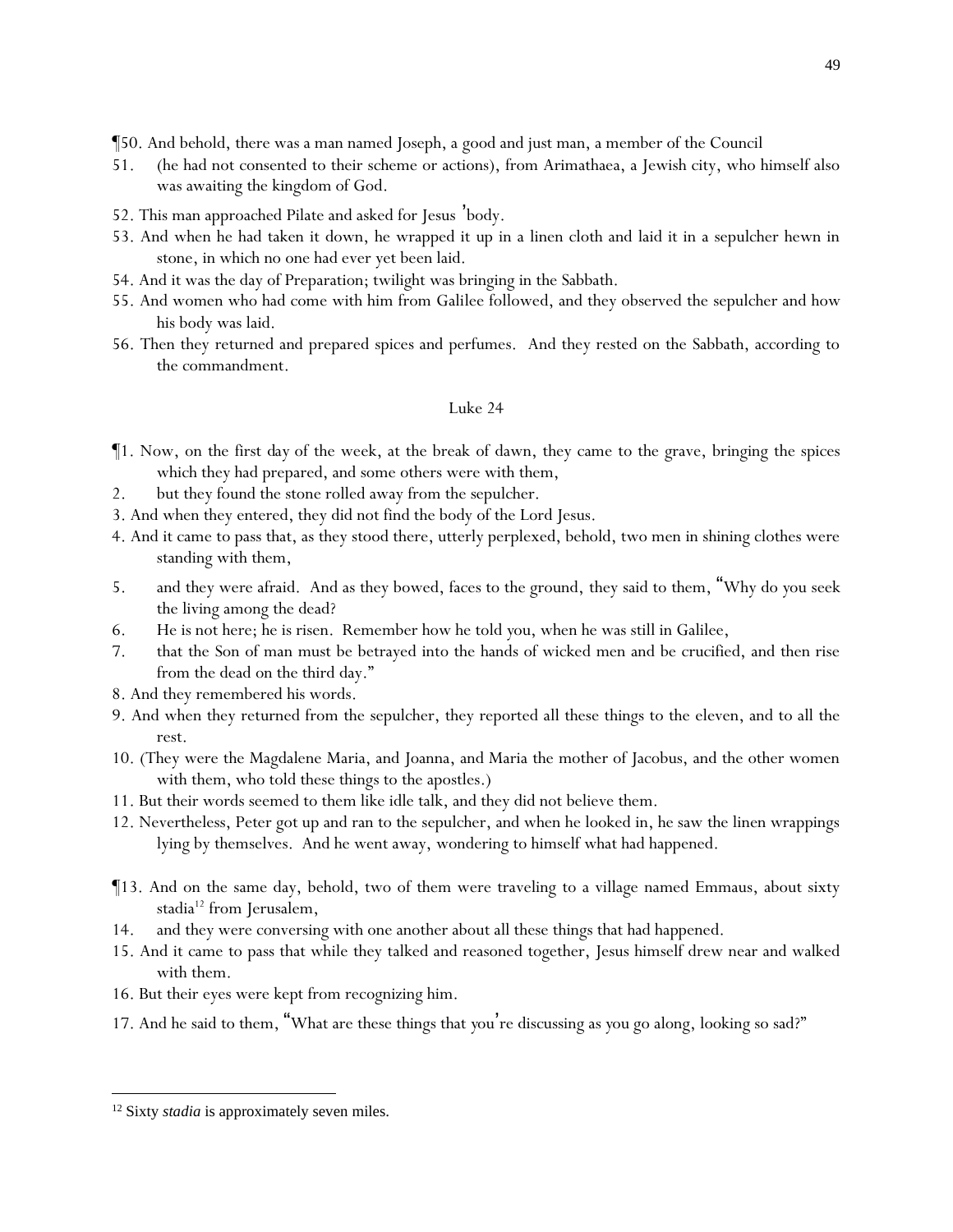¶50. And behold, there was a man named Joseph, a good and just man, a member of the Council

51. (he had not consented to their scheme or actions), from Arimathaea, a Jewish city, who himself also was awaiting the kingdom of God.

52. This man approached Pilate and asked for Jesus' body.

53. And when he had taken it down, he wrapped it up in a linen cloth and laid it in a sepulcher hewn in stone, in which no one had ever yet been laid.

54. And it was the day of Preparation; twilight was bringing in the Sabbath.

55. And women who had come with him from Galilee followed, and they observed the sepulcher and how his body was laid.

56. Then they returned and prepared spices and perfumes. And they rested on the Sabbath, according to the commandment.

## Luke 24

¶1. Now, on the first day of the week, at the break of dawn, they came to the grave, bringing the spices which they had prepared, and some others were with them,

2. but they found the stone rolled away from the sepulcher.

3. And when they entered, they did not find the body of the Lord Jesus.

4. And it came to pass that, as they stood there, utterly perplexed, behold, two men in shining clothes were standing with them,

5. and they were afraid. And as they bowed, faces to the ground, they said to them, "Why do you seek the living among the dead?

6. He is not here; he is risen. Remember how he told you, when he was still in Galilee,

7. that the Son of man must be betrayed into the hands of wicked men and be crucified, and then rise from the dead on the third day."

8. And they remembered his words.

9. And when they returned from the sepulcher, they reported all these things to the eleven, and to all the rest.

10. (They were the Magdalene Maria, and Joanna, and Maria the mother of Jacobus, and the other women with them, who told these things to the apostles.)

11. But their words seemed to them like idle talk, and they did not believe them.

12. Nevertheless, Peter got up and ran to the sepulcher, and when he looked in, he saw the linen wrappings lying by themselves. And he went away, wondering to himself what had happened.

¶13. And on the same day, behold, two of them were traveling to a village named Emmaus, about sixty stadia[12] from Jerusalem,

14. and they were conversing with one another about all these things that had happened.

15. And it came to pass that while they talked and reasoned together, Jesus himself drew near and walked with them.

16. But their eyes were kept from recognizing him.

17. And he said to them, "What are these things that you're discussing as you go along, looking so sad?"

---

[12] Sixty *stadia* is approximately seven miles.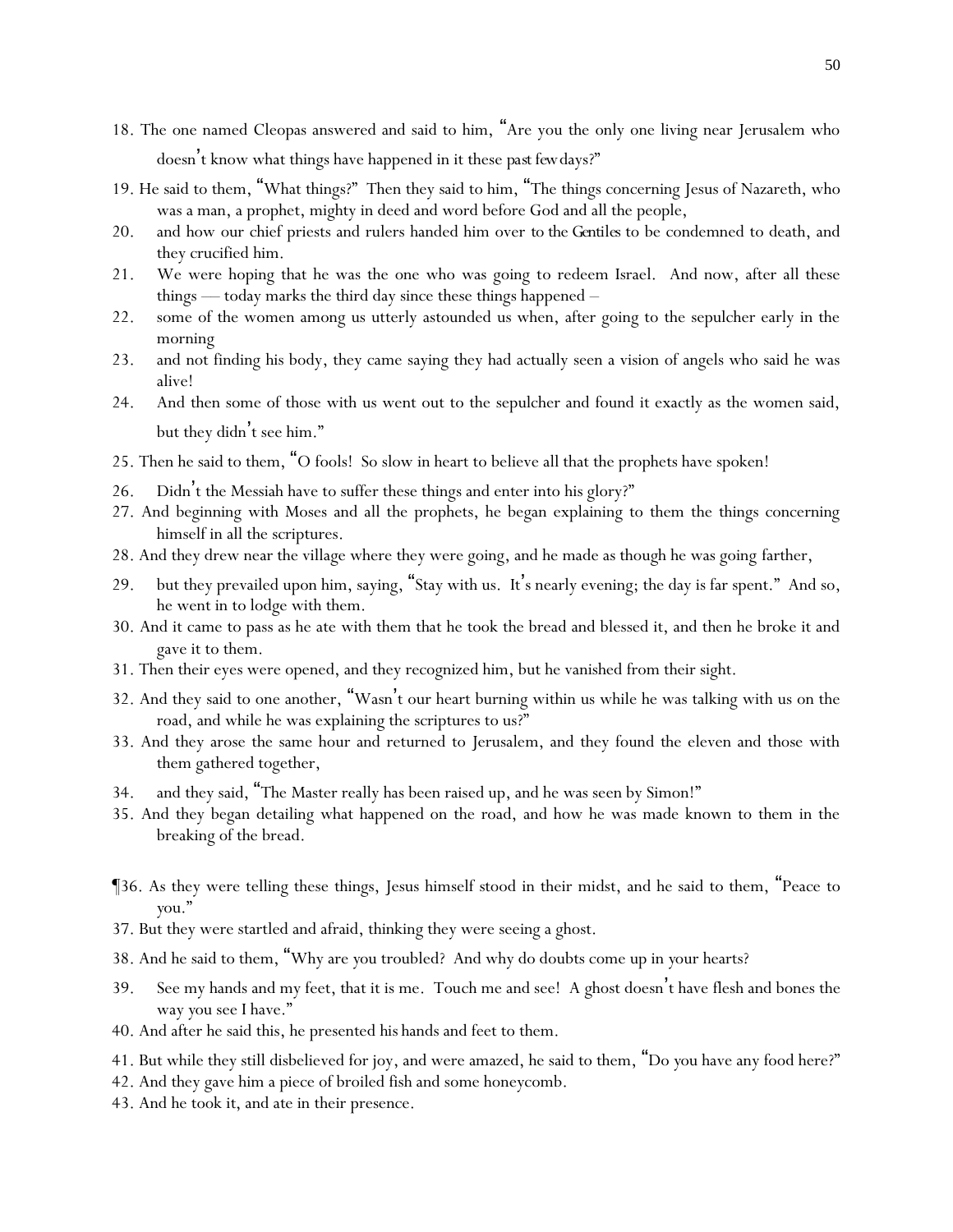18. The one named Cleopas answered and said to him, "Are you the only one living near Jerusalem who doesn't know what things have happened in it these *past few* days?"

19. He said to them, "What things?" Then they said to him, "The things concerning Jesus of Nazareth, who was a man, a prophet, mighty in deed and word before God and all the people,

20. and how our chief priests and rulers handed him over *to the Gentiles* to be condemned to death, and they crucified him.

21. We were hoping that he was the one who was going to redeem Israel. And now, after all these things — today marks the third day since these things happened –

22. some of the women among us utterly astounded us when, after going to the sepulcher early in the morning

23. and not finding his body, they came saying they had actually seen a vision of angels who said he was alive!

24. And then some of those with us went out to the sepulcher and found it exactly as the women said, but they didn't see him."

25. Then he said to them, "O fools! So slow in heart to believe all that the prophets have spoken!

26. Didn't the Messiah have to suffer these things and enter into his glory?"

27. And beginning with Moses and all the prophets, he began explaining to them the things concerning himself in all the scriptures.

28. And they drew near the village where they were going, and he made as though he was going farther,

29. but they prevailed upon him, saying, "Stay with us. It's nearly evening; the day is far spent." And so, he went in to lodge with them.

30. And it came to pass as he ate with them that he took the bread and blessed it, and then he broke it and gave it to them.

31. Then their eyes were opened, and they recognized him, but he vanished from their sight.

32. And they said to one another, "Wasn't our heart burning within us while he was talking with us on the road, and while he was explaining the scriptures to us?"

33. And they arose the same hour and returned to Jerusalem, and they found the eleven and those with them gathered together,

34. and they said, "The Master really has been raised up, and he was seen by Simon!"

35. And they began detailing what happened on the road, and how he was made known to them in the breaking of the bread.

¶36. As they were telling these things, Jesus himself stood in their midst, and he said to them, "Peace to you."

37. But they were startled and afraid, thinking they were seeing a ghost.

38. And he said to them, "Why are you troubled? And why do doubts come up in your hearts?

39. See my hands and my feet, that it is me. Touch me and see! A ghost doesn't have flesh and bones the way you see I have."

40. And after he said this, he presented his hands and feet to them.

41. But while they still disbelieved for joy, and were amazed, he said to them, "Do you have any food here?"

42. And they gave him a piece of broiled fish and some honeycomb.

43. And he took it, and ate in their presence.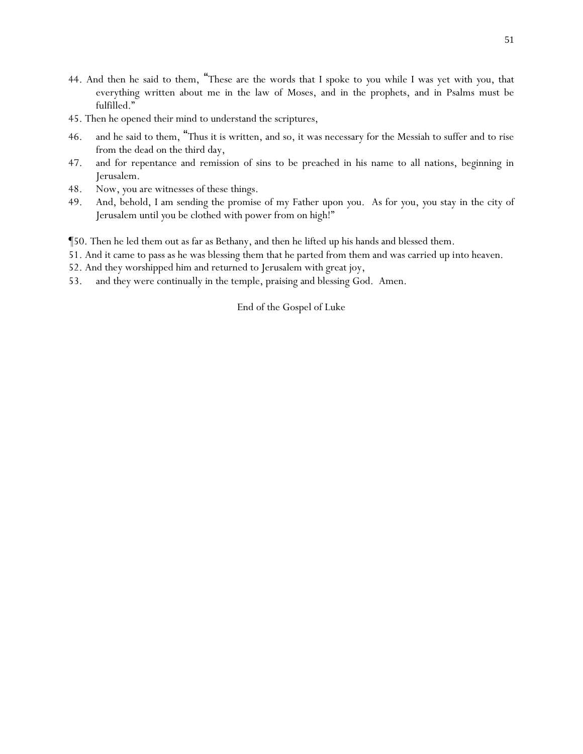44. And then he said to them, "These are the words that I spoke to you while I was yet with you, that everything written about me in the law of Moses, and in the prophets, and in Psalms must be fulfilled."
45. Then he opened their mind to understand the scriptures,
46. and he said to them, "Thus it is written, and so, it was necessary for the Messiah to suffer and to rise from the dead on the third day,
47. and for repentance and remission of sins to be preached in his name to all nations, beginning in Jerusalem.
48. Now, you are witnesses of these things.
49. And, behold, I am sending the promise of my Father upon you. As for you, you stay in the city of Jerusalem until you be clothed with power from on high!"

¶50. Then he led them out as far as Bethany, and then he lifted up his hands and blessed them.
51. And it came to pass as he was blessing them that he parted from them and was carried up into heaven.
52. And they worshipped him and returned to Jerusalem with great joy,
53. and they were continually in the temple, praising and blessing God. Amen.

End of the Gospel of Luke